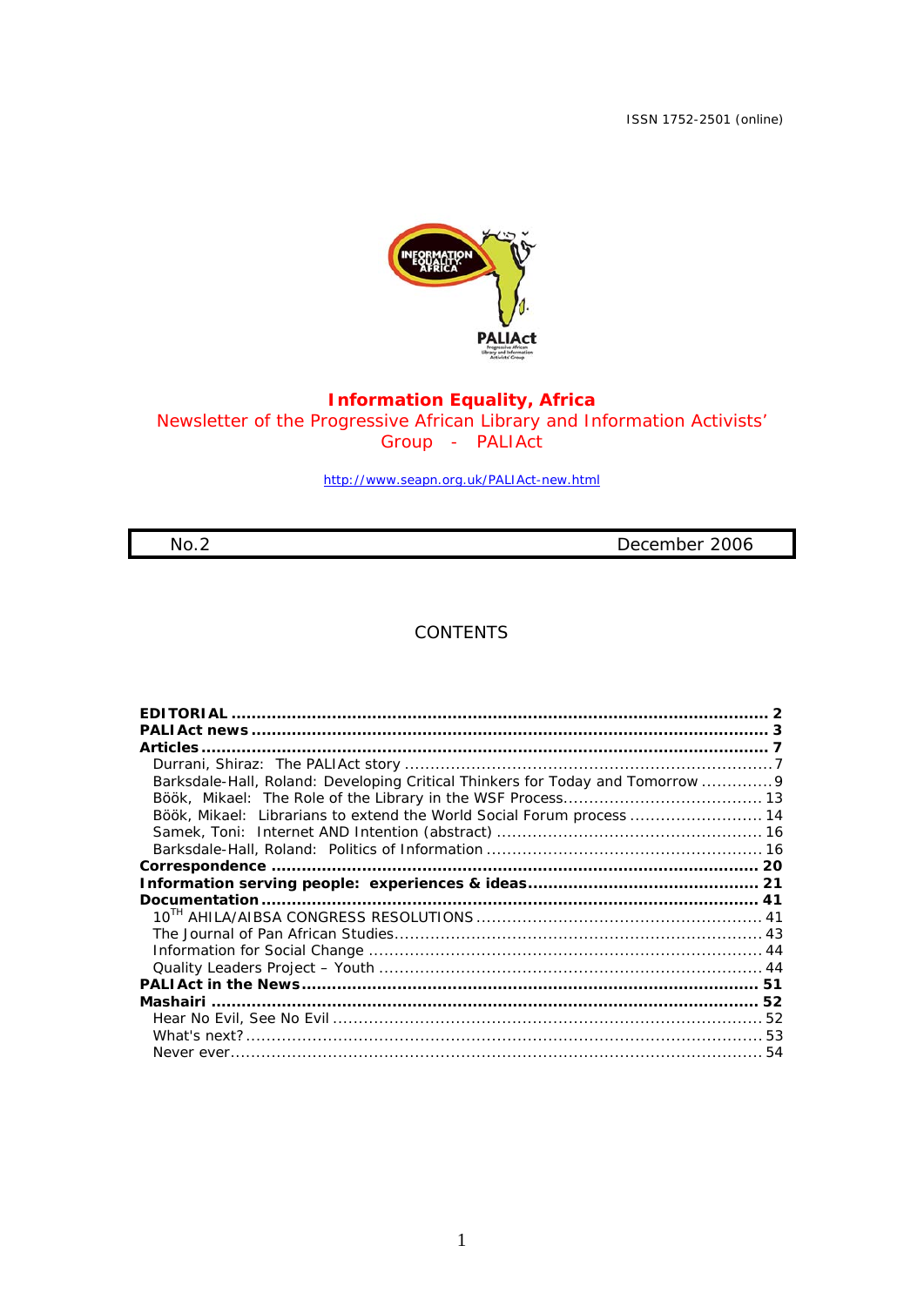ISSN 1752-2501 (online)

# Information Equality, Africa

## Newsletter of the Progressive African Library and Information Activists' Group - PALIAct

http://www.seapn.org.uk/PALIAct-new.html

| No.2 | December 2006 |
|---|---|

## CONTENTS

**EDITORIAL** ........ **2**
**PALIAct news** ........ **3**
**Articles** ........ **7**
Durrani, Shiraz: The PALIAct story ........ 7
Barksdale-Hall, Roland: Developing Critical Thinkers for Today and Tomorrow ........ 9
Böök, Mikael: The Role of the Library in the WSF Process ........ 13
Böök, Mikael: Librarians to extend the World Social Forum process ........ 14
Samek, Toni: Internet AND Intention (abstract) ........ 16
Barksdale-Hall, Roland: Politics of Information ........ 16
**Correspondence** ........ **20**
**Information serving people: experiences & ideas** ........ **21**
**Documentation** ........ **41**
10TH AHILA/AIBSA CONGRESS RESOLUTIONS ........ 41
The Journal of Pan African Studies ........ 43
Information for Social Change ........ 44
Quality Leaders Project – Youth ........ 44
**PALIAct in the News** ........ **51**
**Mashairi** ........ **52**
Hear No Evil, See No Evil ........ 52
What's next? ........ 53
Never ever ........ 54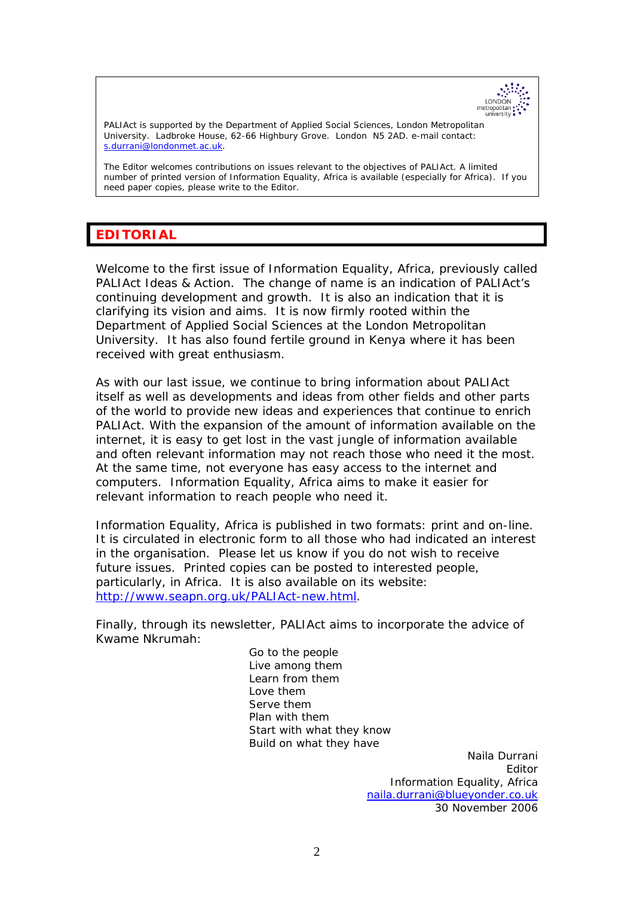PALIAct is supported by the Department of Applied Social Sciences, London Metropolitan University. Ladbroke House, 62-66 Highbury Grove. London N5 2AD. e-mail contact: s.durrani@londonmet.ac.uk.

The Editor welcomes contributions on issues relevant to the objectives of PALIAct. A limited number of printed version of Information Equality, Africa is available (especially for Africa). If you need paper copies, please write to the Editor.

## EDITORIAL

Welcome to the first issue of Information Equality, Africa, previously called PALIAct Ideas & Action. The change of name is an indication of PALIAct's continuing development and growth. It is also an indication that it is clarifying its vision and aims. It is now firmly rooted within the Department of Applied Social Sciences at the London Metropolitan University. It has also found fertile ground in Kenya where it has been received with great enthusiasm.

As with our last issue, we continue to bring information about PALIAct itself as well as developments and ideas from other fields and other parts of the world to provide new ideas and experiences that continue to enrich PALIAct. With the expansion of the amount of information available on the internet, it is easy to get lost in the vast jungle of information available and often relevant information may not reach those who need it the most. At the same time, not everyone has easy access to the internet and computers. Information Equality, Africa aims to make it easier for relevant information to reach people who need it.

Information Equality, Africa is published in two formats: print and on-line. It is circulated in electronic form to all those who had indicated an interest in the organisation. Please let us know if you do not wish to receive future issues. Printed copies can be posted to interested people, particularly, in Africa. It is also available on its website: http://www.seapn.org.uk/PALIAct-new.html.

Finally, through its newsletter, PALIAct aims to incorporate the advice of Kwame Nkrumah:

Go to the people
Live among them
Learn from them
Love them
Serve them
Plan with them
Start with what they know
Build on what they have

Naila Durrani
Editor
Information Equality, Africa
naila.durrani@blueyonder.co.uk
30 November 2006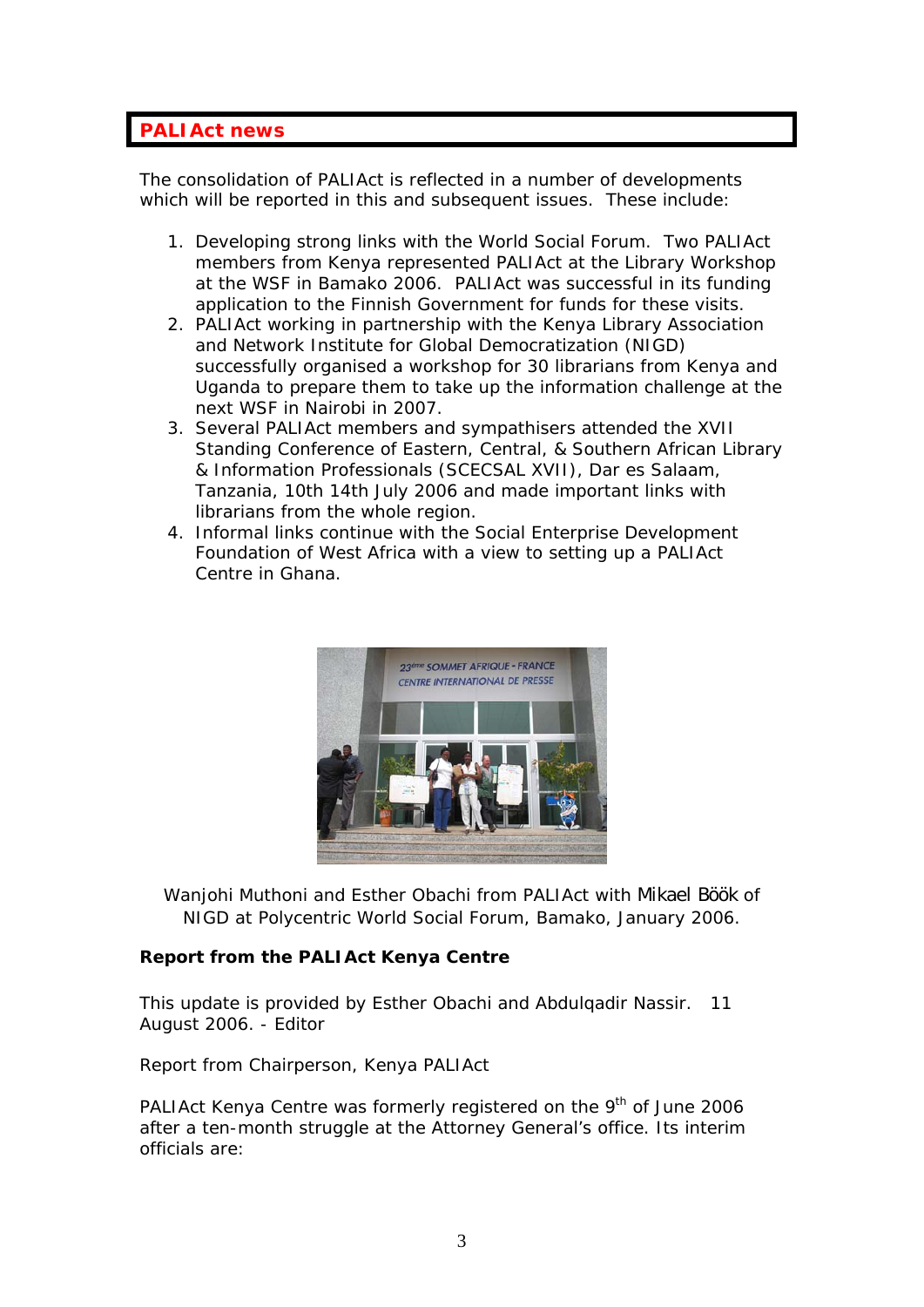## PALIAct news

The consolidation of PALIAct is reflected in a number of developments which will be reported in this and subsequent issues. These include:

1. Developing strong links with the World Social Forum. Two PALIAct members from Kenya represented PALIAct at the Library Workshop at the WSF in Bamako 2006. PALIAct was successful in its funding application to the Finnish Government for funds for these visits.
2. PALIAct working in partnership with the Kenya Library Association and Network Institute for Global Democratization (NIGD) successfully organised a workshop for 30 librarians from Kenya and Uganda to prepare them to take up the information challenge at the next WSF in Nairobi in 2007.
3. Several PALIAct members and sympathisers attended the XVII Standing Conference of Eastern, Central, & Southern African Library & Information Professionals (SCECSAL XVII), Dar es Salaam, Tanzania, 10th 14th July 2006 and made important links with librarians from the whole region.
4. Informal links continue with the Social Enterprise Development Foundation of West Africa with a view to setting up a PALIAct Centre in Ghana.

Wanjohi Muthoni and Esther Obachi from PALIAct with Mikael Böök of NIGD at Polycentric World Social Forum, Bamako, January 2006.

**Report from the PALIAct Kenya Centre**

This update is provided by Esther Obachi and Abdulqadir Nassir. 11 August 2006. - Editor

Report from Chairperson, Kenya PALIAct

PALIAct Kenya Centre was formerly registered on the 9th of June 2006 after a ten-month struggle at the Attorney General's office. Its interim officials are: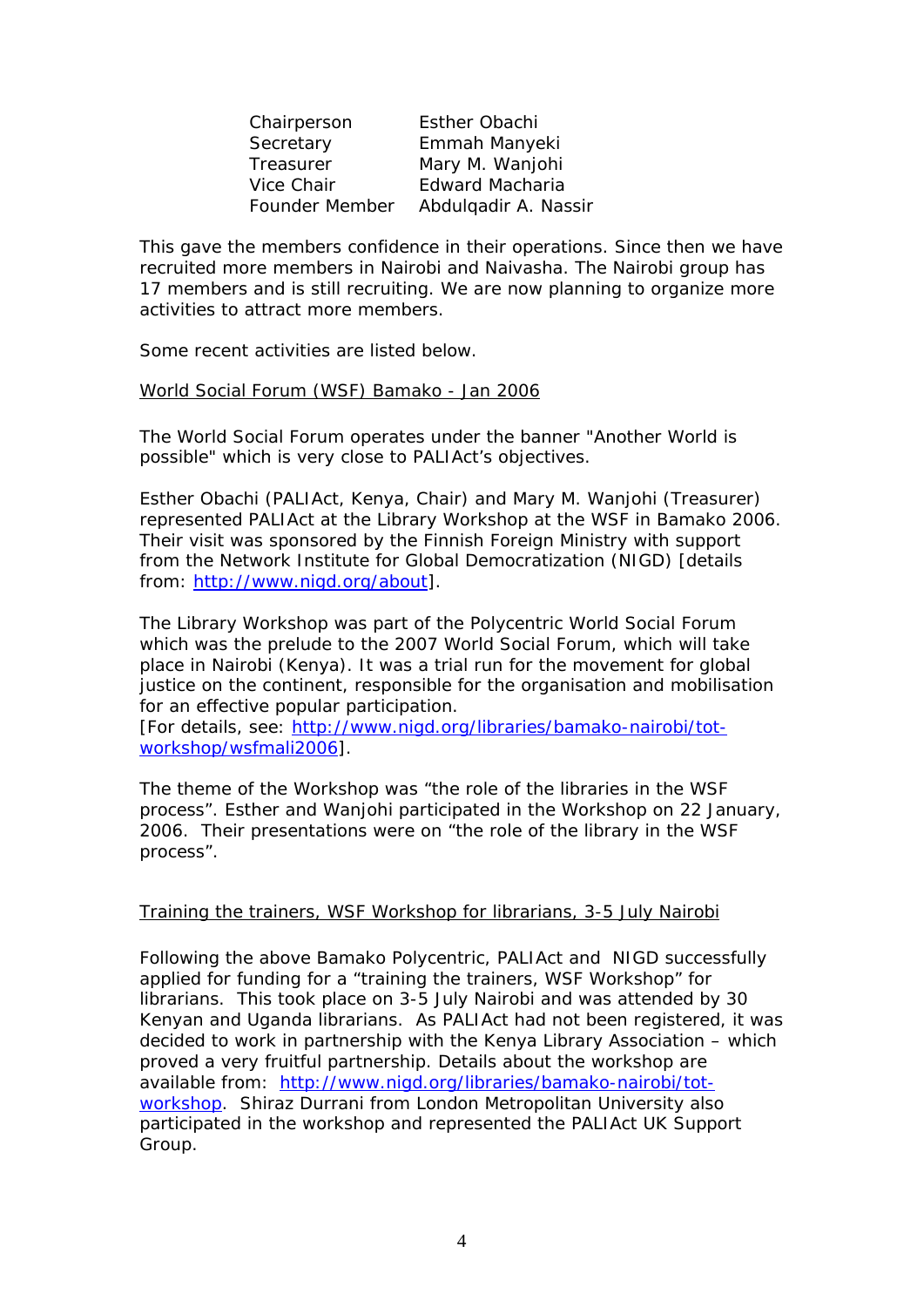| | |
|---|---|
| Chairperson | Esther Obachi |
| Secretary | Emmah Manyeki |
| Treasurer | Mary M. Wanjohi |
| Vice Chair | Edward Macharia |
| Founder Member | Abdulqadir A. Nassir |

This gave the members confidence in their operations. Since then we have recruited more members in Nairobi and Naivasha. The Nairobi group has 17 members and is still recruiting. We are now planning to organize more activities to attract more members.

Some recent activities are listed below.

World Social Forum (WSF) Bamako - Jan 2006

The World Social Forum operates under the banner "Another World is possible" which is very close to PALIAct's objectives.

Esther Obachi (PALIAct, Kenya, Chair) and Mary M. Wanjohi (Treasurer) represented PALIAct at the Library Workshop at the WSF in Bamako 2006. Their visit was sponsored by the Finnish Foreign Ministry with support from the Network Institute for Global Democratization (NIGD) [details from: http://www.nigd.org/about].

The Library Workshop was part of the Polycentric World Social Forum which was the prelude to the 2007 World Social Forum, which will take place in Nairobi (Kenya). It was a trial run for the movement for global justice on the continent, responsible for the organisation and mobilisation for an effective popular participation.
[For details, see: http://www.nigd.org/libraries/bamako-nairobi/tot-workshop/wsfmali2006].

The theme of the Workshop was "the role of the libraries in the WSF process". Esther and Wanjohi participated in the Workshop on 22 January, 2006. Their presentations were on "the role of the library in the WSF process".

Training the trainers, WSF Workshop for librarians, 3-5 July Nairobi

Following the above Bamako Polycentric, PALIAct and NIGD successfully applied for funding for a "training the trainers, WSF Workshop" for librarians. This took place on 3-5 July Nairobi and was attended by 30 Kenyan and Uganda librarians. As PALIAct had not been registered, it was decided to work in partnership with the Kenya Library Association – which proved a very fruitful partnership. Details about the workshop are available from: http://www.nigd.org/libraries/bamako-nairobi/tot-workshop. Shiraz Durrani from London Metropolitan University also participated in the workshop and represented the PALIAct UK Support Group.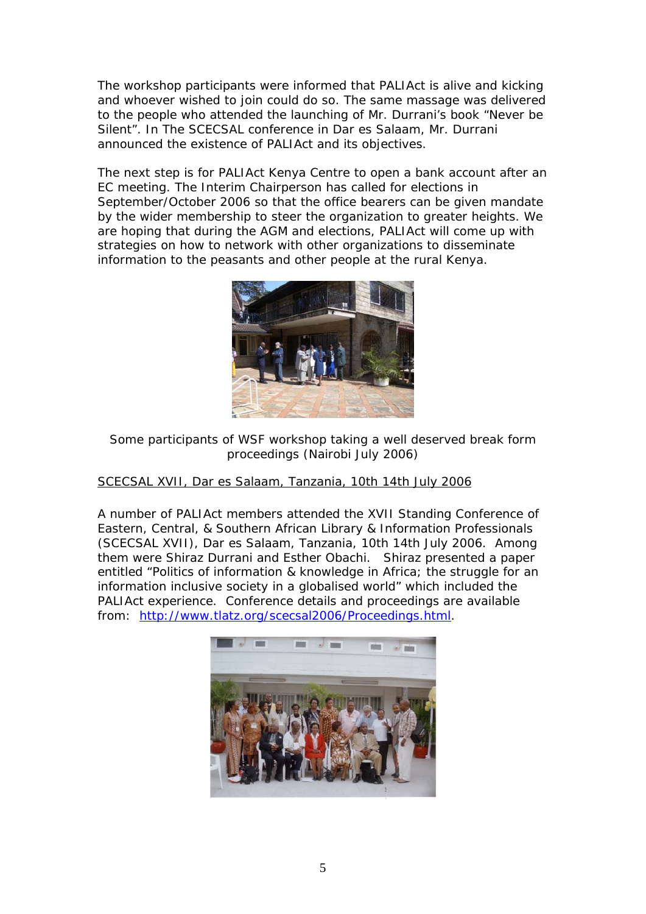The workshop participants were informed that PALIAct is alive and kicking and whoever wished to join could do so. The same massage was delivered to the people who attended the launching of Mr. Durrani's book "Never be Silent". In The SCECSAL conference in Dar es Salaam, Mr. Durrani announced the existence of PALIAct and its objectives.

The next step is for PALIAct Kenya Centre to open a bank account after an EC meeting. The Interim Chairperson has called for elections in September/October 2006 so that the office bearers can be given mandate by the wider membership to steer the organization to greater heights. We are hoping that during the AGM and elections, PALIAct will come up with strategies on how to network with other organizations to disseminate information to the peasants and other people at the rural Kenya.

Some participants of WSF workshop taking a well deserved break form proceedings (Nairobi July 2006)

SCECSAL XVII, Dar es Salaam, Tanzania, 10th 14th July 2006

A number of PALIAct members attended the XVII Standing Conference of Eastern, Central, & Southern African Library & Information Professionals (SCECSAL XVII), Dar es Salaam, Tanzania, 10th 14th July 2006. Among them were Shiraz Durrani and Esther Obachi. Shiraz presented a paper entitled "Politics of information & knowledge in Africa; the struggle for an information inclusive society in a globalised world" which included the PALIAct experience. Conference details and proceedings are available from: http://www.tlatz.org/scecsal2006/Proceedings.html.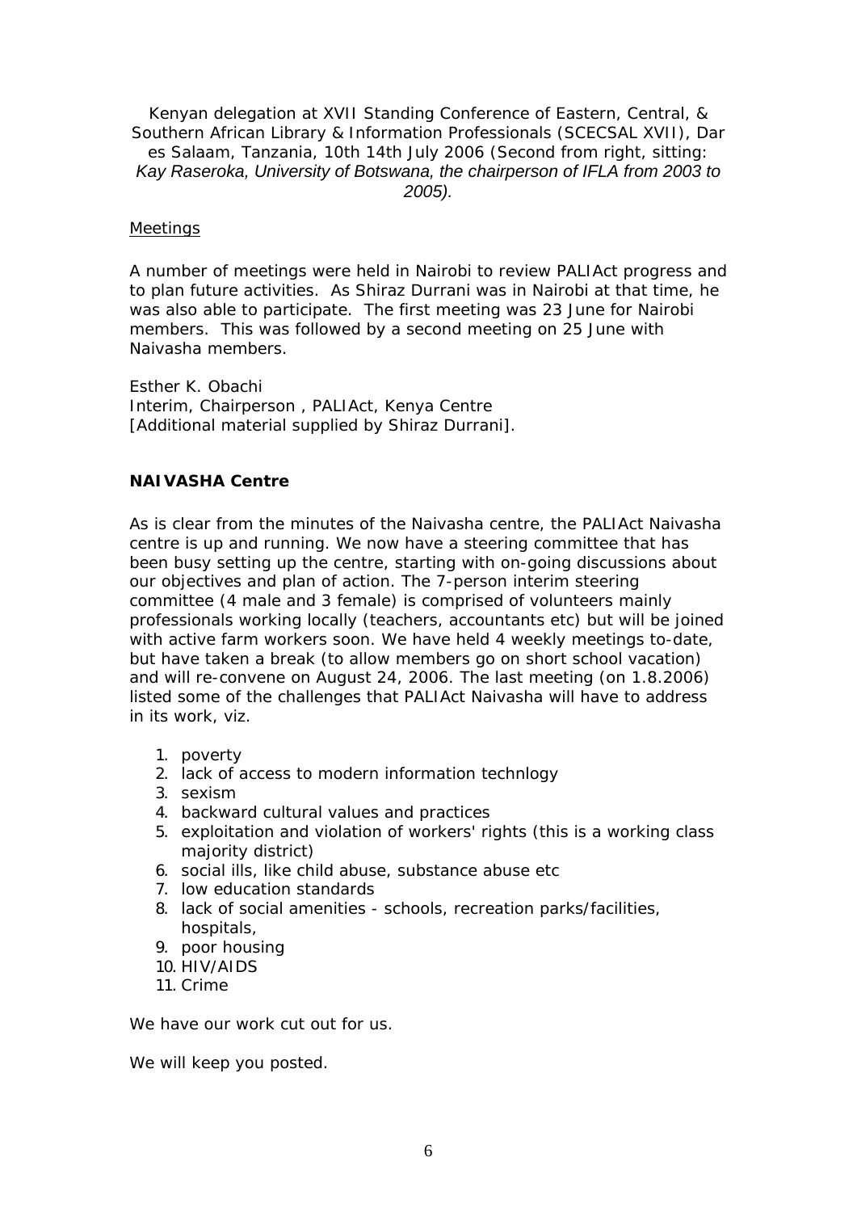Kenyan delegation at XVII Standing Conference of Eastern, Central, & Southern African Library & Information Professionals (SCECSAL XVII), Dar es Salaam, Tanzania, 10th 14th July 2006 (Second from right, sitting: *Kay Raseroka, University of Botswana, the chairperson of IFLA from 2003 to 2005).*

Meetings

A number of meetings were held in Nairobi to review PALIAct progress and to plan future activities. As Shiraz Durrani was in Nairobi at that time, he was also able to participate. The first meeting was 23 June for Nairobi members. This was followed by a second meeting on 25 June with Naivasha members.

Esther K. Obachi
Interim, Chairperson , PALIAct, Kenya Centre
[Additional material supplied by Shiraz Durrani].

## NAIVASHA Centre

As is clear from the minutes of the Naivasha centre, the PALIAct Naivasha centre is up and running. We now have a steering committee that has been busy setting up the centre, starting with on-going discussions about our objectives and plan of action. The 7-person interim steering committee (4 male and 3 female) is comprised of volunteers mainly professionals working locally (teachers, accountants etc) but will be joined with active farm workers soon. We have held 4 weekly meetings to-date, but have taken a break (to allow members go on short school vacation) and will re-convene on August 24, 2006. The last meeting (on 1.8.2006) listed some of the challenges that PALIAct Naivasha will have to address in its work, viz.

1. poverty
2. lack of access to modern information technlogy
3. sexism
4. backward cultural values and practices
5. exploitation and violation of workers' rights (this is a working class majority district)
6. social ills, like child abuse, substance abuse etc
7. low education standards
8. lack of social amenities - schools, recreation parks/facilities, hospitals,
9. poor housing
10. HIV/AIDS
11. Crime

We have our work cut out for us.

We will keep you posted.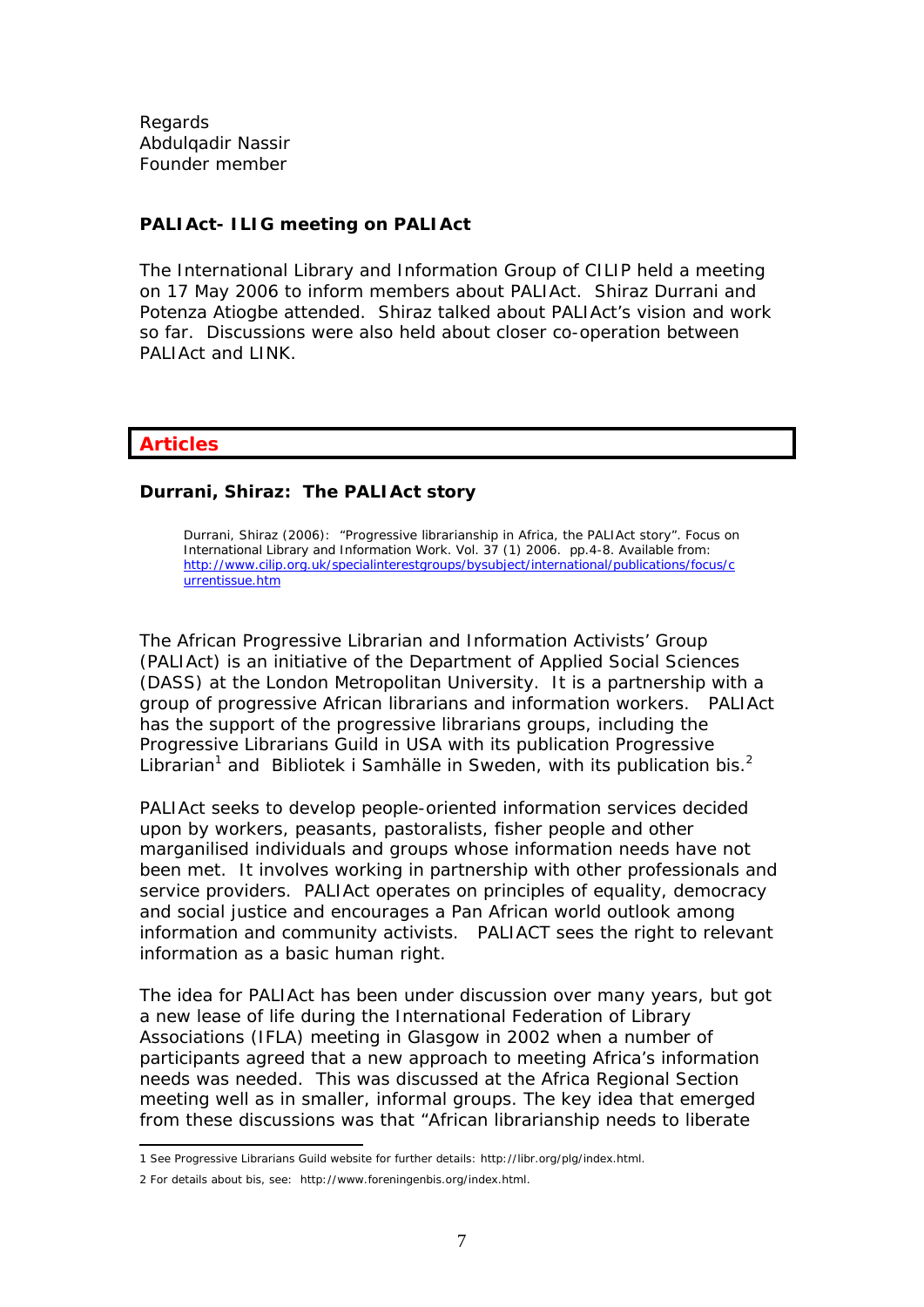Regards
Abdulqadir Nassir
Founder member

**PALIAct- ILIG meeting on PALIAct**

The International Library and Information Group of CILIP held a meeting on 17 May 2006 to inform members about PALIAct. Shiraz Durrani and Potenza Atiogbe attended. Shiraz talked about PALIAct's vision and work so far. Discussions were also held about closer co-operation between PALIAct and LINK.

## Articles

### Durrani, Shiraz: The PALIAct story

Durrani, Shiraz (2006): "Progressive librarianship in Africa, the PALIAct story". Focus on International Library and Information Work. Vol. 37 (1) 2006. pp.4-8. Available from: [http://www.cilip.org.uk/specialinterestgroups/bysubject/international/publications/focus/currentissue.htm](http://www.cilip.org.uk/specialinterestgroups/bysubject/international/publications/focus/currentissue.htm)

The African Progressive Librarian and Information Activists' Group (PALIAct) is an initiative of the Department of Applied Social Sciences (DASS) at the London Metropolitan University. It is a partnership with a group of progressive African librarians and information workers. PALIAct has the support of the progressive librarians groups, including the Progressive Librarians Guild in USA with its publication Progressive Librarian[1] and Bibliotek i Samhälle in Sweden, with its publication bis.[2]

PALIAct seeks to develop people-oriented information services decided upon by workers, peasants, pastoralists, fisher people and other marganilised individuals and groups whose information needs have not been met. It involves working in partnership with other professionals and service providers. PALIAct operates on principles of equality, democracy and social justice and encourages a Pan African world outlook among information and community activists. PALIACT sees the right to relevant information as a basic human right.

The idea for PALIAct has been under discussion over many years, but got a new lease of life during the International Federation of Library Associations (IFLA) meeting in Glasgow in 2002 when a number of participants agreed that a new approach to meeting Africa's information needs was needed. This was discussed at the Africa Regional Section meeting well as in smaller, informal groups. The key idea that emerged from these discussions was that "African librarianship needs to liberate

1 See Progressive Librarians Guild website for further details: http://libr.org/plg/index.html.

2 For details about bis, see: http://www.foreningenbis.org/index.html.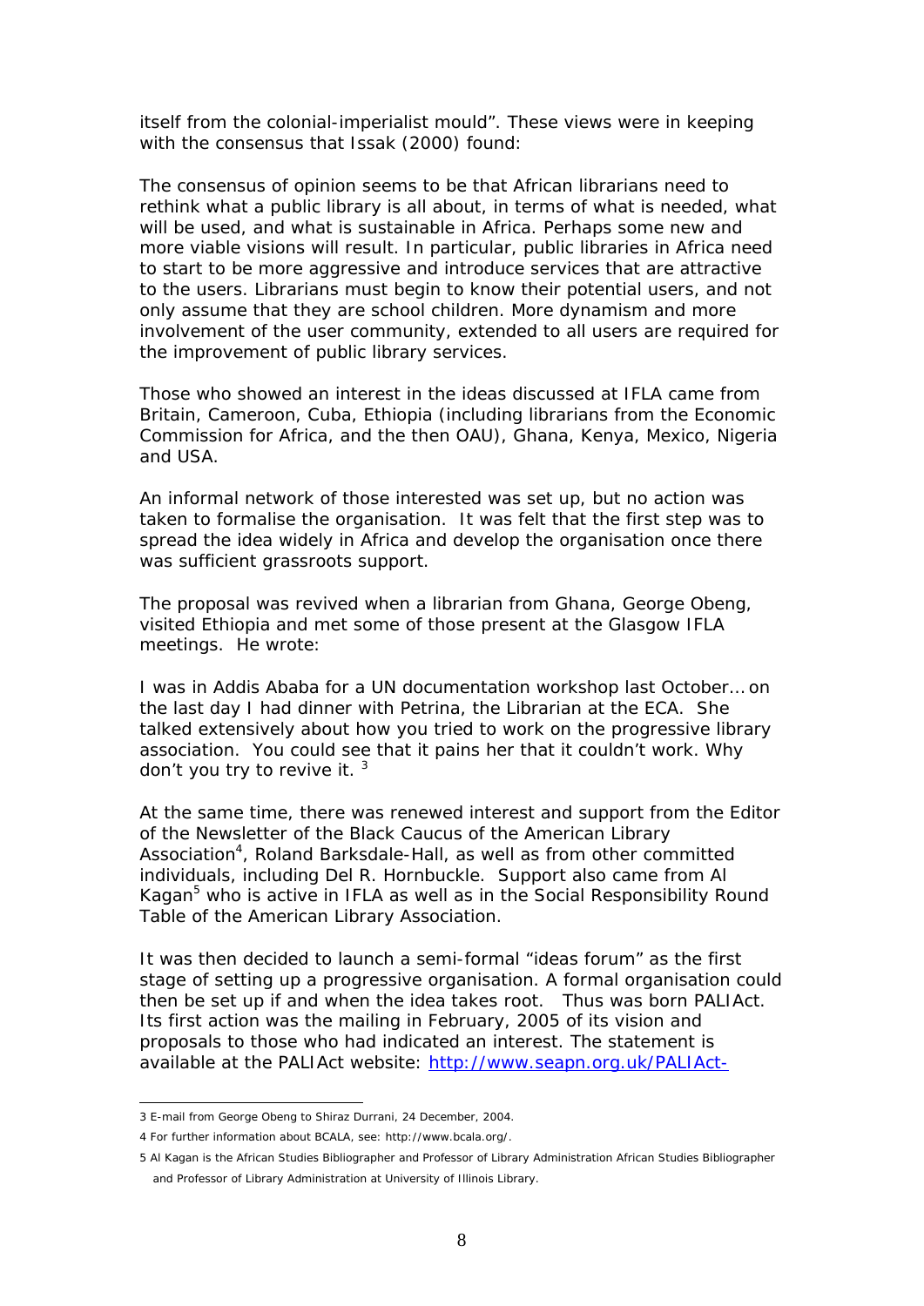itself from the colonial-imperialist mould". These views were in keeping with the consensus that Issak (2000) found:

The consensus of opinion seems to be that African librarians need to rethink what a public library is all about, in terms of what is needed, what will be used, and what is sustainable in Africa. Perhaps some new and more viable visions will result. In particular, public libraries in Africa need to start to be more aggressive and introduce services that are attractive to the users. Librarians must begin to know their potential users, and not only assume that they are school children. More dynamism and more involvement of the user community, extended to all users are required for the improvement of public library services.

Those who showed an interest in the ideas discussed at IFLA came from Britain, Cameroon, Cuba, Ethiopia (including librarians from the Economic Commission for Africa, and the then OAU), Ghana, Kenya, Mexico, Nigeria and USA.

An informal network of those interested was set up, but no action was taken to formalise the organisation. It was felt that the first step was to spread the idea widely in Africa and develop the organisation once there was sufficient grassroots support.

The proposal was revived when a librarian from Ghana, George Obeng, visited Ethiopia and met some of those present at the Glasgow IFLA meetings. He wrote:

I was in Addis Ababa for a UN documentation workshop last October... on the last day I had dinner with Petrina, the Librarian at the ECA. She talked extensively about how you tried to work on the progressive library association. You could see that it pains her that it couldn't work. Why don't you try to revive it. [3]

At the same time, there was renewed interest and support from the Editor of the Newsletter of the Black Caucus of the American Library Association[4], Roland Barksdale-Hall, as well as from other committed individuals, including Del R. Hornbuckle. Support also came from Al Kagan[5] who is active in IFLA as well as in the Social Responsibility Round Table of the American Library Association.

It was then decided to launch a semi-formal "ideas forum" as the first stage of setting up a progressive organisation. A formal organisation could then be set up if and when the idea takes root. Thus was born PALIAct. Its first action was the mailing in February, 2005 of its vision and proposals to those who had indicated an interest. The statement is available at the PALIAct website: http://www.seapn.org.uk/PALIAct-

---

3 E-mail from George Obeng to Shiraz Durrani, 24 December, 2004.

4 For further information about BCALA, see: http://www.bcala.org/.

5 Al Kagan is the African Studies Bibliographer and Professor of Library Administration African Studies Bibliographer and Professor of Library Administration at University of Illinois Library.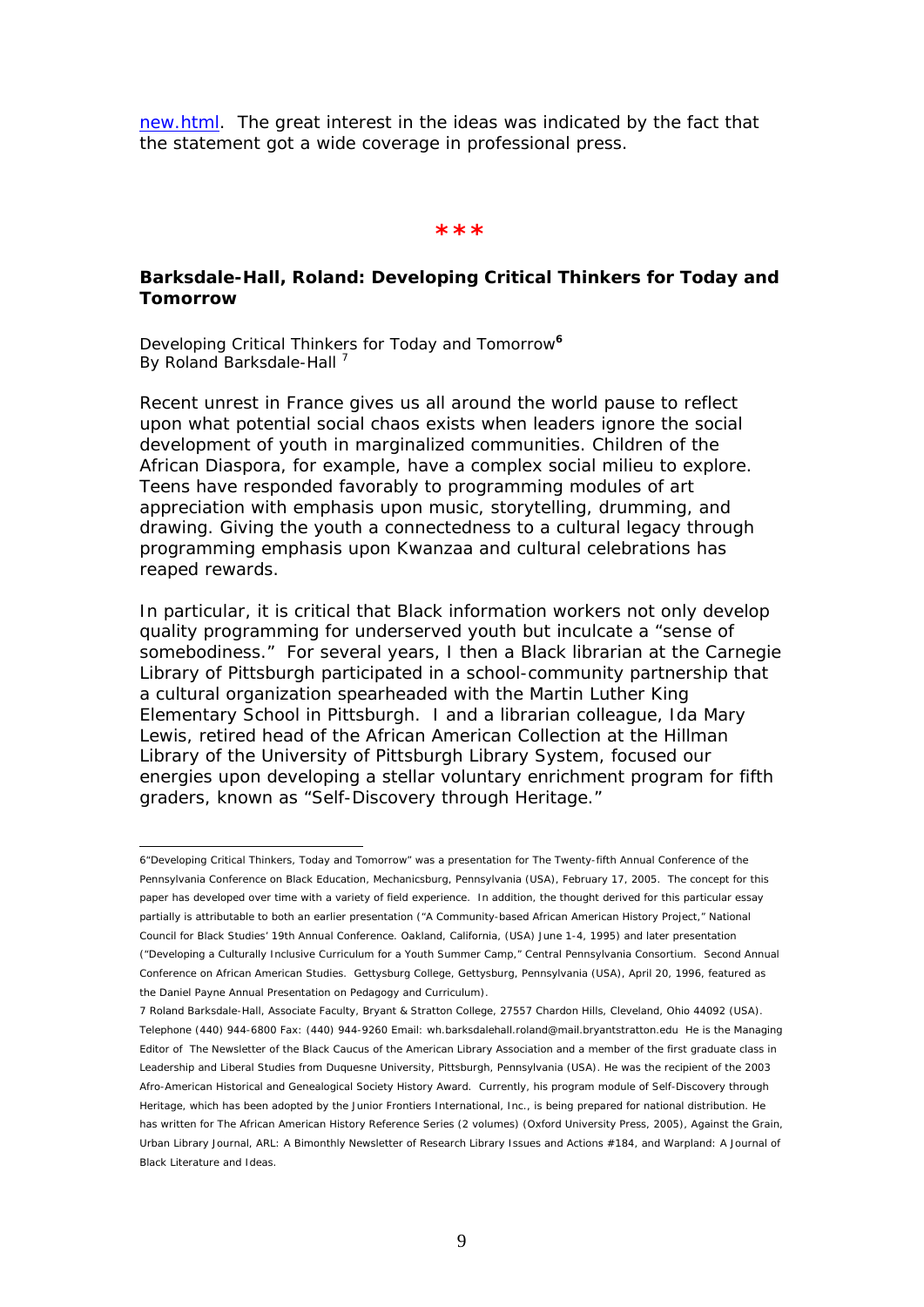new.html. The great interest in the ideas was indicated by the fact that the statement got a wide coverage in professional press.

***

### Barksdale-Hall, Roland: Developing Critical Thinkers for Today and Tomorrow

Developing Critical Thinkers for Today and Tomorrow[6]
By Roland Barksdale-Hall [7]

Recent unrest in France gives us all around the world pause to reflect upon what potential social chaos exists when leaders ignore the social development of youth in marginalized communities. Children of the African Diaspora, for example, have a complex social milieu to explore. Teens have responded favorably to programming modules of art appreciation with emphasis upon music, storytelling, drumming, and drawing. Giving the youth a connectedness to a cultural legacy through programming emphasis upon Kwanzaa and cultural celebrations has reaped rewards.

In particular, it is critical that Black information workers not only develop quality programming for underserved youth but inculcate a "sense of somebodiness." For several years, I then a Black librarian at the Carnegie Library of Pittsburgh participated in a school-community partnership that a cultural organization spearheaded with the Martin Luther King Elementary School in Pittsburgh. I and a librarian colleague, Ida Mary Lewis, retired head of the African American Collection at the Hillman Library of the University of Pittsburgh Library System, focused our energies upon developing a stellar voluntary enrichment program for fifth graders, known as "Self-Discovery through Heritage."

---

6"Developing Critical Thinkers, Today and Tomorrow" was a presentation for The Twenty-fifth Annual Conference of the Pennsylvania Conference on Black Education, Mechanicsburg, Pennsylvania (USA), February 17, 2005. The concept for this paper has developed over time with a variety of field experience. In addition, the thought derived for this particular essay partially is attributable to both an earlier presentation ("A Community-based African American History Project," National Council for Black Studies' 19th Annual Conference. Oakland, California, (USA) June 1-4, 1995) and later presentation ("Developing a Culturally Inclusive Curriculum for a Youth Summer Camp," Central Pennsylvania Consortium. Second Annual Conference on African American Studies. Gettysburg College, Gettysburg, Pennsylvania (USA), April 20, 1996, featured as the Daniel Payne Annual Presentation on Pedagogy and Curriculum).

7 Roland Barksdale-Hall, Associate Faculty, Bryant & Stratton College, 27557 Chardon Hills, Cleveland, Ohio 44092 (USA). Telephone (440) 944-6800 Fax: (440) 944-9260 Email: wh.barksdalehall.roland@mail.bryantstratton.edu He is the Managing Editor of The Newsletter of the Black Caucus of the American Library Association and a member of the first graduate class in Leadership and Liberal Studies from Duquesne University, Pittsburgh, Pennsylvania (USA). He was the recipient of the 2003 Afro-American Historical and Genealogical Society History Award. Currently, his program module of Self-Discovery through Heritage, which has been adopted by the Junior Frontiers International, Inc., is being prepared for national distribution. He has written for The African American History Reference Series (2 volumes) (Oxford University Press, 2005), Against the Grain, Urban Library Journal, ARL: A Bimonthly Newsletter of Research Library Issues and Actions #184, and Warpland: A Journal of Black Literature and Ideas.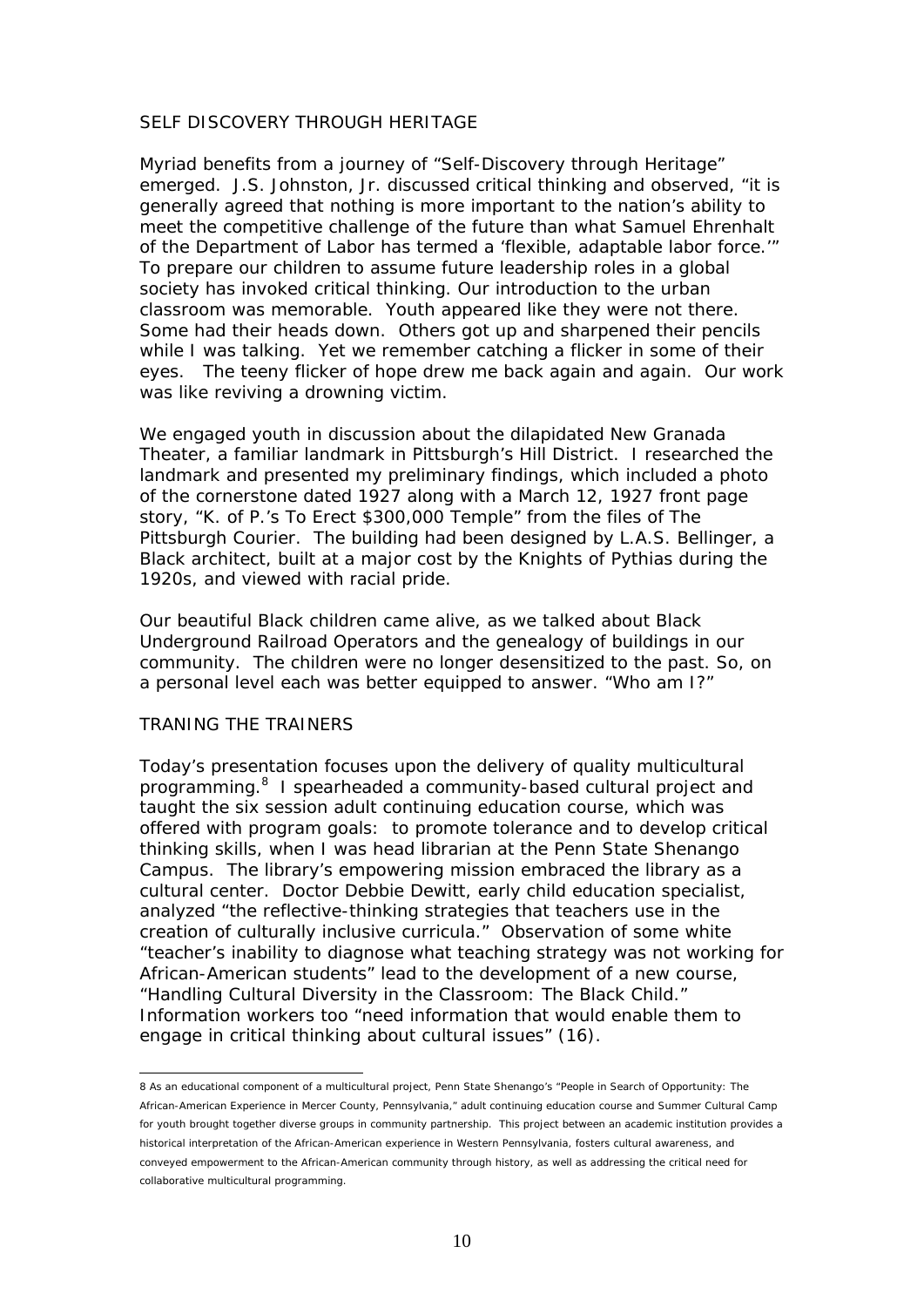## SELF DISCOVERY THROUGH HERITAGE

Myriad benefits from a journey of "Self-Discovery through Heritage" emerged. J.S. Johnston, Jr. discussed critical thinking and observed, "it is generally agreed that nothing is more important to the nation's ability to meet the competitive challenge of the future than what Samuel Ehrenhalt of the Department of Labor has termed a 'flexible, adaptable labor force.'" To prepare our children to assume future leadership roles in a global society has invoked critical thinking. Our introduction to the urban classroom was memorable. Youth appeared like they were not there. Some had their heads down. Others got up and sharpened their pencils while I was talking. Yet we remember catching a flicker in some of their eyes. The teeny flicker of hope drew me back again and again. Our work was like reviving a drowning victim.

We engaged youth in discussion about the dilapidated New Granada Theater, a familiar landmark in Pittsburgh's Hill District. I researched the landmark and presented my preliminary findings, which included a photo of the cornerstone dated 1927 along with a March 12, 1927 front page story, "K. of P.'s To Erect $300,000 Temple" from the files of The Pittsburgh Courier. The building had been designed by L.A.S. Bellinger, a Black architect, built at a major cost by the Knights of Pythias during the 1920s, and viewed with racial pride.

Our beautiful Black children came alive, as we talked about Black Underground Railroad Operators and the genealogy of buildings in our community. The children were no longer desensitized to the past. So, on a personal level each was better equipped to answer. "Who am I?"

## TRANING THE TRAINERS

Today's presentation focuses upon the delivery of quality multicultural programming.[8] I spearheaded a community-based cultural project and taught the six session adult continuing education course, which was offered with program goals: to promote tolerance and to develop critical thinking skills, when I was head librarian at the Penn State Shenango Campus. The library's empowering mission embraced the library as a cultural center. Doctor Debbie Dewitt, early child education specialist, analyzed "the reflective-thinking strategies that teachers use in the creation of culturally inclusive curricula." Observation of some white "teacher's inability to diagnose what teaching strategy was not working for African-American students" lead to the development of a new course, "Handling Cultural Diversity in the Classroom: The Black Child." Information workers too "need information that would enable them to engage in critical thinking about cultural issues" (16).

---

8 As an educational component of a multicultural project, Penn State Shenango's "People in Search of Opportunity: The African-American Experience in Mercer County, Pennsylvania," adult continuing education course and Summer Cultural Camp for youth brought together diverse groups in community partnership. This project between an academic institution provides a historical interpretation of the African-American experience in Western Pennsylvania, fosters cultural awareness, and conveyed empowerment to the African-American community through history, as well as addressing the critical need for collaborative multicultural programming.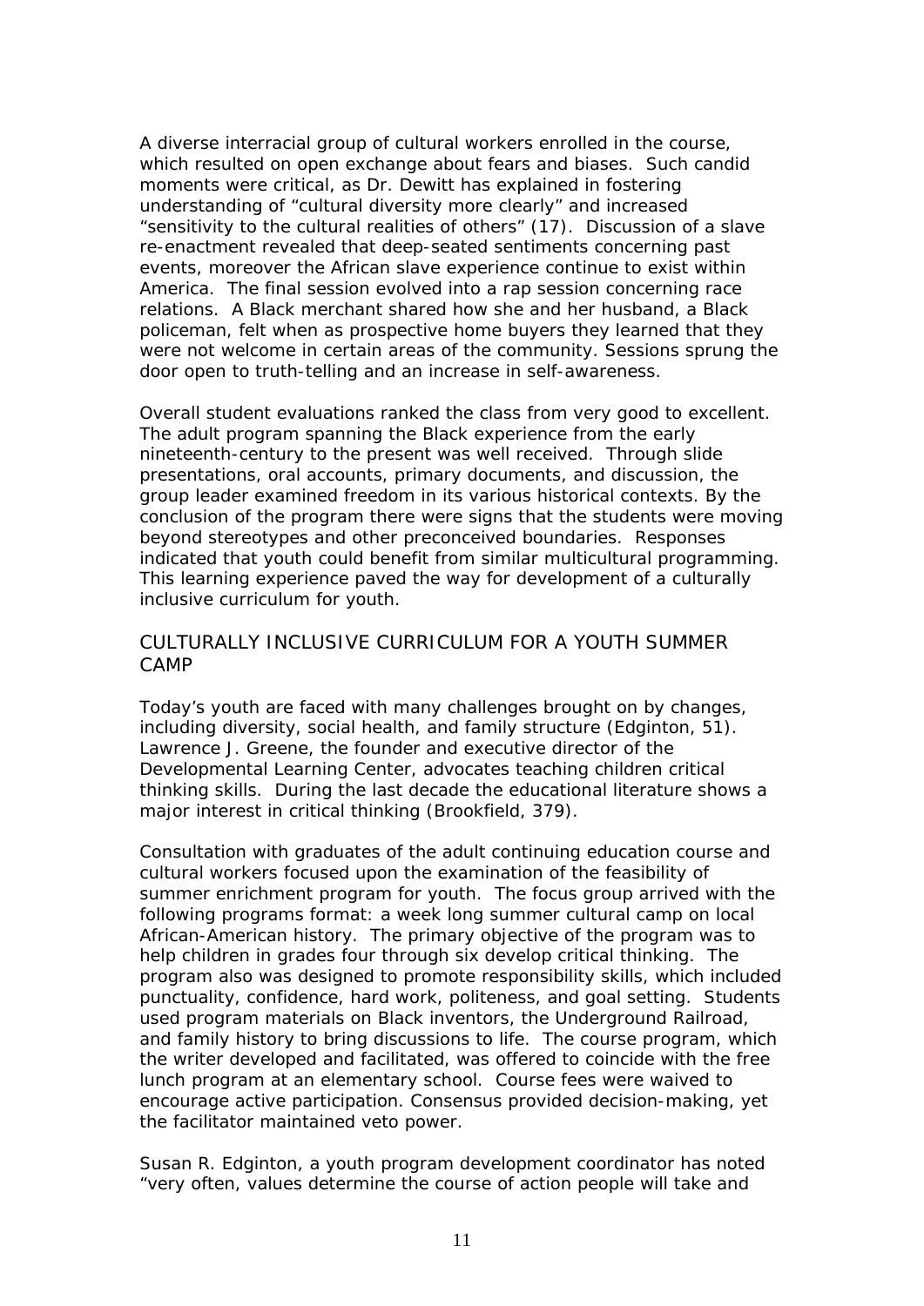A diverse interracial group of cultural workers enrolled in the course, which resulted on open exchange about fears and biases. Such candid moments were critical, as Dr. Dewitt has explained in fostering understanding of "cultural diversity more clearly" and increased "sensitivity to the cultural realities of others" (17). Discussion of a slave re-enactment revealed that deep-seated sentiments concerning past events, moreover the African slave experience continue to exist within America. The final session evolved into a rap session concerning race relations. A Black merchant shared how she and her husband, a Black policeman, felt when as prospective home buyers they learned that they were not welcome in certain areas of the community. Sessions sprung the door open to truth-telling and an increase in self-awareness.

Overall student evaluations ranked the class from very good to excellent. The adult program spanning the Black experience from the early nineteenth-century to the present was well received. Through slide presentations, oral accounts, primary documents, and discussion, the group leader examined freedom in its various historical contexts. By the conclusion of the program there were signs that the students were moving beyond stereotypes and other preconceived boundaries. Responses indicated that youth could benefit from similar multicultural programming. This learning experience paved the way for development of a culturally inclusive curriculum for youth.

## CULTURALLY INCLUSIVE CURRICULUM FOR A YOUTH SUMMER CAMP

Today's youth are faced with many challenges brought on by changes, including diversity, social health, and family structure (Edginton, 51). Lawrence J. Greene, the founder and executive director of the Developmental Learning Center, advocates teaching children critical thinking skills. During the last decade the educational literature shows a major interest in critical thinking (Brookfield, 379).

Consultation with graduates of the adult continuing education course and cultural workers focused upon the examination of the feasibility of summer enrichment program for youth. The focus group arrived with the following programs format: a week long summer cultural camp on local African-American history. The primary objective of the program was to help children in grades four through six develop critical thinking. The program also was designed to promote responsibility skills, which included punctuality, confidence, hard work, politeness, and goal setting. Students used program materials on Black inventors, the Underground Railroad, and family history to bring discussions to life. The course program, which the writer developed and facilitated, was offered to coincide with the free lunch program at an elementary school. Course fees were waived to encourage active participation. Consensus provided decision-making, yet the facilitator maintained veto power.

Susan R. Edginton, a youth program development coordinator has noted "very often, values determine the course of action people will take and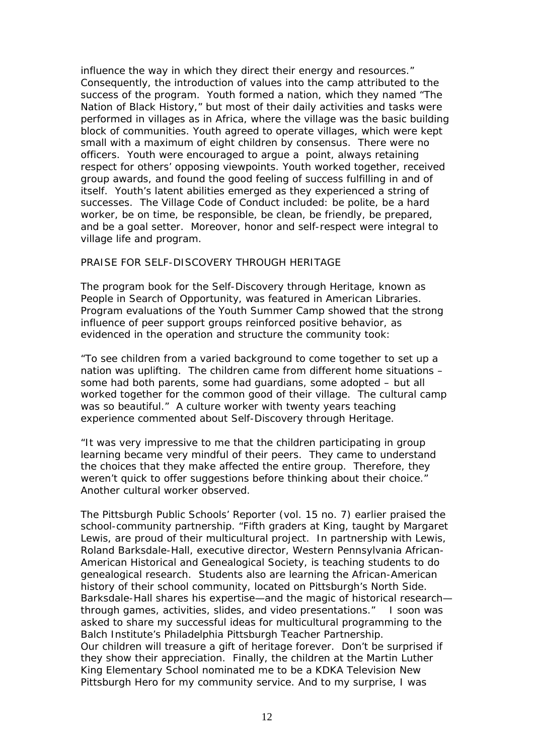influence the way in which they direct their energy and resources." Consequently, the introduction of values into the camp attributed to the success of the program. Youth formed a nation, which they named "The Nation of Black History," but most of their daily activities and tasks were performed in villages as in Africa, where the village was the basic building block of communities. Youth agreed to operate villages, which were kept small with a maximum of eight children by consensus. There were no officers. Youth were encouraged to argue a point, always retaining respect for others' opposing viewpoints. Youth worked together, received group awards, and found the good feeling of success fulfilling in and of itself. Youth's latent abilities emerged as they experienced a string of successes. The Village Code of Conduct included: be polite, be a hard worker, be on time, be responsible, be clean, be friendly, be prepared, and be a goal setter. Moreover, honor and self-respect were integral to village life and program.

## PRAISE FOR SELF-DISCOVERY THROUGH HERITAGE

The program book for the Self-Discovery through Heritage, known as People in Search of Opportunity, was featured in American Libraries. Program evaluations of the Youth Summer Camp showed that the strong influence of peer support groups reinforced positive behavior, as evidenced in the operation and structure the community took:

"To see children from a varied background to come together to set up a nation was uplifting. The children came from different home situations – some had both parents, some had guardians, some adopted – but all worked together for the common good of their village. The cultural camp was so beautiful." A culture worker with twenty years teaching experience commented about Self-Discovery through Heritage.

"It was very impressive to me that the children participating in group learning became very mindful of their peers. They came to understand the choices that they make affected the entire group. Therefore, they weren't quick to offer suggestions before thinking about their choice." Another cultural worker observed.

The Pittsburgh Public Schools' Reporter (vol. 15 no. 7) earlier praised the school-community partnership. "Fifth graders at King, taught by Margaret Lewis, are proud of their multicultural project. In partnership with Lewis, Roland Barksdale-Hall, executive director, Western Pennsylvania African-American Historical and Genealogical Society, is teaching students to do genealogical research. Students also are learning the African-American history of their school community, located on Pittsburgh's North Side. Barksdale-Hall shares his expertise—and the magic of historical research—through games, activities, slides, and video presentations." I soon was asked to share my successful ideas for multicultural programming to the Balch Institute's Philadelphia Pittsburgh Teacher Partnership.
Our children will treasure a gift of heritage forever. Don't be surprised if they show their appreciation. Finally, the children at the Martin Luther King Elementary School nominated me to be a KDKA Television New Pittsburgh Hero for my community service. And to my surprise, I was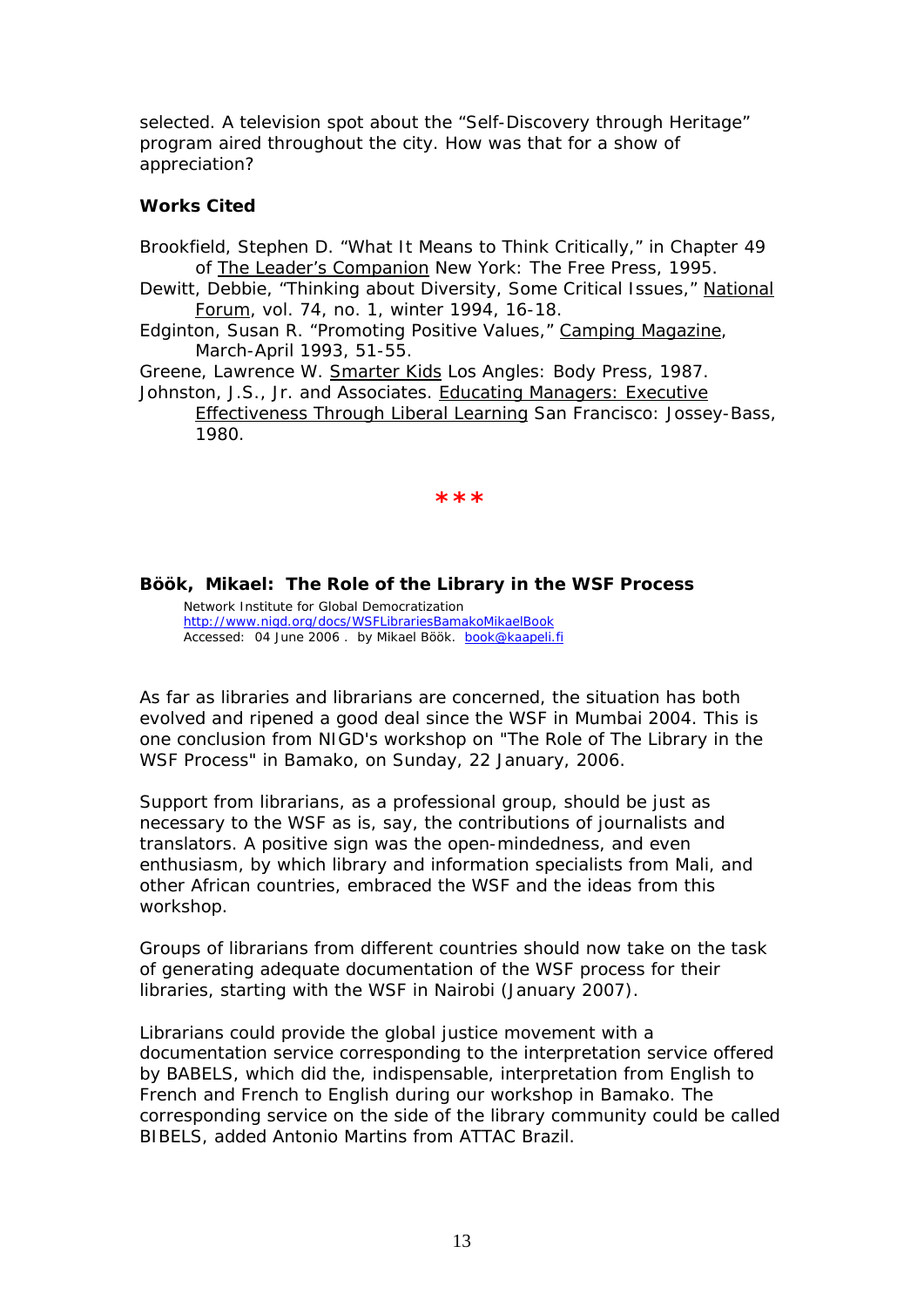selected. A television spot about the "Self-Discovery through Heritage" program aired throughout the city. How was that for a show of appreciation?

**Works Cited**

Brookfield, Stephen D. "What It Means to Think Critically," in Chapter 49 of The Leader's Companion New York: The Free Press, 1995.

Dewitt, Debbie, "Thinking about Diversity, Some Critical Issues," National Forum, vol. 74, no. 1, winter 1994, 16-18.

Edginton, Susan R. "Promoting Positive Values," Camping Magazine, March-April 1993, 51-55.

Greene, Lawrence W. Smarter Kids Los Angles: Body Press, 1987.

Johnston, J.S., Jr. and Associates. Educating Managers: Executive Effectiveness Through Liberal Learning San Francisco: Jossey-Bass, 1980.

***

**Böök, Mikael: The Role of the Library in the WSF Process**

Network Institute for Global Democratization
http://www.nigd.org/docs/WSFLibrariesBamakoMikaelBook
Accessed: 04 June 2006 . by Mikael Böök. book@kaapeli.fi

As far as libraries and librarians are concerned, the situation has both evolved and ripened a good deal since the WSF in Mumbai 2004. This is one conclusion from NIGD's workshop on "The Role of The Library in the WSF Process" in Bamako, on Sunday, 22 January, 2006.

Support from librarians, as a professional group, should be just as necessary to the WSF as is, say, the contributions of journalists and translators. A positive sign was the open-mindedness, and even enthusiasm, by which library and information specialists from Mali, and other African countries, embraced the WSF and the ideas from this workshop.

Groups of librarians from different countries should now take on the task of generating adequate documentation of the WSF process for their libraries, starting with the WSF in Nairobi (January 2007).

Librarians could provide the global justice movement with a documentation service corresponding to the interpretation service offered by BABELS, which did the, indispensable, interpretation from English to French and French to English during our workshop in Bamako. The corresponding service on the side of the library community could be called BIBELS, added Antonio Martins from ATTAC Brazil.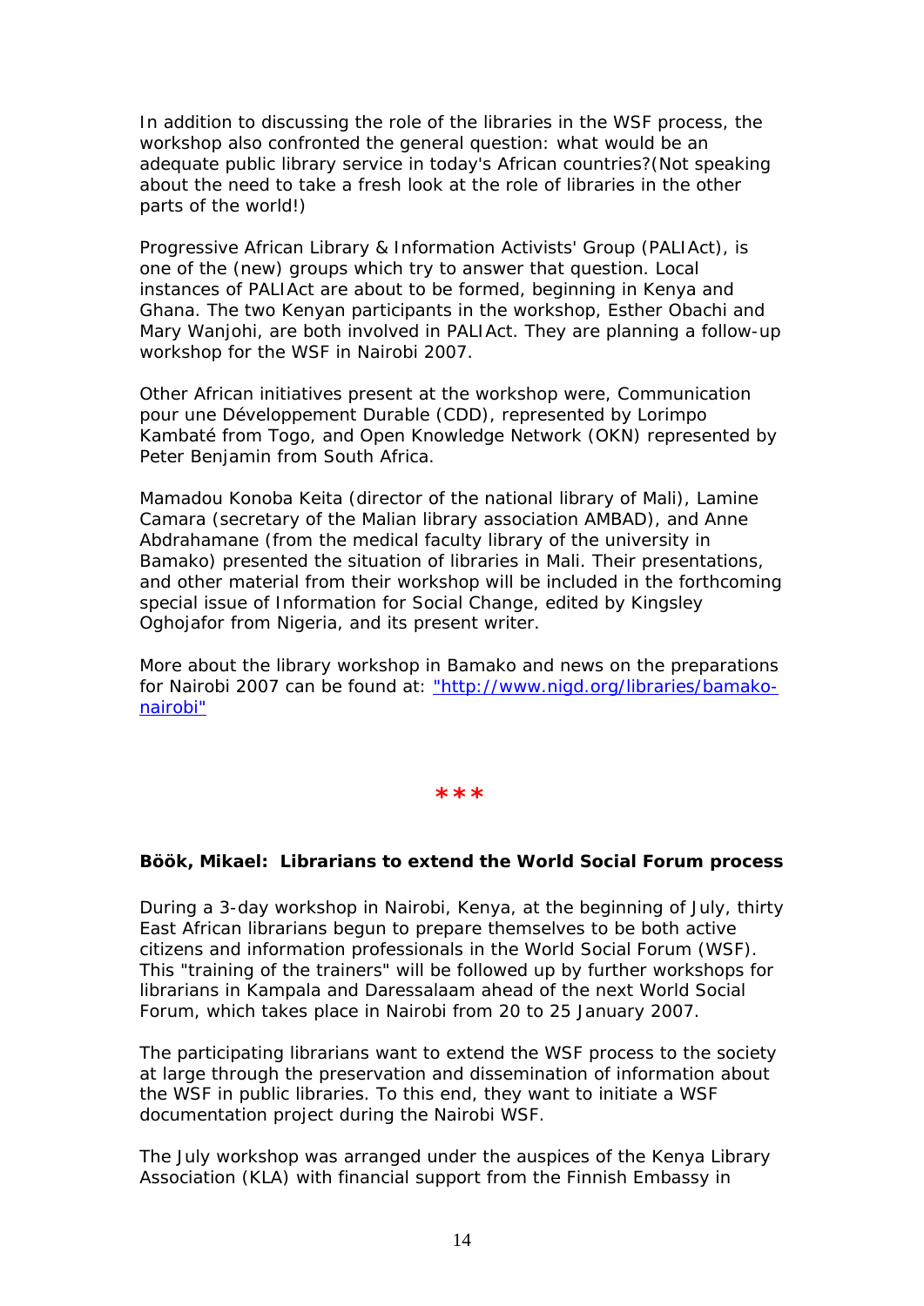In addition to discussing the role of the libraries in the WSF process, the workshop also confronted the general question: what would be an adequate public library service in today's African countries?(Not speaking about the need to take a fresh look at the role of libraries in the other parts of the world!)

Progressive African Library & Information Activists' Group (PALIAct), is one of the (new) groups which try to answer that question. Local instances of PALIAct are about to be formed, beginning in Kenya and Ghana. The two Kenyan participants in the workshop, Esther Obachi and Mary Wanjohi, are both involved in PALIAct. They are planning a follow-up workshop for the WSF in Nairobi 2007.

Other African initiatives present at the workshop were, Communication pour une Développement Durable (CDD), represented by Lorimpo Kambaté from Togo, and Open Knowledge Network (OKN) represented by Peter Benjamin from South Africa.

Mamadou Konoba Keita (director of the national library of Mali), Lamine Camara (secretary of the Malian library association AMBAD), and Anne Abdrahamane (from the medical faculty library of the university in Bamako) presented the situation of libraries in Mali. Their presentations, and other material from their workshop will be included in the forthcoming special issue of Information for Social Change, edited by Kingsley Oghojafor from Nigeria, and its present writer.

More about the library workshop in Bamako and news on the preparations for Nairobi 2007 can be found at: ["http://www.nigd.org/libraries/bamako-nairobi"](http://www.nigd.org/libraries/bamako-nairobi)

***

**Böök, Mikael: Librarians to extend the World Social Forum process**

During a 3-day workshop in Nairobi, Kenya, at the beginning of July, thirty East African librarians begun to prepare themselves to be both active citizens and information professionals in the World Social Forum (WSF). This "training of the trainers" will be followed up by further workshops for librarians in Kampala and Daressalaam ahead of the next World Social Forum, which takes place in Nairobi from 20 to 25 January 2007.

The participating librarians want to extend the WSF process to the society at large through the preservation and dissemination of information about the WSF in public libraries. To this end, they want to initiate a WSF documentation project during the Nairobi WSF.

The July workshop was arranged under the auspices of the Kenya Library Association (KLA) with financial support from the Finnish Embassy in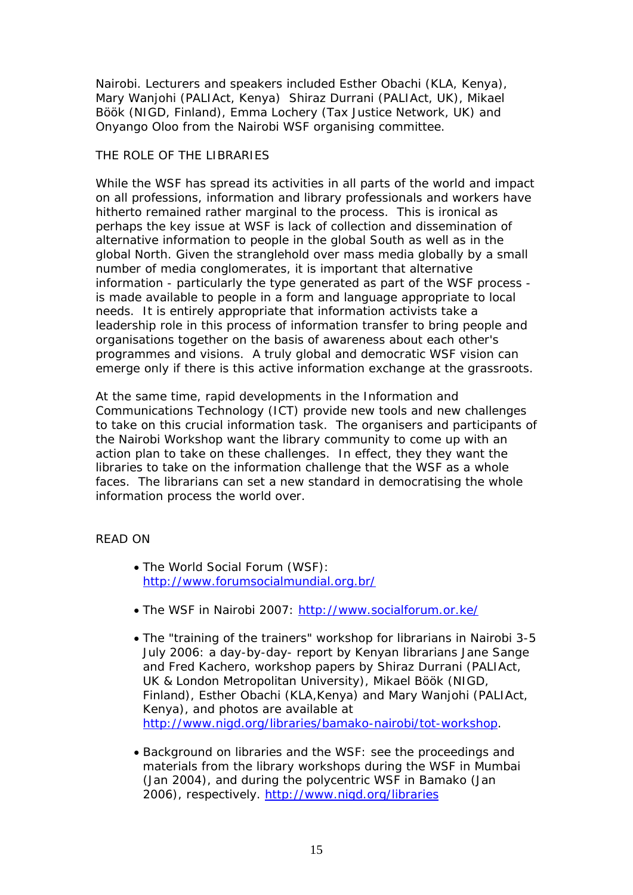Nairobi. Lecturers and speakers included Esther Obachi (KLA, Kenya), Mary Wanjohi (PALIAct, Kenya) Shiraz Durrani (PALIAct, UK), Mikael Böök (NIGD, Finland), Emma Lochery (Tax Justice Network, UK) and Onyango Oloo from the Nairobi WSF organising committee.

## THE ROLE OF THE LIBRARIES

While the WSF has spread its activities in all parts of the world and impact on all professions, information and library professionals and workers have hitherto remained rather marginal to the process. This is ironical as perhaps the key issue at WSF is lack of collection and dissemination of alternative information to people in the global South as well as in the global North. Given the stranglehold over mass media globally by a small number of media conglomerates, it is important that alternative information - particularly the type generated as part of the WSF process - is made available to people in a form and language appropriate to local needs. It is entirely appropriate that information activists take a leadership role in this process of information transfer to bring people and organisations together on the basis of awareness about each other's programmes and visions. A truly global and democratic WSF vision can emerge only if there is this active information exchange at the grassroots.

At the same time, rapid developments in the Information and Communications Technology (ICT) provide new tools and new challenges to take on this crucial information task. The organisers and participants of the Nairobi Workshop want the library community to come up with an action plan to take on these challenges. In effect, they they want the libraries to take on the information challenge that the WSF as a whole faces. The librarians can set a new standard in democratising the whole information process the world over.

## READ ON

- The World Social Forum (WSF): http://www.forumsocialmundial.org.br/
- The WSF in Nairobi 2007: http://www.socialforum.or.ke/
- The "training of the trainers" workshop for librarians in Nairobi 3-5 July 2006: a day-by-day- report by Kenyan librarians Jane Sange and Fred Kachero, workshop papers by Shiraz Durrani (PALIAct, UK & London Metropolitan University), Mikael Böök (NIGD, Finland), Esther Obachi (KLA,Kenya) and Mary Wanjohi (PALIAct, Kenya), and photos are available at http://www.nigd.org/libraries/bamako-nairobi/tot-workshop.
- Background on libraries and the WSF: see the proceedings and materials from the library workshops during the WSF in Mumbai (Jan 2004), and during the polycentric WSF in Bamako (Jan 2006), respectively. http://www.nigd.org/libraries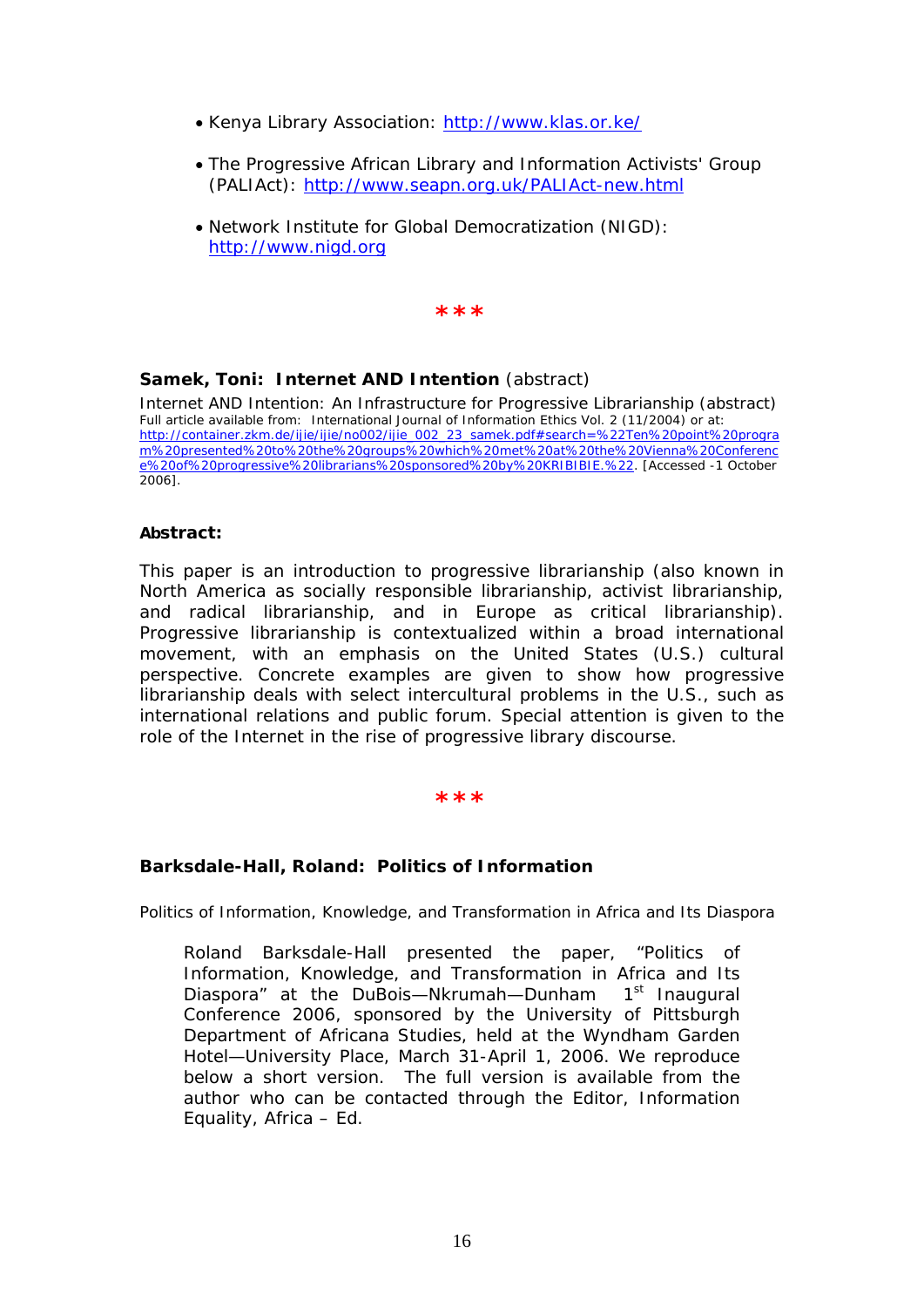- Kenya Library Association: http://www.klas.or.ke/

- The Progressive African Library and Information Activists' Group (PALIAct): http://www.seapn.org.uk/PALIAct-new.html

- Network Institute for Global Democratization (NIGD): http://www.nigd.org

***

### Samek, Toni: Internet AND Intention (abstract)

Internet AND Intention: An Infrastructure for Progressive Librarianship (abstract)
Full article available from: International Journal of Information Ethics Vol. 2 (11/2004) or at: http://container.zkm.de/ijie/ijie/no002/ijie_002_23_samek.pdf#search=%22Ten%20point%20program%20presented%20to%20the%20groups%20which%20met%20at%20the%20Vienna%20Conference%20of%20progressive%20librarians%20sponsored%20by%20KRIBIBIE.%22. [Accessed -1 October 2006].

**Abstract:**

This paper is an introduction to progressive librarianship (also known in North America as socially responsible librarianship, activist librarianship, and radical librarianship, and in Europe as critical librarianship). Progressive librarianship is contextualized within a broad international movement, with an emphasis on the United States (U.S.) cultural perspective. Concrete examples are given to show how progressive librarianship deals with select intercultural problems in the U.S., such as international relations and public forum. Special attention is given to the role of the Internet in the rise of progressive library discourse.

***

### Barksdale-Hall, Roland: Politics of Information

Politics of Information, Knowledge, and Transformation in Africa and Its Diaspora

> Roland Barksdale-Hall presented the paper, "Politics of Information, Knowledge, and Transformation in Africa and Its Diaspora" at the DuBois—Nkrumah—Dunham 1st Inaugural Conference 2006, sponsored by the University of Pittsburgh Department of Africana Studies, held at the Wyndham Garden Hotel—University Place, March 31-April 1, 2006. We reproduce below a short version. The full version is available from the author who can be contacted through the Editor, Information Equality, Africa – Ed.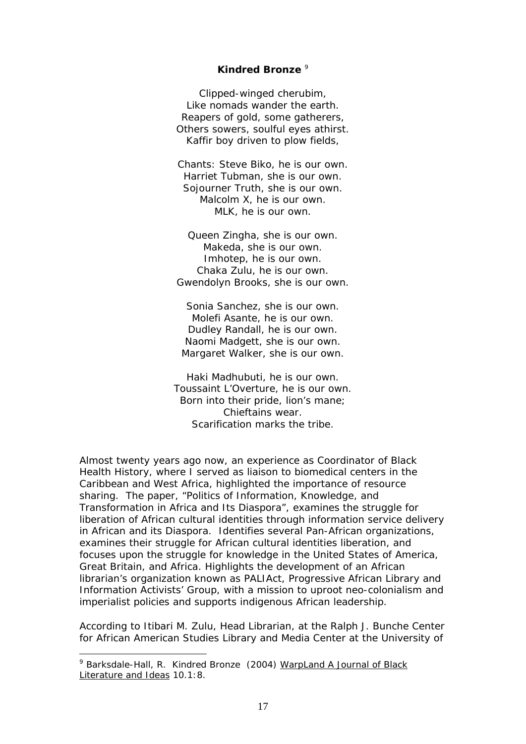**Kindred Bronze** [9]

Clipped-winged cherubim,
Like nomads wander the earth.
Reapers of gold, some gatherers,
Others sowers, soulful eyes athirst.
Kaffir boy driven to plow fields,

Chants: Steve Biko, he is our own.
Harriet Tubman, she is our own.
Sojourner Truth, she is our own.
Malcolm X, he is our own.
MLK, he is our own.

Queen Zingha, she is our own.
Makeda, she is our own.
Imhotep, he is our own.
Chaka Zulu, he is our own.
Gwendolyn Brooks, she is our own.

Sonia Sanchez, she is our own.
Molefi Asante, he is our own.
Dudley Randall, he is our own.
Naomi Madgett, she is our own.
Margaret Walker, she is our own.

Haki Madhubuti, he is our own.
Toussaint L'Overture, he is our own.
Born into their pride, lion's mane;
Chieftains wear.
Scarification marks the tribe.

Almost twenty years ago now, an experience as Coordinator of Black Health History, where I served as liaison to biomedical centers in the Caribbean and West Africa, highlighted the importance of resource sharing. The paper, "Politics of Information, Knowledge, and Transformation in Africa and Its Diaspora", examines the struggle for liberation of African cultural identities through information service delivery in African and its Diaspora. Identifies several Pan-African organizations, examines their struggle for African cultural identities liberation, and focuses upon the struggle for knowledge in the United States of America, Great Britain, and Africa. Highlights the development of an African librarian's organization known as PALIAct, Progressive African Library and Information Activists' Group, with a mission to uproot neo-colonialism and imperialist policies and supports indigenous African leadership.

According to Itibari M. Zulu, Head Librarian, at the Ralph J. Bunche Center for African American Studies Library and Media Center at the University of

[9] Barksdale-Hall, R. Kindred Bronze (2004) WarpLand A Journal of Black Literature and Ideas 10.1:8.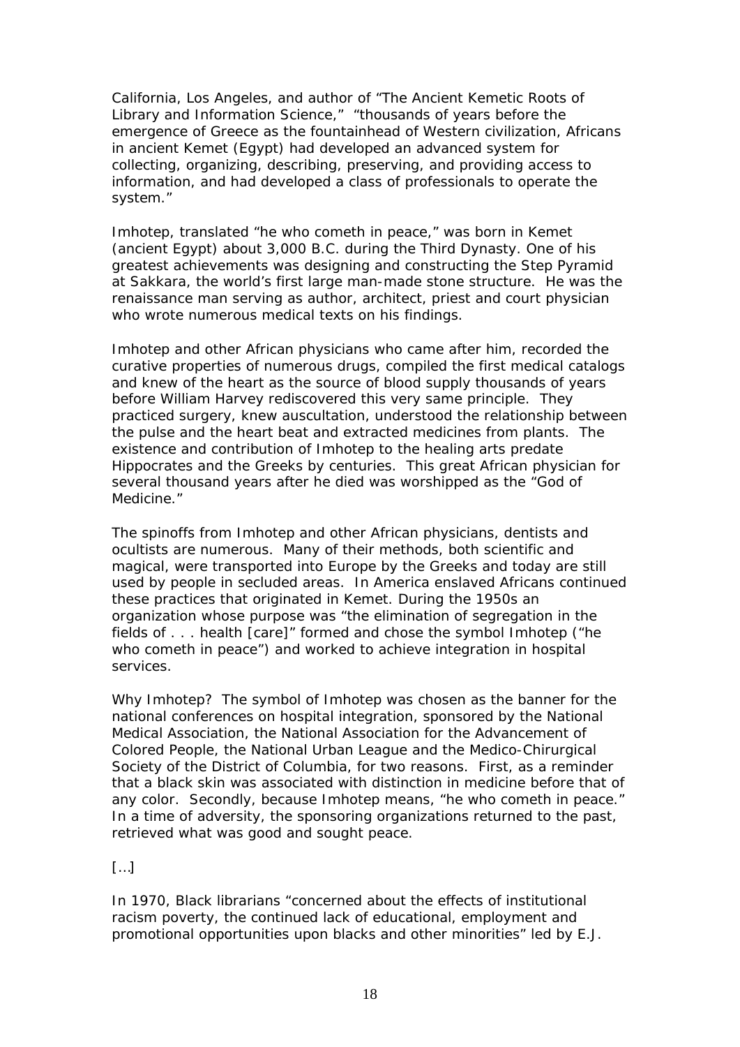California, Los Angeles, and author of "The Ancient Kemetic Roots of Library and Information Science," "thousands of years before the emergence of Greece as the fountainhead of Western civilization, Africans in ancient Kemet (Egypt) had developed an advanced system for collecting, organizing, describing, preserving, and providing access to information, and had developed a class of professionals to operate the system."

Imhotep, translated "he who cometh in peace," was born in Kemet (ancient Egypt) about 3,000 B.C. during the Third Dynasty. One of his greatest achievements was designing and constructing the Step Pyramid at Sakkara, the world's first large man-made stone structure. He was the renaissance man serving as author, architect, priest and court physician who wrote numerous medical texts on his findings.

Imhotep and other African physicians who came after him, recorded the curative properties of numerous drugs, compiled the first medical catalogs and knew of the heart as the source of blood supply thousands of years before William Harvey rediscovered this very same principle. They practiced surgery, knew auscultation, understood the relationship between the pulse and the heart beat and extracted medicines from plants. The existence and contribution of Imhotep to the healing arts predate Hippocrates and the Greeks by centuries. This great African physician for several thousand years after he died was worshipped as the "God of Medicine."

The spinoffs from Imhotep and other African physicians, dentists and ocultists are numerous. Many of their methods, both scientific and magical, were transported into Europe by the Greeks and today are still used by people in secluded areas. In America enslaved Africans continued these practices that originated in Kemet. During the 1950s an organization whose purpose was "the elimination of segregation in the fields of . . . health [care]" formed and chose the symbol Imhotep ("he who cometh in peace") and worked to achieve integration in hospital services.

Why Imhotep? The symbol of Imhotep was chosen as the banner for the national conferences on hospital integration, sponsored by the National Medical Association, the National Association for the Advancement of Colored People, the National Urban League and the Medico-Chirurgical Society of the District of Columbia, for two reasons. First, as a reminder that a black skin was associated with distinction in medicine before that of any color. Secondly, because Imhotep means, "he who cometh in peace." In a time of adversity, the sponsoring organizations returned to the past, retrieved what was good and sought peace.

[…]

In 1970, Black librarians "concerned about the effects of institutional racism poverty, the continued lack of educational, employment and promotional opportunities upon blacks and other minorities" led by E.J.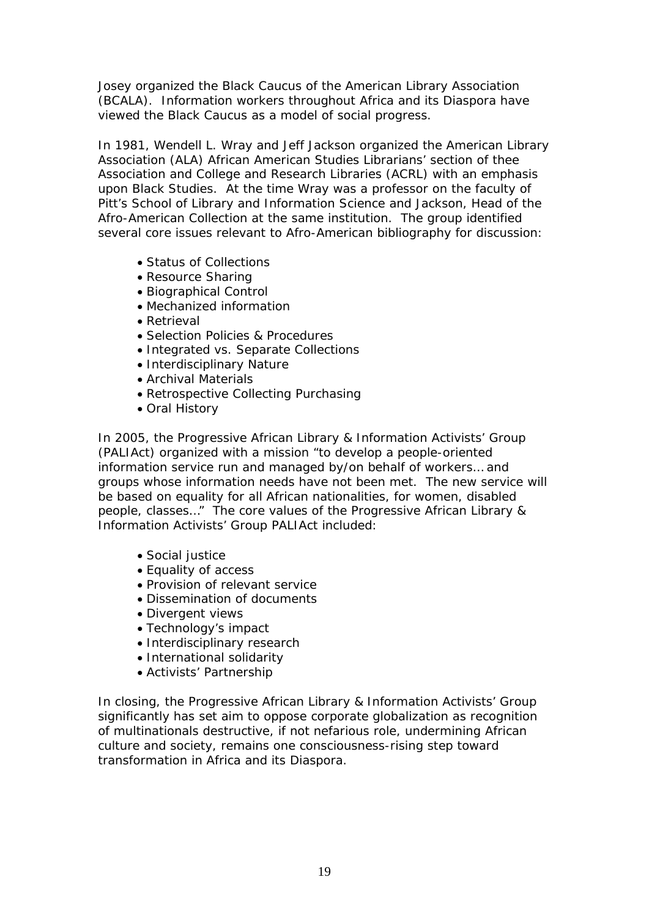Josey organized the Black Caucus of the American Library Association (BCALA). Information workers throughout Africa and its Diaspora have viewed the Black Caucus as a model of social progress.

In 1981, Wendell L. Wray and Jeff Jackson organized the American Library Association (ALA) African American Studies Librarians' section of thee Association and College and Research Libraries (ACRL) with an emphasis upon Black Studies. At the time Wray was a professor on the faculty of Pitt's School of Library and Information Science and Jackson, Head of the Afro-American Collection at the same institution. The group identified several core issues relevant to Afro-American bibliography for discussion:

- Status of Collections
- Resource Sharing
- Biographical Control
- Mechanized information
- Retrieval
- Selection Policies & Procedures
- Integrated vs. Separate Collections
- Interdisciplinary Nature
- Archival Materials
- Retrospective Collecting Purchasing
- Oral History

In 2005, the Progressive African Library & Information Activists' Group (PALIAct) organized with a mission "to develop a people-oriented information service run and managed by/on behalf of workers… and groups whose information needs have not been met. The new service will be based on equality for all African nationalities, for women, disabled people, classes…" The core values of the Progressive African Library & Information Activists' Group PALIAct included:

- Social justice
- Equality of access
- Provision of relevant service
- Dissemination of documents
- Divergent views
- Technology's impact
- Interdisciplinary research
- International solidarity
- Activists' Partnership

In closing, the Progressive African Library & Information Activists' Group significantly has set aim to oppose corporate globalization as recognition of multinationals destructive, if not nefarious role, undermining African culture and society, remains one consciousness-rising step toward transformation in Africa and its Diaspora.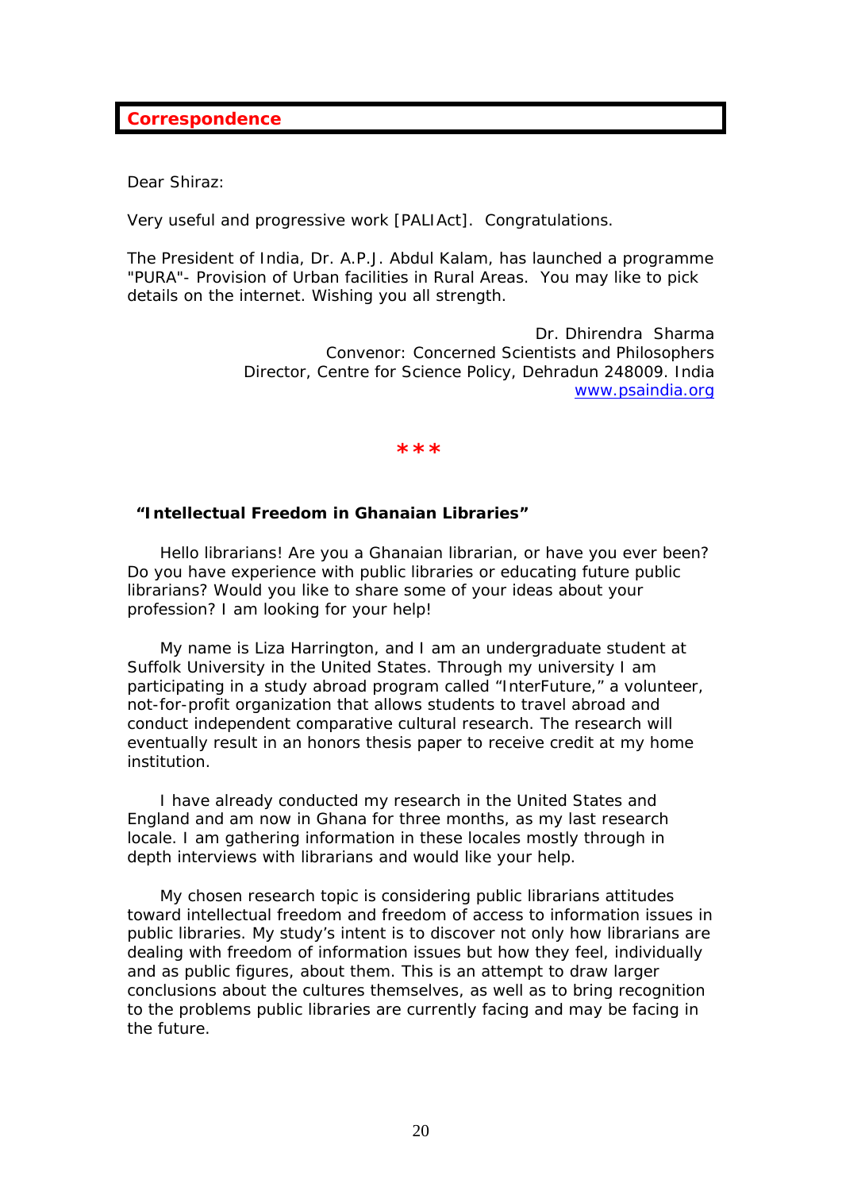## Correspondence

Dear Shiraz:

Very useful and progressive work [PALIAct]. Congratulations.

The President of India, Dr. A.P.J. Abdul Kalam, has launched a programme "PURA"- Provision of Urban facilities in Rural Areas. You may like to pick details on the internet. Wishing you all strength.

Dr. Dhirendra Sharma
Convenor: Concerned Scientists and Philosophers
Director, Centre for Science Policy, Dehradun 248009. India
www.psaindia.org

***

**"Intellectual Freedom in Ghanaian Libraries"**

Hello librarians! Are you a Ghanaian librarian, or have you ever been? Do you have experience with public libraries or educating future public librarians? Would you like to share some of your ideas about your profession? I am looking for your help!

My name is Liza Harrington, and I am an undergraduate student at Suffolk University in the United States. Through my university I am participating in a study abroad program called "InterFuture," a volunteer, not-for-profit organization that allows students to travel abroad and conduct independent comparative cultural research. The research will eventually result in an honors thesis paper to receive credit at my home institution.

I have already conducted my research in the United States and England and am now in Ghana for three months, as my last research locale. I am gathering information in these locales mostly through in depth interviews with librarians and would like your help.

My chosen research topic is considering public librarians attitudes toward intellectual freedom and freedom of access to information issues in public libraries. My study's intent is to discover not only how librarians are dealing with freedom of information issues but how they feel, individually and as public figures, about them. This is an attempt to draw larger conclusions about the cultures themselves, as well as to bring recognition to the problems public libraries are currently facing and may be facing in the future.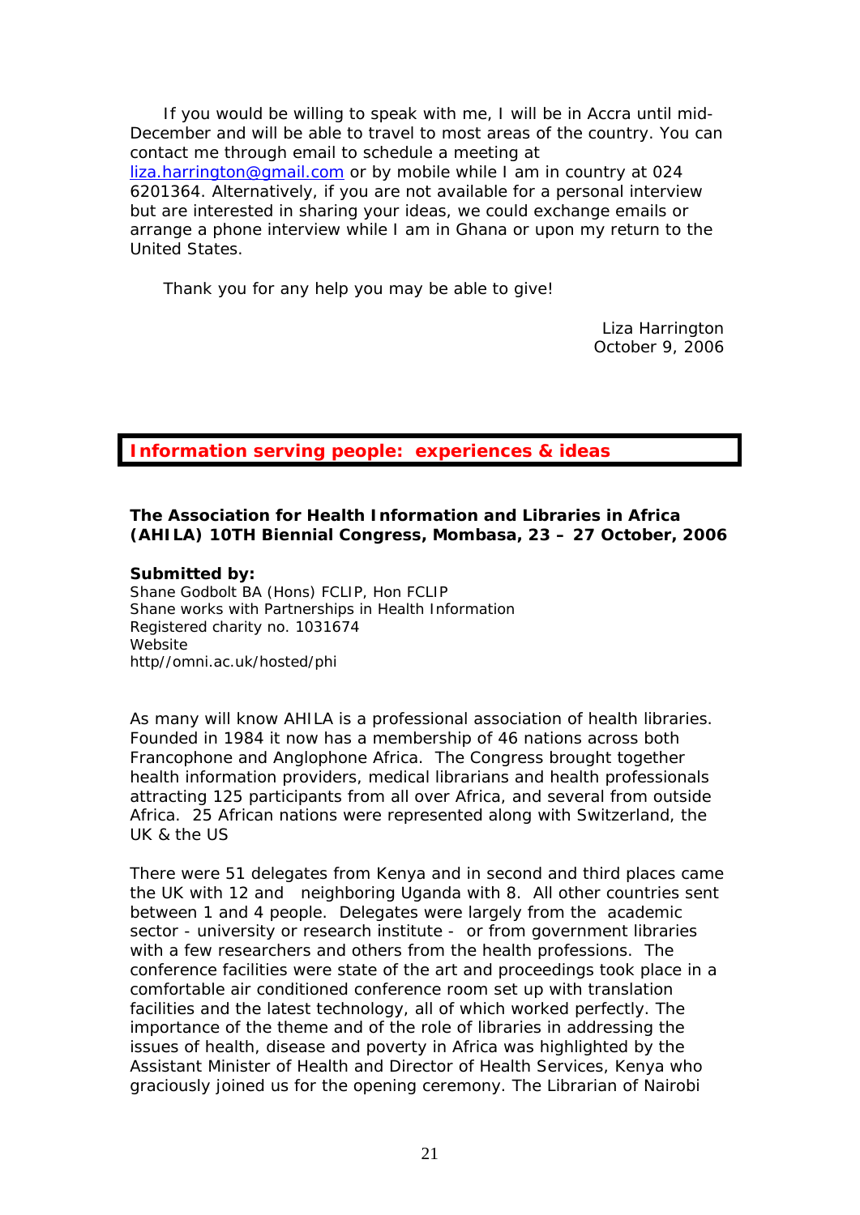If you would be willing to speak with me, I will be in Accra until mid-December and will be able to travel to most areas of the country. You can contact me through email to schedule a meeting at liza.harrington@gmail.com or by mobile while I am in country at 024 6201364. Alternatively, if you are not available for a personal interview but are interested in sharing your ideas, we could exchange emails or arrange a phone interview while I am in Ghana or upon my return to the United States.

Thank you for any help you may be able to give!

Liza Harrington
October 9, 2006

## Information serving people: experiences & ideas

### The Association for Health Information and Libraries in Africa (AHILA) 10TH Biennial Congress, Mombasa, 23 – 27 October, 2006

**Submitted by:**
Shane Godbolt BA (Hons) FCLIP, Hon FCLIP
Shane works with Partnerships in Health Information
Registered charity no. 1031674
Website
http//omni.ac.uk/hosted/phi

As many will know AHILA is a professional association of health libraries. Founded in 1984 it now has a membership of 46 nations across both Francophone and Anglophone Africa. The Congress brought together health information providers, medical librarians and health professionals attracting 125 participants from all over Africa, and several from outside Africa. 25 African nations were represented along with Switzerland, the UK & the US

There were 51 delegates from Kenya and in second and third places came the UK with 12 and neighboring Uganda with 8. All other countries sent between 1 and 4 people. Delegates were largely from the academic sector - university or research institute - or from government libraries with a few researchers and others from the health professions. The conference facilities were state of the art and proceedings took place in a comfortable air conditioned conference room set up with translation facilities and the latest technology, all of which worked perfectly. The importance of the theme and of the role of libraries in addressing the issues of health, disease and poverty in Africa was highlighted by the Assistant Minister of Health and Director of Health Services, Kenya who graciously joined us for the opening ceremony. The Librarian of Nairobi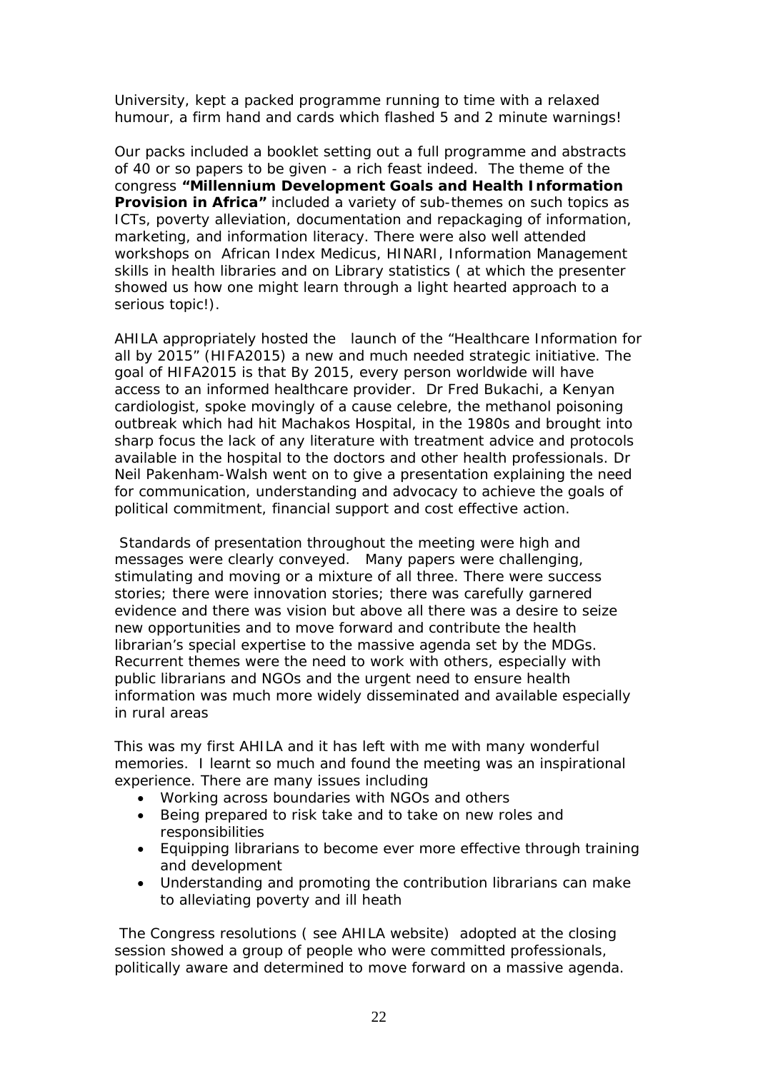University, kept a packed programme running to time with a relaxed humour, a firm hand and cards which flashed 5 and 2 minute warnings!

Our packs included a booklet setting out a full programme and abstracts of 40 or so papers to be given - a rich feast indeed. The theme of the congress **"Millennium Development Goals and Health Information Provision in Africa"** included a variety of sub-themes on such topics as ICTs, poverty alleviation, documentation and repackaging of information, marketing, and information literacy. There were also well attended workshops on African Index Medicus, HINARI, Information Management skills in health libraries and on Library statistics ( at which the presenter showed us how one might learn through a light hearted approach to a serious topic!).

AHILA appropriately hosted the launch of the "Healthcare Information for all by 2015" (HIFA2015) a new and much needed strategic initiative. The goal of HIFA2015 is that By 2015, every person worldwide will have access to an informed healthcare provider. Dr Fred Bukachi, a Kenyan cardiologist, spoke movingly of a cause celebre, the methanol poisoning outbreak which had hit Machakos Hospital, in the 1980s and brought into sharp focus the lack of any literature with treatment advice and protocols available in the hospital to the doctors and other health professionals. Dr Neil Pakenham-Walsh went on to give a presentation explaining the need for communication, understanding and advocacy to achieve the goals of political commitment, financial support and cost effective action.

Standards of presentation throughout the meeting were high and messages were clearly conveyed. Many papers were challenging, stimulating and moving or a mixture of all three. There were success stories; there were innovation stories; there was carefully garnered evidence and there was vision but above all there was a desire to seize new opportunities and to move forward and contribute the health librarian's special expertise to the massive agenda set by the MDGs. Recurrent themes were the need to work with others, especially with public librarians and NGOs and the urgent need to ensure health information was much more widely disseminated and available especially in rural areas

This was my first AHILA and it has left with me with many wonderful memories. I learnt so much and found the meeting was an inspirational experience. There are many issues including

- Working across boundaries with NGOs and others
- Being prepared to risk take and to take on new roles and responsibilities
- Equipping librarians to become ever more effective through training and development
- Understanding and promoting the contribution librarians can make to alleviating poverty and ill heath

The Congress resolutions ( see AHILA website) adopted at the closing session showed a group of people who were committed professionals, politically aware and determined to move forward on a massive agenda.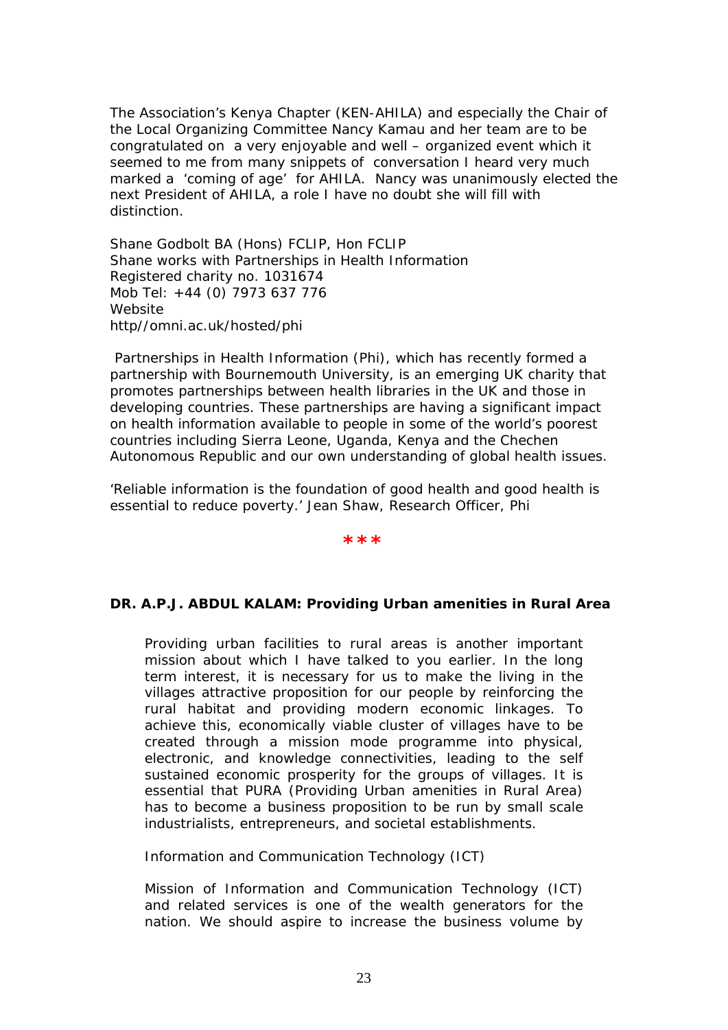The Association's Kenya Chapter (KEN-AHILA) and especially the Chair of the Local Organizing Committee Nancy Kamau and her team are to be congratulated on a very enjoyable and well – organized event which it seemed to me from many snippets of conversation I heard very much marked a 'coming of age' for AHILA. Nancy was unanimously elected the next President of AHILA, a role I have no doubt she will fill with distinction.

Shane Godbolt BA (Hons) FCLIP, Hon FCLIP
Shane works with Partnerships in Health Information
Registered charity no. 1031674
Mob Tel: +44 (0) 7973 637 776
Website
http//omni.ac.uk/hosted/phi

Partnerships in Health Information (Phi), which has recently formed a partnership with Bournemouth University, is an emerging UK charity that promotes partnerships between health libraries in the UK and those in developing countries. These partnerships are having a significant impact on health information available to people in some of the world's poorest countries including Sierra Leone, Uganda, Kenya and the Chechen Autonomous Republic and our own understanding of global health issues.

'Reliable information is the foundation of good health and good health is essential to reduce poverty.' Jean Shaw, Research Officer, Phi

***

**DR. A.P.J. ABDUL KALAM: Providing Urban amenities in Rural Area**

Providing urban facilities to rural areas is another important mission about which I have talked to you earlier. In the long term interest, it is necessary for us to make the living in the villages attractive proposition for our people by reinforcing the rural habitat and providing modern economic linkages. To achieve this, economically viable cluster of villages have to be created through a mission mode programme into physical, electronic, and knowledge connectivities, leading to the self sustained economic prosperity for the groups of villages. It is essential that PURA (Providing Urban amenities in Rural Area) has to become a business proposition to be run by small scale industrialists, entrepreneurs, and societal establishments.

Information and Communication Technology (ICT)

Mission of Information and Communication Technology (ICT) and related services is one of the wealth generators for the nation. We should aspire to increase the business volume by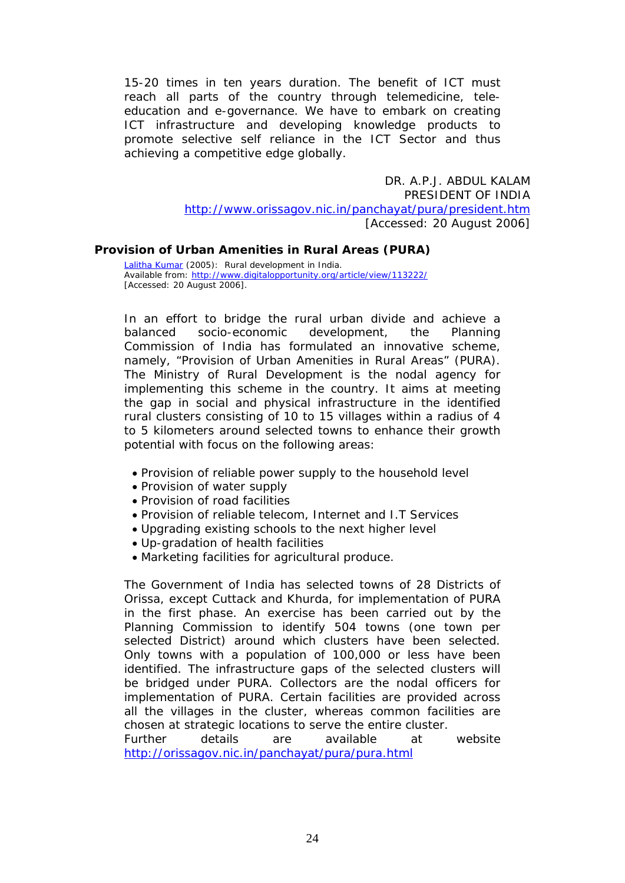15-20 times in ten years duration. The benefit of ICT must reach all parts of the country through telemedicine, tele-education and e-governance. We have to embark on creating ICT infrastructure and developing knowledge products to promote selective self reliance in the ICT Sector and thus achieving a competitive edge globally.

DR. A.P.J. ABDUL KALAM
PRESIDENT OF INDIA
http://www.orissagov.nic.in/panchayat/pura/president.htm
[Accessed: 20 August 2006]

**Provision of Urban Amenities in Rural Areas (PURA)**

Lalitha Kumar (2005): Rural development in India.
Available from: http://www.digitalopportunity.org/article/view/113222/
[Accessed: 20 August 2006].

In an effort to bridge the rural urban divide and achieve a balanced socio-economic development, the Planning Commission of India has formulated an innovative scheme, namely, "Provision of Urban Amenities in Rural Areas" (PURA). The Ministry of Rural Development is the nodal agency for implementing this scheme in the country. It aims at meeting the gap in social and physical infrastructure in the identified rural clusters consisting of 10 to 15 villages within a radius of 4 to 5 kilometers around selected towns to enhance their growth potential with focus on the following areas:

- Provision of reliable power supply to the household level
- Provision of water supply
- Provision of road facilities
- Provision of reliable telecom, Internet and I.T Services
- Upgrading existing schools to the next higher level
- Up-gradation of health facilities
- Marketing facilities for agricultural produce.

The Government of India has selected towns of 28 Districts of Orissa, except Cuttack and Khurda, for implementation of PURA in the first phase. An exercise has been carried out by the Planning Commission to identify 504 towns (one town per selected District) around which clusters have been selected. Only towns with a population of 100,000 or less have been identified. The infrastructure gaps of the selected clusters will be bridged under PURA. Collectors are the nodal officers for implementation of PURA. Certain facilities are provided across all the villages in the cluster, whereas common facilities are chosen at strategic locations to serve the entire cluster.
Further details are available at website http://orissagov.nic.in/panchayat/pura/pura.html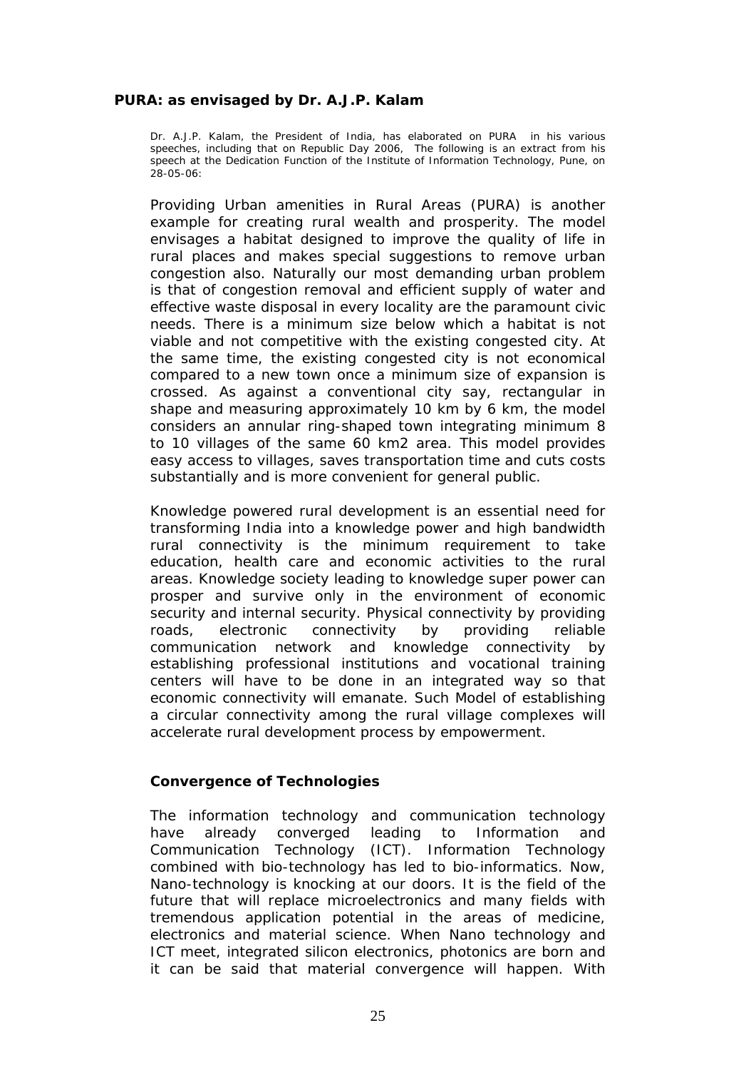### PURA: as envisaged by Dr. A.J.P. Kalam

Dr. A.J.P. Kalam, the President of India, has elaborated on PURA in his various speeches, including that on Republic Day 2006, The following is an extract from his speech at the Dedication Function of the Institute of Information Technology, Pune, on 28-05-06:

Providing Urban amenities in Rural Areas (PURA) is another example for creating rural wealth and prosperity. The model envisages a habitat designed to improve the quality of life in rural places and makes special suggestions to remove urban congestion also. Naturally our most demanding urban problem is that of congestion removal and efficient supply of water and effective waste disposal in every locality are the paramount civic needs. There is a minimum size below which a habitat is not viable and not competitive with the existing congested city. At the same time, the existing congested city is not economical compared to a new town once a minimum size of expansion is crossed. As against a conventional city say, rectangular in shape and measuring approximately 10 km by 6 km, the model considers an annular ring-shaped town integrating minimum 8 to 10 villages of the same 60 km2 area. This model provides easy access to villages, saves transportation time and cuts costs substantially and is more convenient for general public.

Knowledge powered rural development is an essential need for transforming India into a knowledge power and high bandwidth rural connectivity is the minimum requirement to take education, health care and economic activities to the rural areas. Knowledge society leading to knowledge super power can prosper and survive only in the environment of economic security and internal security. Physical connectivity by providing roads, electronic connectivity by providing reliable communication network and knowledge connectivity by establishing professional institutions and vocational training centers will have to be done in an integrated way so that economic connectivity will emanate. Such Model of establishing a circular connectivity among the rural village complexes will accelerate rural development process by empowerment.

#### Convergence of Technologies

The information technology and communication technology have already converged leading to Information and Communication Technology (ICT). Information Technology combined with bio-technology has led to bio-informatics. Now, Nano-technology is knocking at our doors. It is the field of the future that will replace microelectronics and many fields with tremendous application potential in the areas of medicine, electronics and material science. When Nano technology and ICT meet, integrated silicon electronics, photonics are born and it can be said that material convergence will happen. With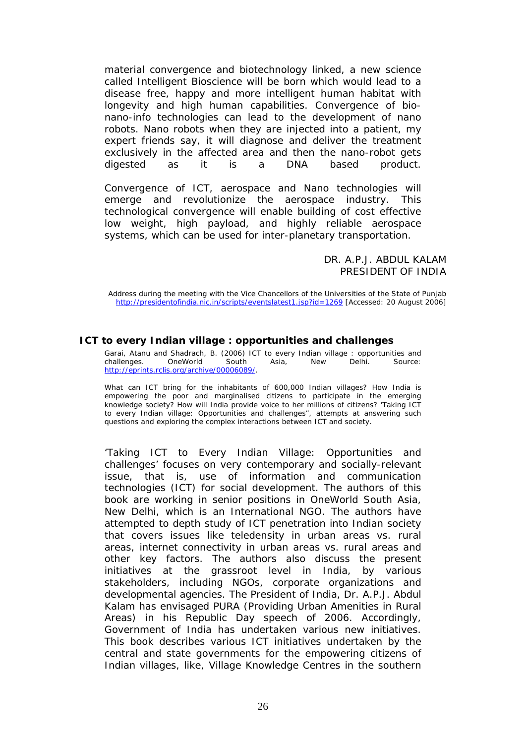material convergence and biotechnology linked, a new science called Intelligent Bioscience will be born which would lead to a disease free, happy and more intelligent human habitat with longevity and high human capabilities. Convergence of bio-nano-info technologies can lead to the development of nano robots. Nano robots when they are injected into a patient, my expert friends say, it will diagnose and deliver the treatment exclusively in the affected area and then the nano-robot gets digested as it is a DNA based product.

Convergence of ICT, aerospace and Nano technologies will emerge and revolutionize the aerospace industry. This technological convergence will enable building of cost effective low weight, high payload, and highly reliable aerospace systems, which can be used for inter-planetary transportation.

DR. A.P.J. ABDUL KALAM
PRESIDENT OF INDIA

Address during the meeting with the Vice Chancellors of the Universities of the State of Punjab http://presidentofindia.nic.in/scripts/eventslatest1.jsp?id=1269 [Accessed: 20 August 2006]

## ICT to every Indian village : opportunities and challenges

Garai, Atanu and Shadrach, B. (2006) ICT to every Indian village : opportunities and challenges. OneWorld South Asia, New Delhi. Source: http://eprints.rclis.org/archive/00006089/.

*What can ICT bring for the inhabitants of 600,000 Indian villages? How India is empowering the poor and marginalised citizens to participate in the emerging knowledge society? How will India provide voice to her millions of citizens? 'Taking ICT to every Indian village: Opportunities and challenges", attempts at answering such questions and exploring the complex interactions between ICT and society.*

'Taking ICT to Every Indian Village: Opportunities and challenges' focuses on very contemporary and socially-relevant issue, that is, use of information and communication technologies (ICT) for social development. The authors of this book are working in senior positions in OneWorld South Asia, New Delhi, which is an International NGO. The authors have attempted to depth study of ICT penetration into Indian society that covers issues like teledensity in urban areas vs. rural areas, internet connectivity in urban areas vs. rural areas and other key factors. The authors also discuss the present initiatives at the grassroot level in India, by various stakeholders, including NGOs, corporate organizations and developmental agencies. The President of India, Dr. A.P.J. Abdul Kalam has envisaged PURA (Providing Urban Amenities in Rural Areas) in his Republic Day speech of 2006. Accordingly, Government of India has undertaken various new initiatives. This book describes various ICT initiatives undertaken by the central and state governments for the empowering citizens of Indian villages, like, Village Knowledge Centres in the southern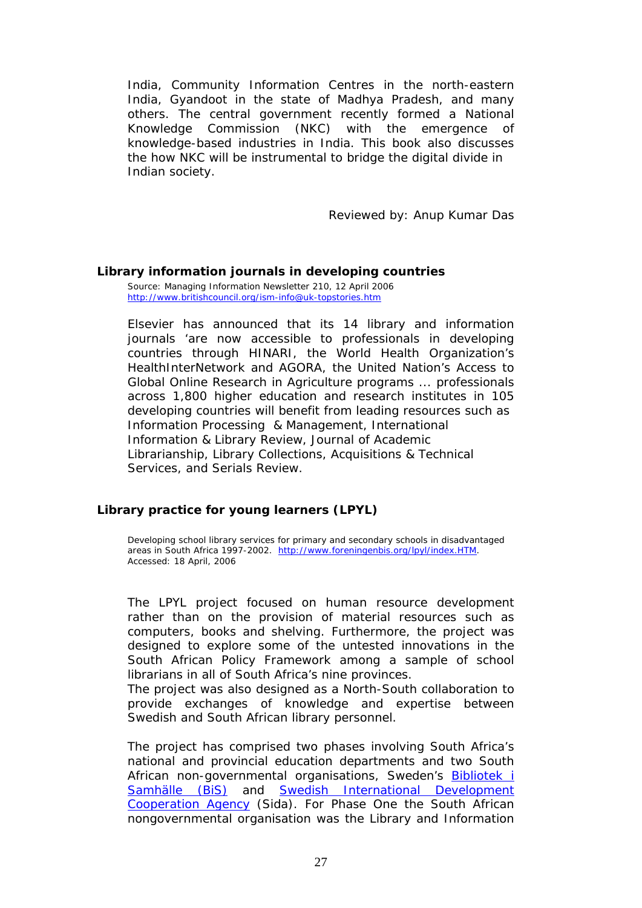India, Community Information Centres in the north-eastern India, Gyandoot in the state of Madhya Pradesh, and many others. The central government recently formed a National Knowledge Commission (NKC) with the emergence of knowledge-based industries in India. This book also discusses the how NKC will be instrumental to bridge the digital divide in Indian society.

Reviewed by: Anup Kumar Das

### Library information journals in developing countries

Source: Managing Information Newsletter 210, 12 April 2006
http://www.britishcouncil.org/ism-info@uk-topstories.htm

Elsevier has announced that its 14 library and information journals 'are now accessible to professionals in developing countries through HINARI, the World Health Organization's HealthInterNetwork and AGORA, the United Nation's Access to Global Online Research in Agriculture programs ... professionals across 1,800 higher education and research institutes in 105 developing countries will benefit from leading resources such as Information Processing & Management, International Information & Library Review, Journal of Academic Librarianship, Library Collections, Acquisitions & Technical Services, and Serials Review.

### Library practice for young learners (LPYL)

Developing school library services for primary and secondary schools in disadvantaged areas in South Africa 1997-2002. http://www.foreningenbis.org/lpyl/index.HTM. Accessed: 18 April, 2006

The LPYL project focused on human resource development rather than on the provision of material resources such as computers, books and shelving. Furthermore, the project was designed to explore some of the untested innovations in the South African Policy Framework among a sample of school librarians in all of South Africa's nine provinces.
The project was also designed as a North-South collaboration to provide exchanges of knowledge and expertise between Swedish and South African library personnel.

The project has comprised two phases involving South Africa's national and provincial education departments and two South African non-governmental organisations, Sweden's Bibliotek i Samhälle (BiS) and Swedish International Development Cooperation Agency (Sida). For Phase One the South African nongovernmental organisation was the Library and Information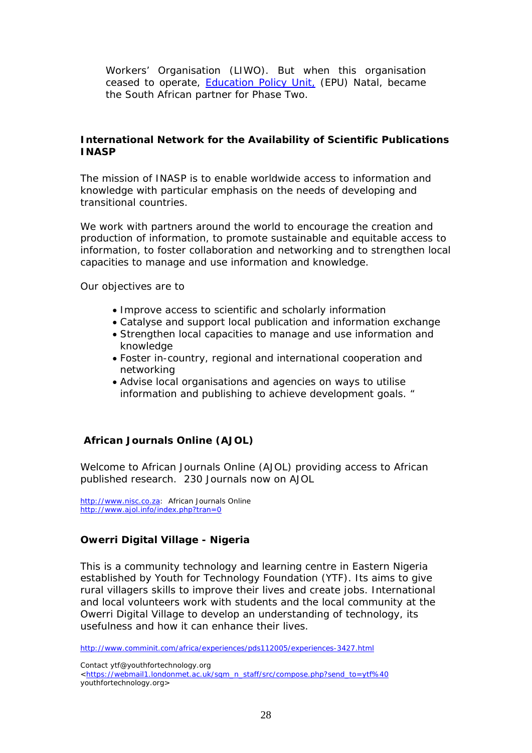Workers' Organisation (LIWO). But when this organisation ceased to operate, [Education Policy Unit,](#) (EPU) Natal, became the South African partner for Phase Two.

**International Network for the Availability of Scientific Publications INASP**

The mission of INASP is to enable worldwide access to information and knowledge with particular emphasis on the needs of developing and transitional countries.

We work with partners around the world to encourage the creation and production of information, to promote sustainable and equitable access to information, to foster collaboration and networking and to strengthen local capacities to manage and use information and knowledge.

Our objectives are to

- Improve access to scientific and scholarly information
- Catalyse and support local publication and information exchange
- Strengthen local capacities to manage and use information and knowledge
- Foster in-country, regional and international cooperation and networking
- Advise local organisations and agencies on ways to utilise information and publishing to achieve development goals. "

**African Journals Online (AJOL)**

Welcome to African Journals Online (AJOL) providing access to African published research. 230 Journals now on AJOL

http://www.nisc.co.za: African Journals Online
http://www.ajol.info/index.php?tran=0

**Owerri Digital Village - Nigeria**

This is a community technology and learning centre in Eastern Nigeria established by Youth for Technology Foundation (YTF). Its aims to give rural villagers skills to improve their lives and create jobs. International and local volunteers work with students and the local community at the Owerri Digital Village to develop an understanding of technology, its usefulness and how it can enhance their lives.

http://www.comminit.com/africa/experiences/pds112005/experiences-3427.html

Contact ytf@youthfortechnology.org
<https://webmail1.londonmet.ac.uk/sqm_n_staff/src/compose.php?send_to=ytf%40
youthfortechnology.org>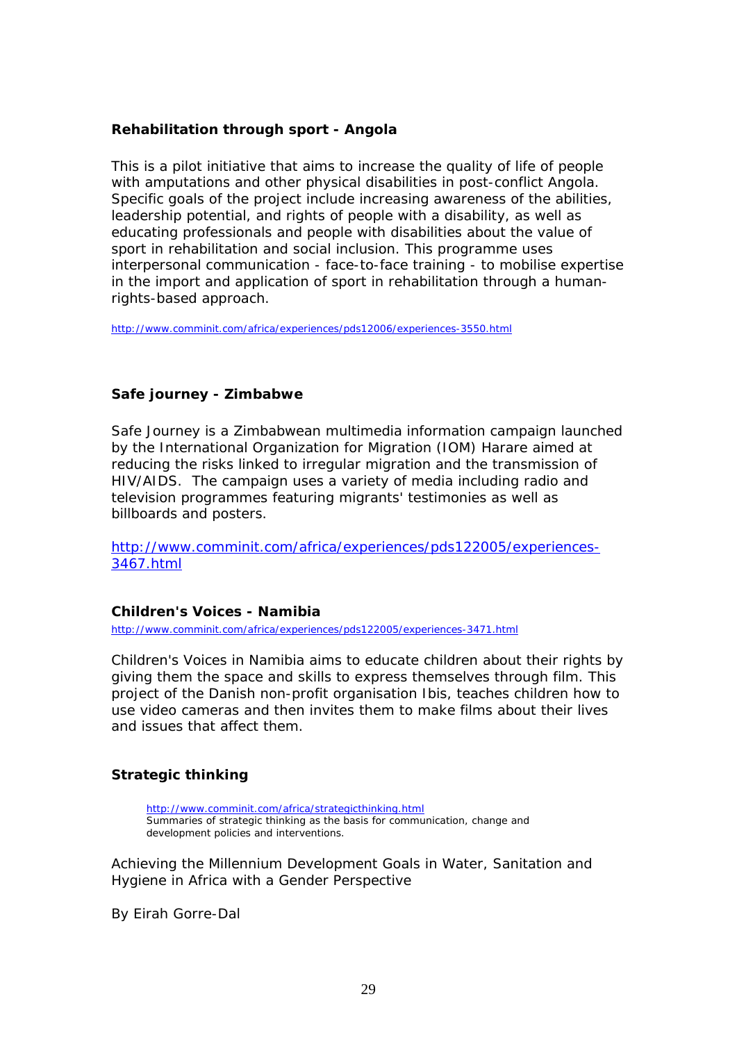### Rehabilitation through sport - Angola

This is a pilot initiative that aims to increase the quality of life of people with amputations and other physical disabilities in post-conflict Angola. Specific goals of the project include increasing awareness of the abilities, leadership potential, and rights of people with a disability, as well as educating professionals and people with disabilities about the value of sport in rehabilitation and social inclusion. This programme uses interpersonal communication - face-to-face training - to mobilise expertise in the import and application of sport in rehabilitation through a human-rights-based approach.

http://www.comminit.com/africa/experiences/pds12006/experiences-3550.html

### Safe journey - Zimbabwe

Safe Journey is a Zimbabwean multimedia information campaign launched by the International Organization for Migration (IOM) Harare aimed at reducing the risks linked to irregular migration and the transmission of HIV/AIDS. The campaign uses a variety of media including radio and television programmes featuring migrants' testimonies as well as billboards and posters.

http://www.comminit.com/africa/experiences/pds122005/experiences-3467.html

### Children's Voices - Namibia

http://www.comminit.com/africa/experiences/pds122005/experiences-3471.html

Children's Voices in Namibia aims to educate children about their rights by giving them the space and skills to express themselves through film. This project of the Danish non-profit organisation Ibis, teaches children how to use video cameras and then invites them to make films about their lives and issues that affect them.

### Strategic thinking

http://www.comminit.com/africa/strategicthinking.html
Summaries of strategic thinking as the basis for communication, change and development policies and interventions.

Achieving the Millennium Development Goals in Water, Sanitation and Hygiene in Africa with a Gender Perspective

By Eirah Gorre-Dal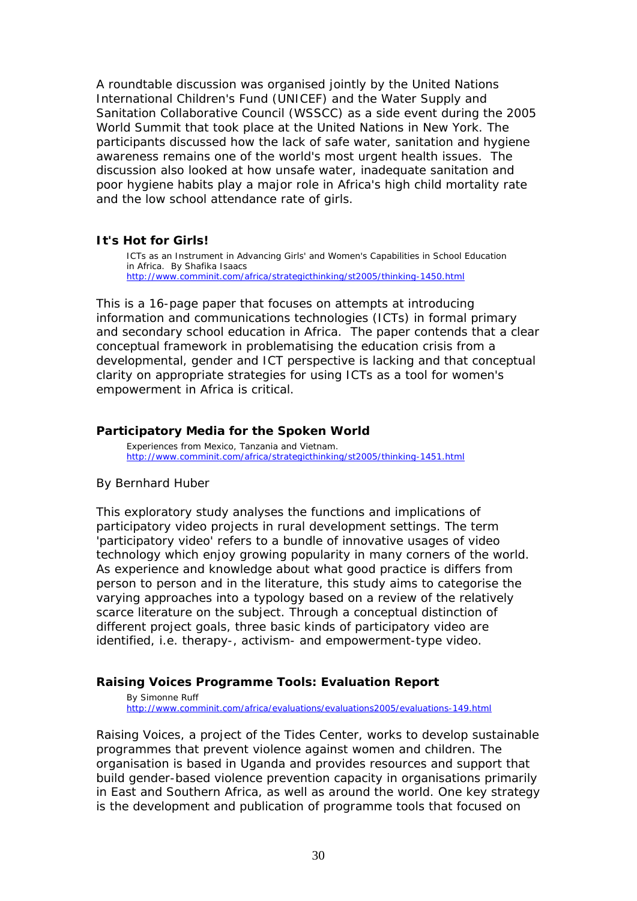A roundtable discussion was organised jointly by the United Nations International Children's Fund (UNICEF) and the Water Supply and Sanitation Collaborative Council (WSSCC) as a side event during the 2005 World Summit that took place at the United Nations in New York. The participants discussed how the lack of safe water, sanitation and hygiene awareness remains one of the world's most urgent health issues. The discussion also looked at how unsafe water, inadequate sanitation and poor hygiene habits play a major role in Africa's high child mortality rate and the low school attendance rate of girls.

### It's Hot for Girls!

ICTs as an Instrument in Advancing Girls' and Women's Capabilities in School Education in Africa. By Shafika Isaacs
http://www.comminit.com/africa/strategicthinking/st2005/thinking-1450.html

This is a 16-page paper that focuses on attempts at introducing information and communications technologies (ICTs) in formal primary and secondary school education in Africa. The paper contends that a clear conceptual framework in problematising the education crisis from a developmental, gender and ICT perspective is lacking and that conceptual clarity on appropriate strategies for using ICTs as a tool for women's empowerment in Africa is critical.

### Participatory Media for the Spoken World

Experiences from Mexico, Tanzania and Vietnam.
http://www.comminit.com/africa/strategicthinking/st2005/thinking-1451.html

By Bernhard Huber

This exploratory study analyses the functions and implications of participatory video projects in rural development settings. The term 'participatory video' refers to a bundle of innovative usages of video technology which enjoy growing popularity in many corners of the world. As experience and knowledge about what good practice is differs from person to person and in the literature, this study aims to categorise the varying approaches into a typology based on a review of the relatively scarce literature on the subject. Through a conceptual distinction of different project goals, three basic kinds of participatory video are identified, i.e. therapy-, activism- and empowerment-type video.

### Raising Voices Programme Tools: Evaluation Report

By Simonne Ruff
http://www.comminit.com/africa/evaluations/evaluations2005/evaluations-149.html

Raising Voices, a project of the Tides Center, works to develop sustainable programmes that prevent violence against women and children. The organisation is based in Uganda and provides resources and support that build gender-based violence prevention capacity in organisations primarily in East and Southern Africa, as well as around the world. One key strategy is the development and publication of programme tools that focused on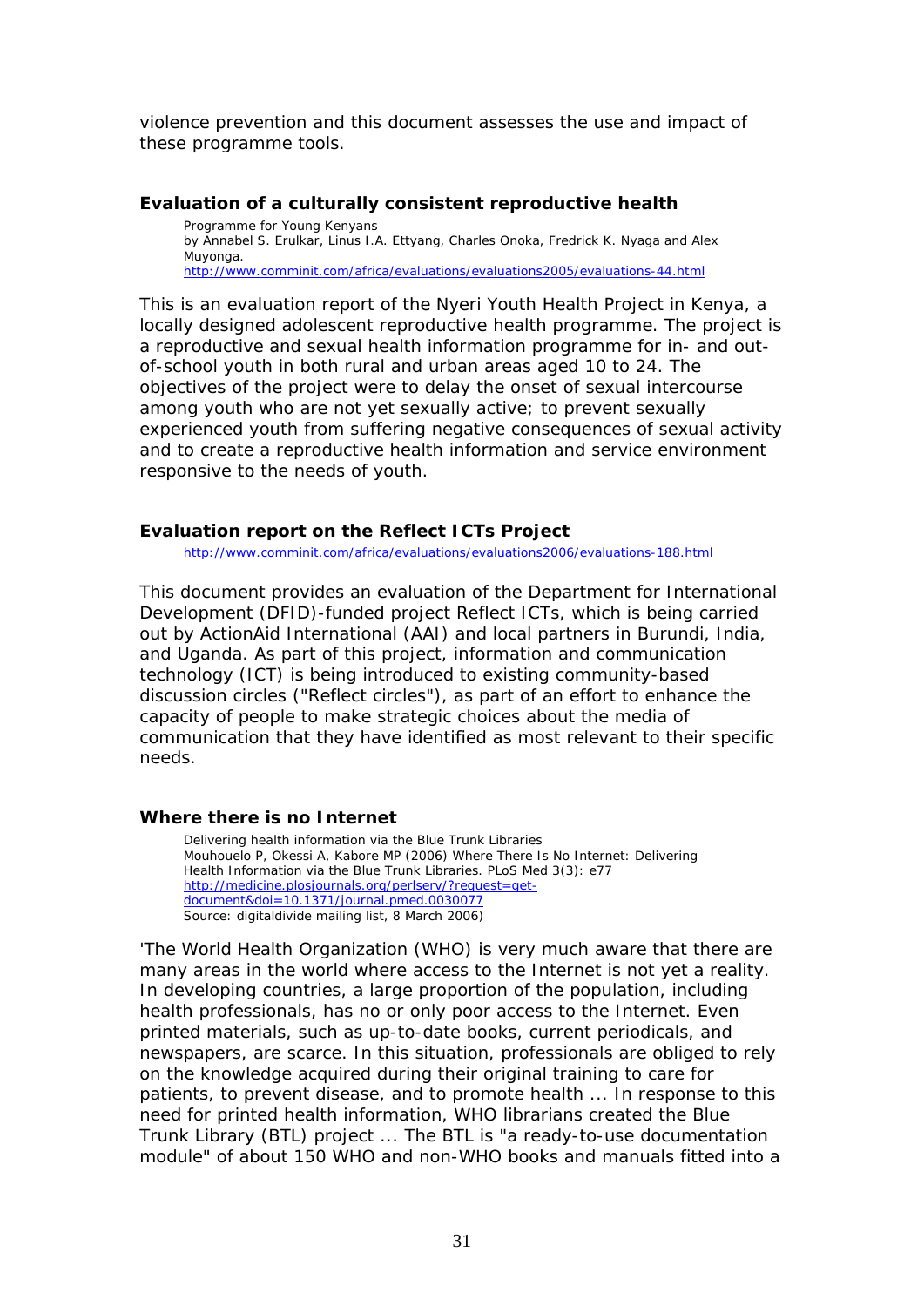violence prevention and this document assesses the use and impact of these programme tools.

### Evaluation of a culturally consistent reproductive health

Programme for Young Kenyans
by Annabel S. Erulkar, Linus I.A. Ettyang, Charles Onoka, Fredrick K. Nyaga and Alex Muyonga.
http://www.comminit.com/africa/evaluations/evaluations2005/evaluations-44.html

This is an evaluation report of the Nyeri Youth Health Project in Kenya, a locally designed adolescent reproductive health programme. The project is a reproductive and sexual health information programme for in- and out-of-school youth in both rural and urban areas aged 10 to 24. The objectives of the project were to delay the onset of sexual intercourse among youth who are not yet sexually active; to prevent sexually experienced youth from suffering negative consequences of sexual activity and to create a reproductive health information and service environment responsive to the needs of youth.

### Evaluation report on the Reflect ICTs Project

http://www.comminit.com/africa/evaluations/evaluations2006/evaluations-188.html

This document provides an evaluation of the Department for International Development (DFID)-funded project Reflect ICTs, which is being carried out by ActionAid International (AAI) and local partners in Burundi, India, and Uganda. As part of this project, information and communication technology (ICT) is being introduced to existing community-based discussion circles ("Reflect circles"), as part of an effort to enhance the capacity of people to make strategic choices about the media of communication that they have identified as most relevant to their specific needs.

### Where there is no Internet

Delivering health information via the Blue Trunk Libraries
Mouhouelo P, Okessi A, Kabore MP (2006) Where There Is No Internet: Delivering Health Information via the Blue Trunk Libraries. PLoS Med 3(3): e77
http://medicine.plosjournals.org/perlserv/?request=get-document&doi=10.1371/journal.pmed.0030077
Source: digitaldivide mailing list, 8 March 2006)

'The World Health Organization (WHO) is very much aware that there are many areas in the world where access to the Internet is not yet a reality. In developing countries, a large proportion of the population, including health professionals, has no or only poor access to the Internet. Even printed materials, such as up-to-date books, current periodicals, and newspapers, are scarce. In this situation, professionals are obliged to rely on the knowledge acquired during their original training to care for patients, to prevent disease, and to promote health ... In response to this need for printed health information, WHO librarians created the Blue Trunk Library (BTL) project ... The BTL is "a ready-to-use documentation module" of about 150 WHO and non-WHO books and manuals fitted into a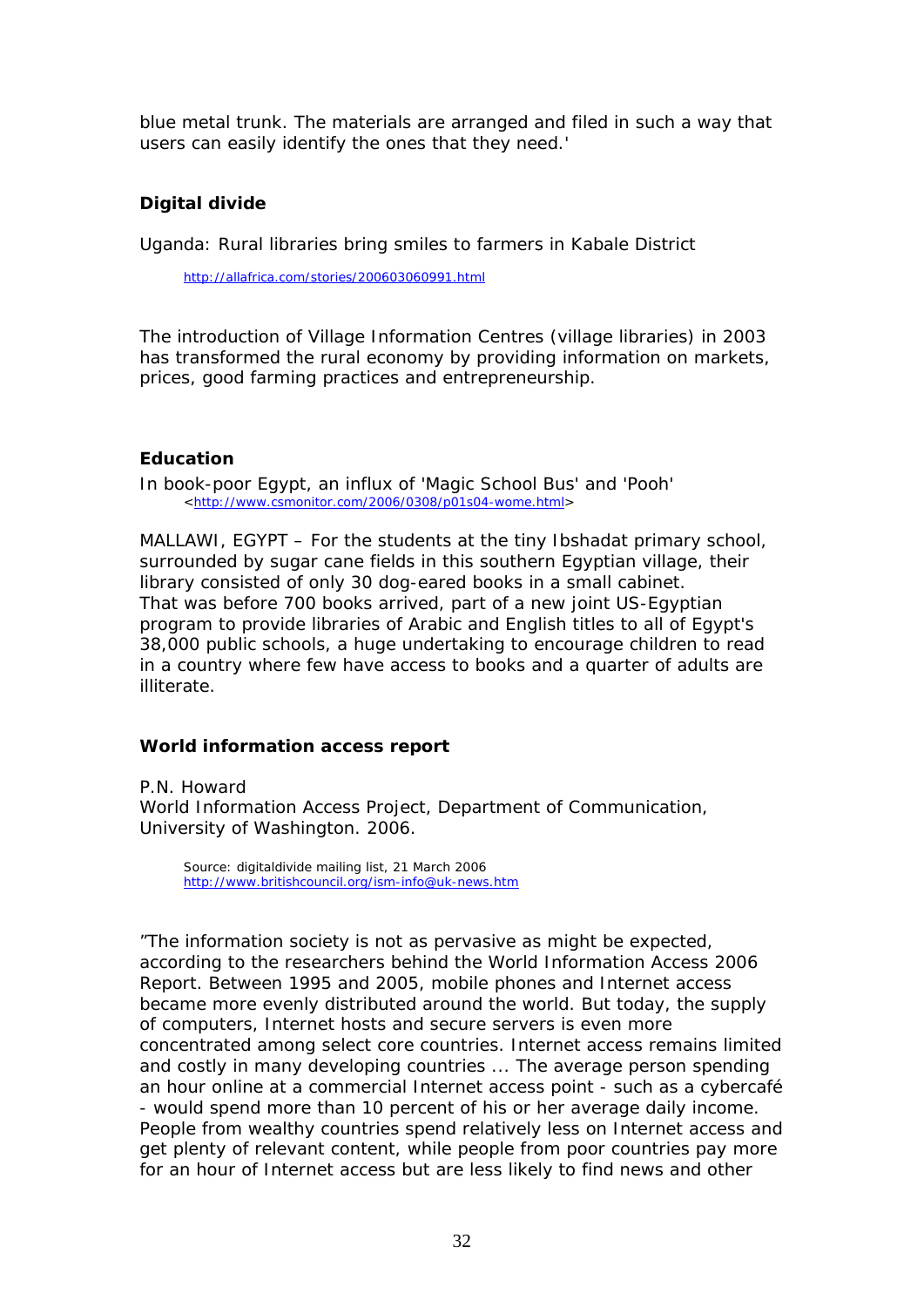blue metal trunk. The materials are arranged and filed in such a way that users can easily identify the ones that they need.'

**Digital divide**

Uganda: Rural libraries bring smiles to farmers in Kabale District

http://allafrica.com/stories/200603060991.html

The introduction of Village Information Centres (village libraries) in 2003 has transformed the rural economy by providing information on markets, prices, good farming practices and entrepreneurship.

**Education**

In book-poor Egypt, an influx of 'Magic School Bus' and 'Pooh'
<http://www.csmonitor.com/2006/0308/p01s04-wome.html>

MALLAWI, EGYPT – For the students at the tiny Ibshadat primary school, surrounded by sugar cane fields in this southern Egyptian village, their library consisted of only 30 dog-eared books in a small cabinet.
That was before 700 books arrived, part of a new joint US-Egyptian program to provide libraries of Arabic and English titles to all of Egypt's 38,000 public schools, a huge undertaking to encourage children to read in a country where few have access to books and a quarter of adults are illiterate.

**World information access report**

P.N. Howard
World Information Access Project, Department of Communication, University of Washington. 2006.

Source: digitaldivide mailing list, 21 March 2006
http://www.britishcouncil.org/ism-info@uk-news.htm

"The information society is not as pervasive as might be expected, according to the researchers behind the World Information Access 2006 Report. Between 1995 and 2005, mobile phones and Internet access became more evenly distributed around the world. But today, the supply of computers, Internet hosts and secure servers is even more concentrated among select core countries. Internet access remains limited and costly in many developing countries ... The average person spending an hour online at a commercial Internet access point - such as a cybercafé - would spend more than 10 percent of his or her average daily income. People from wealthy countries spend relatively less on Internet access and get plenty of relevant content, while people from poor countries pay more for an hour of Internet access but are less likely to find news and other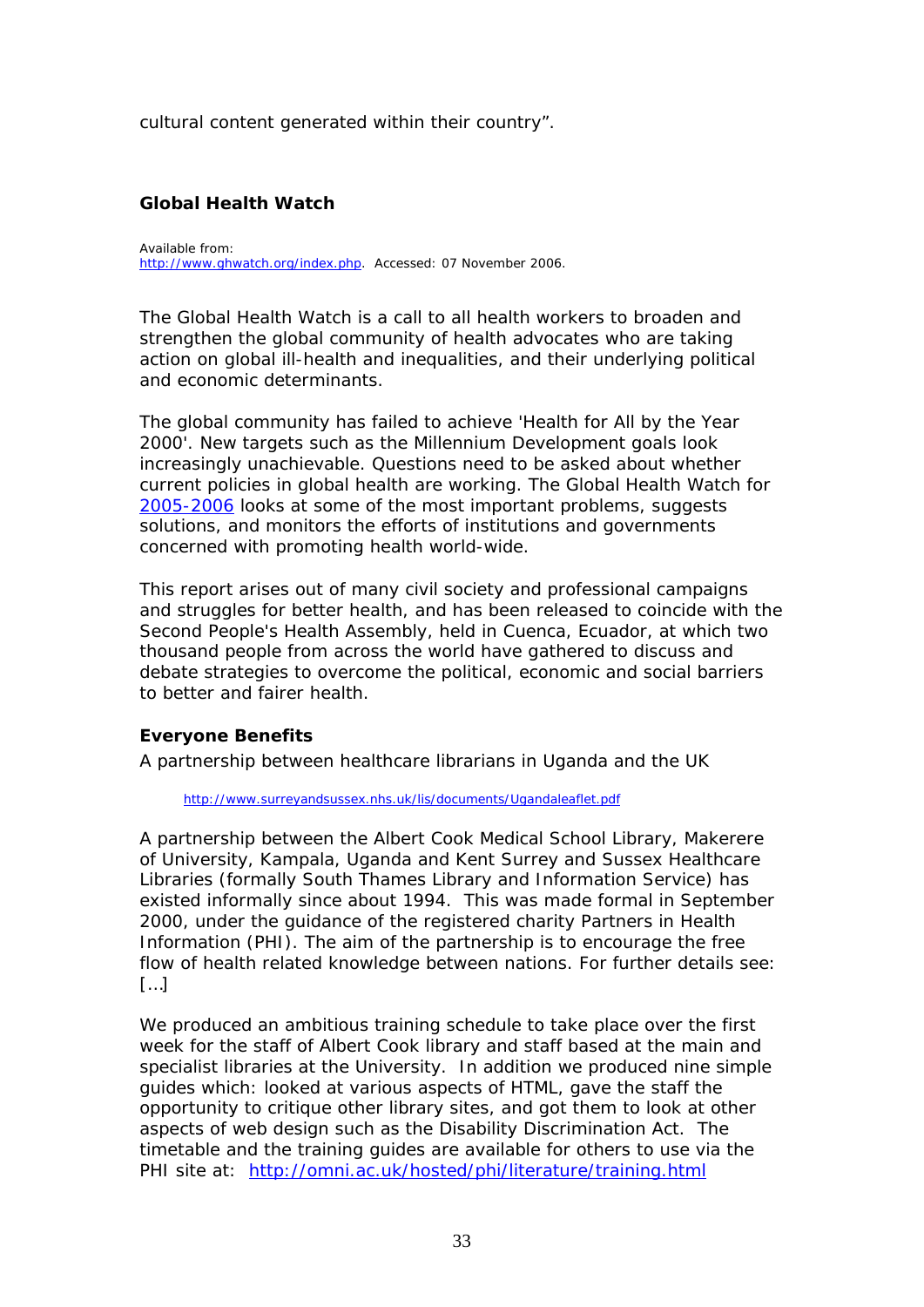cultural content generated within their country".

### Global Health Watch

Available from:
http://www.ghwatch.org/index.php. Accessed: 07 November 2006.

The Global Health Watch is a call to all health workers to broaden and strengthen the global community of health advocates who are taking action on global ill-health and inequalities, and their underlying political and economic determinants.

The global community has failed to achieve 'Health for All by the Year 2000'. New targets such as the Millennium Development goals look increasingly unachievable. Questions need to be asked about whether current policies in global health are working. The Global Health Watch for 2005-2006 looks at some of the most important problems, suggests solutions, and monitors the efforts of institutions and governments concerned with promoting health world-wide.

This report arises out of many civil society and professional campaigns and struggles for better health, and has been released to coincide with the Second People's Health Assembly, held in Cuenca, Ecuador, at which two thousand people from across the world have gathered to discuss and debate strategies to overcome the political, economic and social barriers to better and fairer health.

### Everyone Benefits

A partnership between healthcare librarians in Uganda and the UK

http://www.surreyandsussex.nhs.uk/lis/documents/Ugandaleaflet.pdf

A partnership between the Albert Cook Medical School Library, Makerere of University, Kampala, Uganda and Kent Surrey and Sussex Healthcare Libraries (formally South Thames Library and Information Service) has existed informally since about 1994. This was made formal in September 2000, under the guidance of the registered charity Partners in Health Information (PHI). The aim of the partnership is to encourage the free flow of health related knowledge between nations. For further details see: […]

We produced an ambitious training schedule to take place over the first week for the staff of Albert Cook library and staff based at the main and specialist libraries at the University. In addition we produced nine simple guides which: looked at various aspects of HTML, gave the staff the opportunity to critique other library sites, and got them to look at other aspects of web design such as the Disability Discrimination Act. The timetable and the training guides are available for others to use via the PHI site at: http://omni.ac.uk/hosted/phi/literature/training.html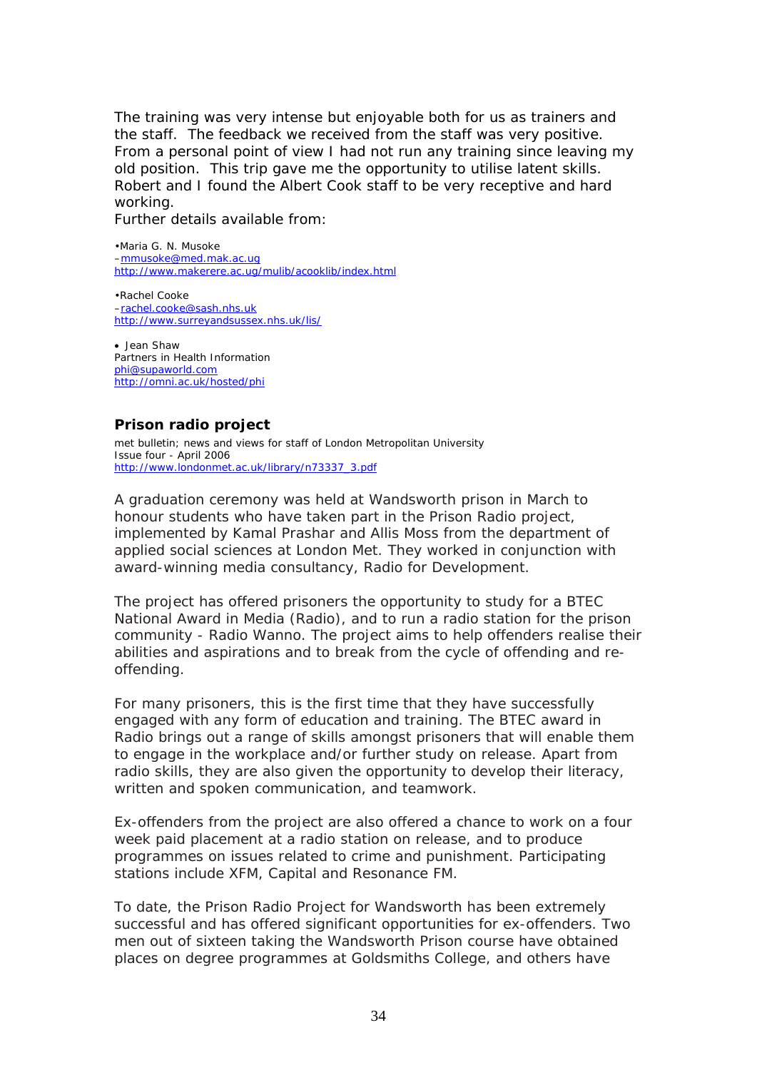The training was very intense but enjoyable both for us as trainers and the staff. The feedback we received from the staff was very positive. From a personal point of view I had not run any training since leaving my old position. This trip gave me the opportunity to utilise latent skills. Robert and I found the Albert Cook staff to be very receptive and hard working.

Further details available from:

•Maria G. N. Musoke
–mmusoke@med.mak.ac.ug
http://www.makerere.ac.ug/mulib/acooklib/index.html

•Rachel Cooke
–rachel.cooke@sash.nhs.uk
http://www.surreyandsussex.nhs.uk/lis/

- Jean Shaw
Partners in Health Information
phi@supaworld.com
http://omni.ac.uk/hosted/phi

### Prison radio project

met bulletin; news and views for staff of London Metropolitan University
Issue four - April 2006
http://www.londonmet.ac.uk/library/n73337_3.pdf

A graduation ceremony was held at Wandsworth prison in March to honour students who have taken part in the Prison Radio project, implemented by Kamal Prashar and Allis Moss from the department of applied social sciences at London Met. They worked in conjunction with award-winning media consultancy, Radio for Development.

The project has offered prisoners the opportunity to study for a BTEC National Award in Media (Radio), and to run a radio station for the prison community - Radio Wanno. The project aims to help offenders realise their abilities and aspirations and to break from the cycle of offending and re-offending.

For many prisoners, this is the first time that they have successfully engaged with any form of education and training. The BTEC award in Radio brings out a range of skills amongst prisoners that will enable them to engage in the workplace and/or further study on release. Apart from radio skills, they are also given the opportunity to develop their literacy, written and spoken communication, and teamwork.

Ex-offenders from the project are also offered a chance to work on a four week paid placement at a radio station on release, and to produce programmes on issues related to crime and punishment. Participating stations include XFM, Capital and Resonance FM.

To date, the Prison Radio Project for Wandsworth has been extremely successful and has offered significant opportunities for ex-offenders. Two men out of sixteen taking the Wandsworth Prison course have obtained places on degree programmes at Goldsmiths College, and others have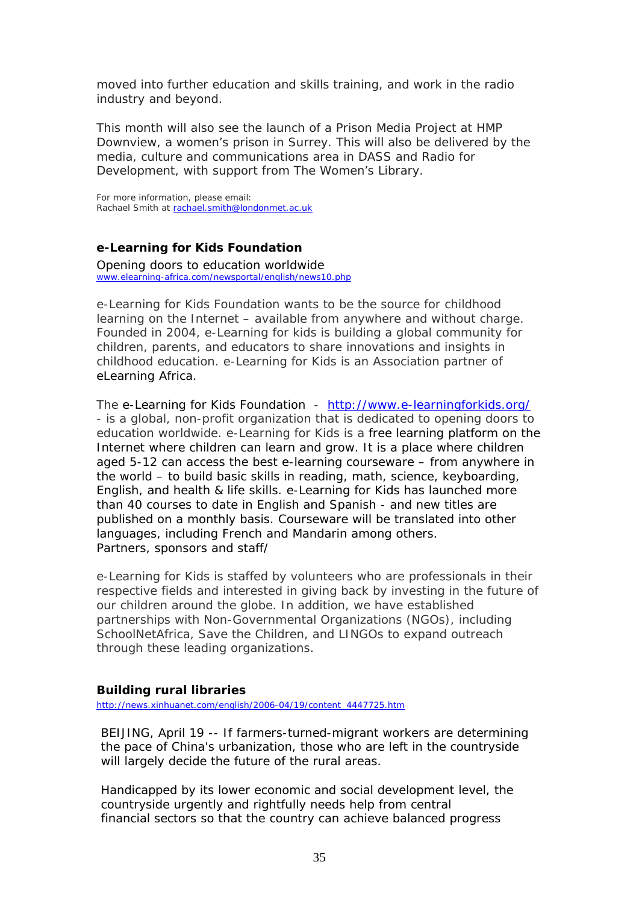moved into further education and skills training, and work in the radio industry and beyond.

This month will also see the launch of a Prison Media Project at HMP Downview, a women's prison in Surrey. This will also be delivered by the media, culture and communications area in DASS and Radio for Development, with support from The Women's Library.

For more information, please email:
Rachael Smith at rachael.smith@londonmet.ac.uk

### e-Learning for Kids Foundation

Opening doors to education worldwide
www.elearning-africa.com/newsportal/english/news10.php

e-Learning for Kids Foundation wants to be the source for childhood learning on the Internet – available from anywhere and without charge. Founded in 2004, e-Learning for kids is building a global community for children, parents, and educators to share innovations and insights in childhood education. e-Learning for Kids is an Association partner of eLearning Africa.

The e-Learning for Kids Foundation - http://www.e-learningforkids.org/ - is a global, non-profit organization that is dedicated to opening doors to education worldwide. e-Learning for Kids is a free learning platform on the Internet where children can learn and grow. It is a place where children aged 5-12 can access the best e-learning courseware – from anywhere in the world – to build basic skills in reading, math, science, keyboarding, English, and health & life skills. e-Learning for Kids has launched more than 40 courses to date in English and Spanish - and new titles are published on a monthly basis. Courseware will be translated into other languages, including French and Mandarin among others.
Partners, sponsors and staff/

e-Learning for Kids is staffed by volunteers who are professionals in their respective fields and interested in giving back by investing in the future of our children around the globe. In addition, we have established partnerships with Non-Governmental Organizations (NGOs), including SchoolNetAfrica, Save the Children, and LINGOs to expand outreach through these leading organizations.

### Building rural libraries

http://news.xinhuanet.com/english/2006-04/19/content_4447725.htm

BEIJING, April 19 -- If farmers-turned-migrant workers are determining the pace of China's urbanization, those who are left in the countryside will largely decide the future of the rural areas.

Handicapped by its lower economic and social development level, the countryside urgently and rightfully needs help from central financial sectors so that the country can achieve balanced progress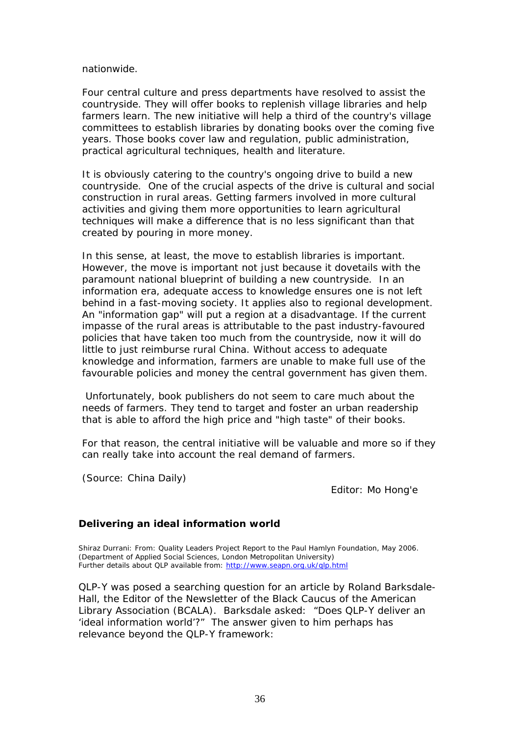nationwide.

Four central culture and press departments have resolved to assist the countryside. They will offer books to replenish village libraries and help farmers learn. The new initiative will help a third of the country's village committees to establish libraries by donating books over the coming five years. Those books cover law and regulation, public administration, practical agricultural techniques, health and literature.

It is obviously catering to the country's ongoing drive to build a new countryside. One of the crucial aspects of the drive is cultural and social construction in rural areas. Getting farmers involved in more cultural activities and giving them more opportunities to learn agricultural techniques will make a difference that is no less significant than that created by pouring in more money.

In this sense, at least, the move to establish libraries is important. However, the move is important not just because it dovetails with the paramount national blueprint of building a new countryside. In an information era, adequate access to knowledge ensures one is not left behind in a fast-moving society. It applies also to regional development. An "information gap" will put a region at a disadvantage. If the current impasse of the rural areas is attributable to the past industry-favoured policies that have taken too much from the countryside, now it will do little to just reimburse rural China. Without access to adequate knowledge and information, farmers are unable to make full use of the favourable policies and money the central government has given them.

Unfortunately, book publishers do not seem to care much about the needs of farmers. They tend to target and foster an urban readership that is able to afford the high price and "high taste" of their books.

For that reason, the central initiative will be valuable and more so if they can really take into account the real demand of farmers.

(Source: China Daily)

Editor: Mo Hong'e

### Delivering an ideal information world

Shiraz Durrani: From: Quality Leaders Project Report to the Paul Hamlyn Foundation, May 2006. (Department of Applied Social Sciences, London Metropolitan University)
Further details about QLP available from: http://www.seapn.org.uk/qlp.html

QLP-Y was posed a searching question for an article by Roland Barksdale-Hall, the Editor of the Newsletter of the Black Caucus of the American Library Association (BCALA). Barksdale asked: "Does QLP-Y deliver an 'ideal information world'?" The answer given to him perhaps has relevance beyond the QLP-Y framework: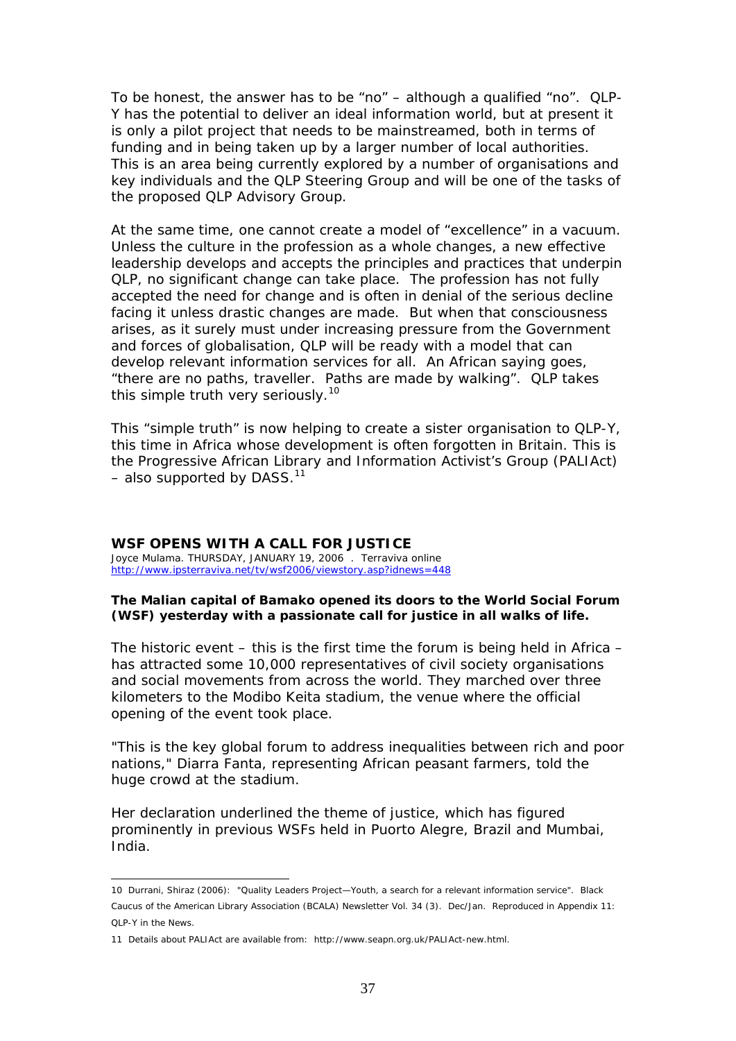To be honest, the answer has to be "no" – although a qualified "no". QLP-Y has the potential to deliver an ideal information world, but at present it is only a pilot project that needs to be mainstreamed, both in terms of funding and in being taken up by a larger number of local authorities. This is an area being currently explored by a number of organisations and key individuals and the QLP Steering Group and will be one of the tasks of the proposed QLP Advisory Group.

At the same time, one cannot create a model of "excellence" in a vacuum. Unless the culture in the profession as a whole changes, a new effective leadership develops and accepts the principles and practices that underpin QLP, no significant change can take place. The profession has not fully accepted the need for change and is often in denial of the serious decline facing it unless drastic changes are made. But when that consciousness arises, as it surely must under increasing pressure from the Government and forces of globalisation, QLP will be ready with a model that can develop relevant information services for all. An African saying goes, "there are no paths, traveller. Paths are made by walking". QLP takes this simple truth very seriously.[10]

This "simple truth" is now helping to create a sister organisation to QLP-Y, this time in Africa whose development is often forgotten in Britain. This is the Progressive African Library and Information Activist's Group (PALIAct) – also supported by DASS.[11]

## WSF OPENS WITH A CALL FOR JUSTICE

Joyce Mulama. THURSDAY, JANUARY 19, 2006 . Terraviva online
http://www.ipsterraviva.net/tv/wsf2006/viewstory.asp?idnews=448

**The Malian capital of Bamako opened its doors to the World Social Forum (WSF) yesterday with a passionate call for justice in all walks of life.**

The historic event – this is the first time the forum is being held in Africa – has attracted some 10,000 representatives of civil society organisations and social movements from across the world. They marched over three kilometers to the Modibo Keita stadium, the venue where the official opening of the event took place.

"This is the key global forum to address inequalities between rich and poor nations," Diarra Fanta, representing African peasant farmers, told the huge crowd at the stadium.

Her declaration underlined the theme of justice, which has figured prominently in previous WSFs held in Puorto Alegre, Brazil and Mumbai, India.

---

10 Durrani, Shiraz (2006): "Quality Leaders Project—Youth, a search for a relevant information service". Black Caucus of the American Library Association (BCALA) Newsletter Vol. 34 (3). Dec/Jan. Reproduced in Appendix 11: QLP-Y in the News.

11 Details about PALIAct are available from: http://www.seapn.org.uk/PALIAct-new.html.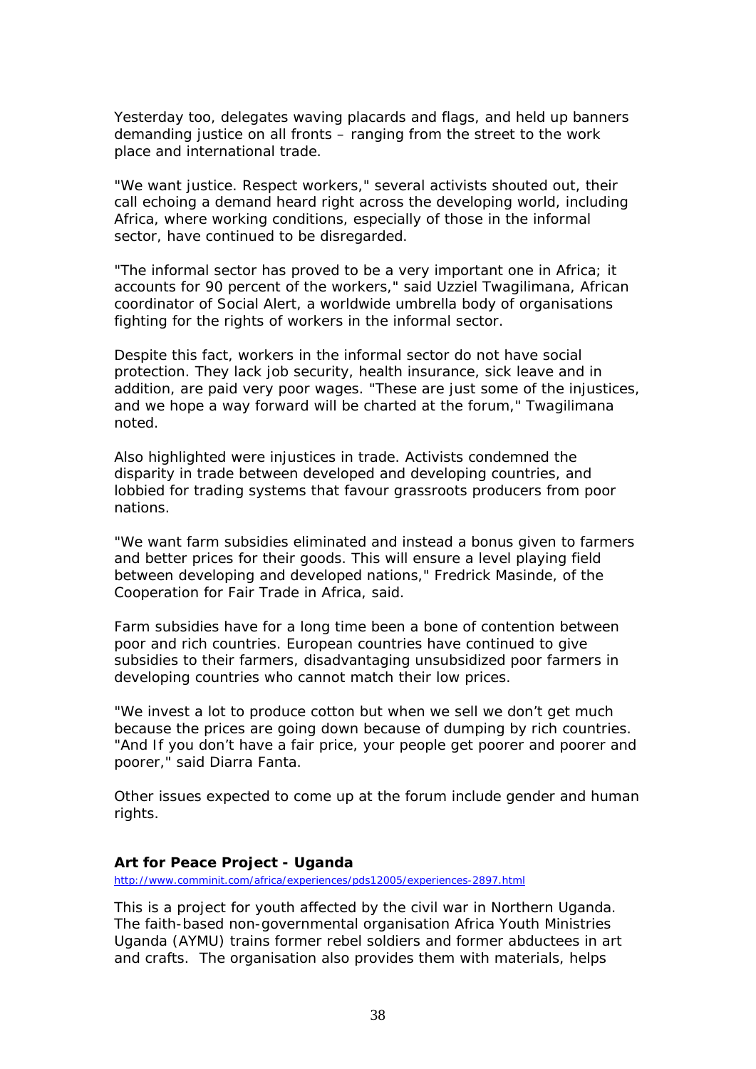Yesterday too, delegates waving placards and flags, and held up banners demanding justice on all fronts – ranging from the street to the work place and international trade.

"We want justice. Respect workers," several activists shouted out, their call echoing a demand heard right across the developing world, including Africa, where working conditions, especially of those in the informal sector, have continued to be disregarded.

"The informal sector has proved to be a very important one in Africa; it accounts for 90 percent of the workers," said Uzziel Twagilimana, African coordinator of Social Alert, a worldwide umbrella body of organisations fighting for the rights of workers in the informal sector.

Despite this fact, workers in the informal sector do not have social protection. They lack job security, health insurance, sick leave and in addition, are paid very poor wages. "These are just some of the injustices, and we hope a way forward will be charted at the forum," Twagilimana noted.

Also highlighted were injustices in trade. Activists condemned the disparity in trade between developed and developing countries, and lobbied for trading systems that favour grassroots producers from poor nations.

"We want farm subsidies eliminated and instead a bonus given to farmers and better prices for their goods. This will ensure a level playing field between developing and developed nations," Fredrick Masinde, of the Cooperation for Fair Trade in Africa, said.

Farm subsidies have for a long time been a bone of contention between poor and rich countries. European countries have continued to give subsidies to their farmers, disadvantaging unsubsidized poor farmers in developing countries who cannot match their low prices.

"We invest a lot to produce cotton but when we sell we don't get much because the prices are going down because of dumping by rich countries. "And If you don't have a fair price, your people get poorer and poorer and poorer," said Diarra Fanta.

Other issues expected to come up at the forum include gender and human rights.

### Art for Peace Project - Uganda

http://www.comminit.com/africa/experiences/pds12005/experiences-2897.html

This is a project for youth affected by the civil war in Northern Uganda. The faith-based non-governmental organisation Africa Youth Ministries Uganda (AYMU) trains former rebel soldiers and former abductees in art and crafts. The organisation also provides them with materials, helps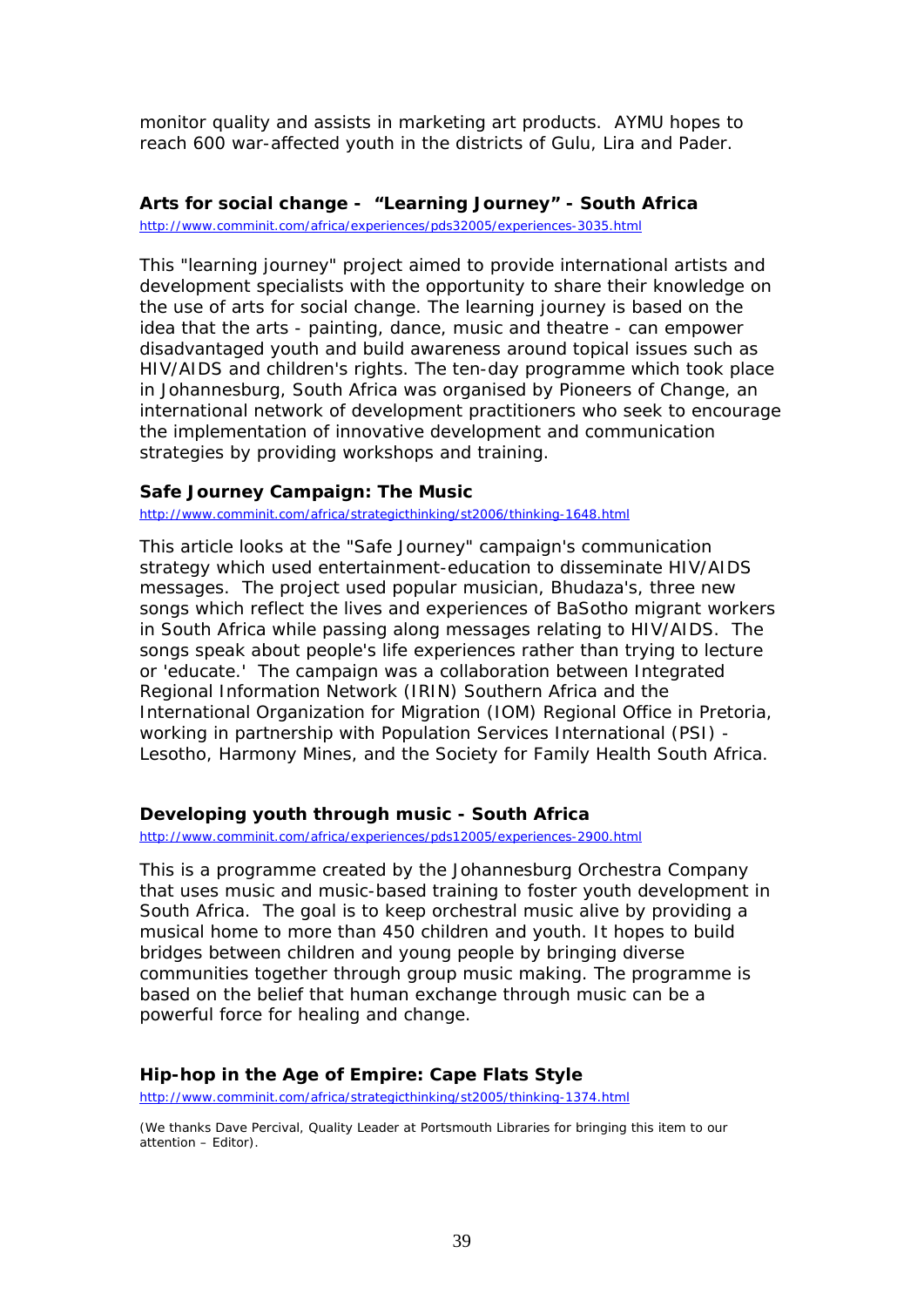monitor quality and assists in marketing art products. AYMU hopes to reach 600 war-affected youth in the districts of Gulu, Lira and Pader.

### Arts for social change - "Learning Journey" - South Africa

http://www.comminit.com/africa/experiences/pds32005/experiences-3035.html

This "learning journey" project aimed to provide international artists and development specialists with the opportunity to share their knowledge on the use of arts for social change. The learning journey is based on the idea that the arts - painting, dance, music and theatre - can empower disadvantaged youth and build awareness around topical issues such as HIV/AIDS and children's rights. The ten-day programme which took place in Johannesburg, South Africa was organised by Pioneers of Change, an international network of development practitioners who seek to encourage the implementation of innovative development and communication strategies by providing workshops and training.

### Safe Journey Campaign: The Music

http://www.comminit.com/africa/strategicthinking/st2006/thinking-1648.html

This article looks at the "Safe Journey" campaign's communication strategy which used entertainment-education to disseminate HIV/AIDS messages. The project used popular musician, Bhudaza's, three new songs which reflect the lives and experiences of BaSotho migrant workers in South Africa while passing along messages relating to HIV/AIDS. The songs speak about people's life experiences rather than trying to lecture or 'educate.' The campaign was a collaboration between Integrated Regional Information Network (IRIN) Southern Africa and the International Organization for Migration (IOM) Regional Office in Pretoria, working in partnership with Population Services International (PSI) - Lesotho, Harmony Mines, and the Society for Family Health South Africa.

### Developing youth through music - South Africa

http://www.comminit.com/africa/experiences/pds12005/experiences-2900.html

This is a programme created by the Johannesburg Orchestra Company that uses music and music-based training to foster youth development in South Africa. The goal is to keep orchestral music alive by providing a musical home to more than 450 children and youth. It hopes to build bridges between children and young people by bringing diverse communities together through group music making. The programme is based on the belief that human exchange through music can be a powerful force for healing and change.

### Hip-hop in the Age of Empire: Cape Flats Style

http://www.comminit.com/africa/strategicthinking/st2005/thinking-1374.html

(We thanks Dave Percival, Quality Leader at Portsmouth Libraries for bringing this item to our attention – Editor).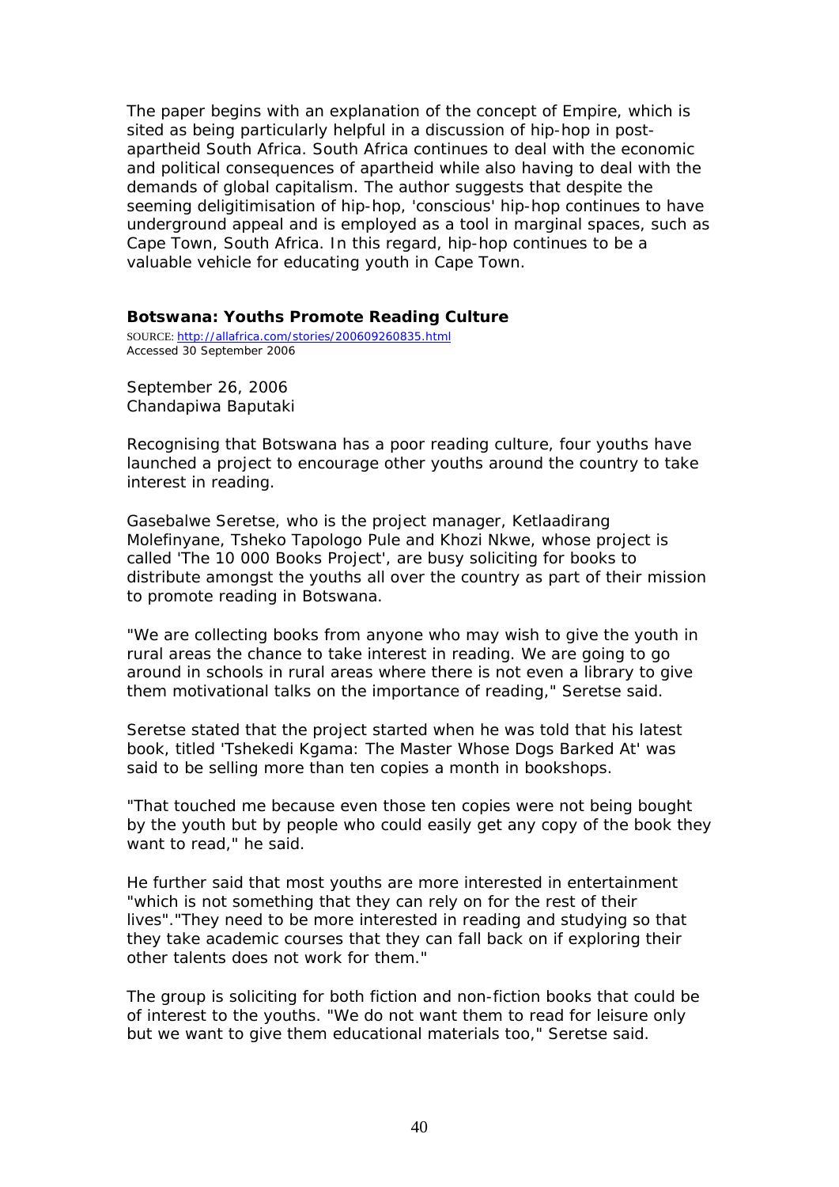The paper begins with an explanation of the concept of Empire, which is sited as being particularly helpful in a discussion of hip-hop in post-apartheid South Africa. South Africa continues to deal with the economic and political consequences of apartheid while also having to deal with the demands of global capitalism. The author suggests that despite the seeming deligitimisation of hip-hop, 'conscious' hip-hop continues to have underground appeal and is employed as a tool in marginal spaces, such as Cape Town, South Africa. In this regard, hip-hop continues to be a valuable vehicle for educating youth in Cape Town.

### Botswana: Youths Promote Reading Culture

SOURCE: http://allafrica.com/stories/200609260835.html
Accessed 30 September 2006

September 26, 2006
Chandapiwa Baputaki

Recognising that Botswana has a poor reading culture, four youths have launched a project to encourage other youths around the country to take interest in reading.

Gasebalwe Seretse, who is the project manager, Ketlaadirang Molefinyane, Tsheko Tapologo Pule and Khozi Nkwe, whose project is called 'The 10 000 Books Project', are busy soliciting for books to distribute amongst the youths all over the country as part of their mission to promote reading in Botswana.

"We are collecting books from anyone who may wish to give the youth in rural areas the chance to take interest in reading. We are going to go around in schools in rural areas where there is not even a library to give them motivational talks on the importance of reading," Seretse said.

Seretse stated that the project started when he was told that his latest book, titled 'Tshekedi Kgama: The Master Whose Dogs Barked At' was said to be selling more than ten copies a month in bookshops.

"That touched me because even those ten copies were not being bought by the youth but by people who could easily get any copy of the book they want to read," he said.

He further said that most youths are more interested in entertainment "which is not something that they can rely on for the rest of their lives"."They need to be more interested in reading and studying so that they take academic courses that they can fall back on if exploring their other talents does not work for them."

The group is soliciting for both fiction and non-fiction books that could be of interest to the youths. "We do not want them to read for leisure only but we want to give them educational materials too," Seretse said.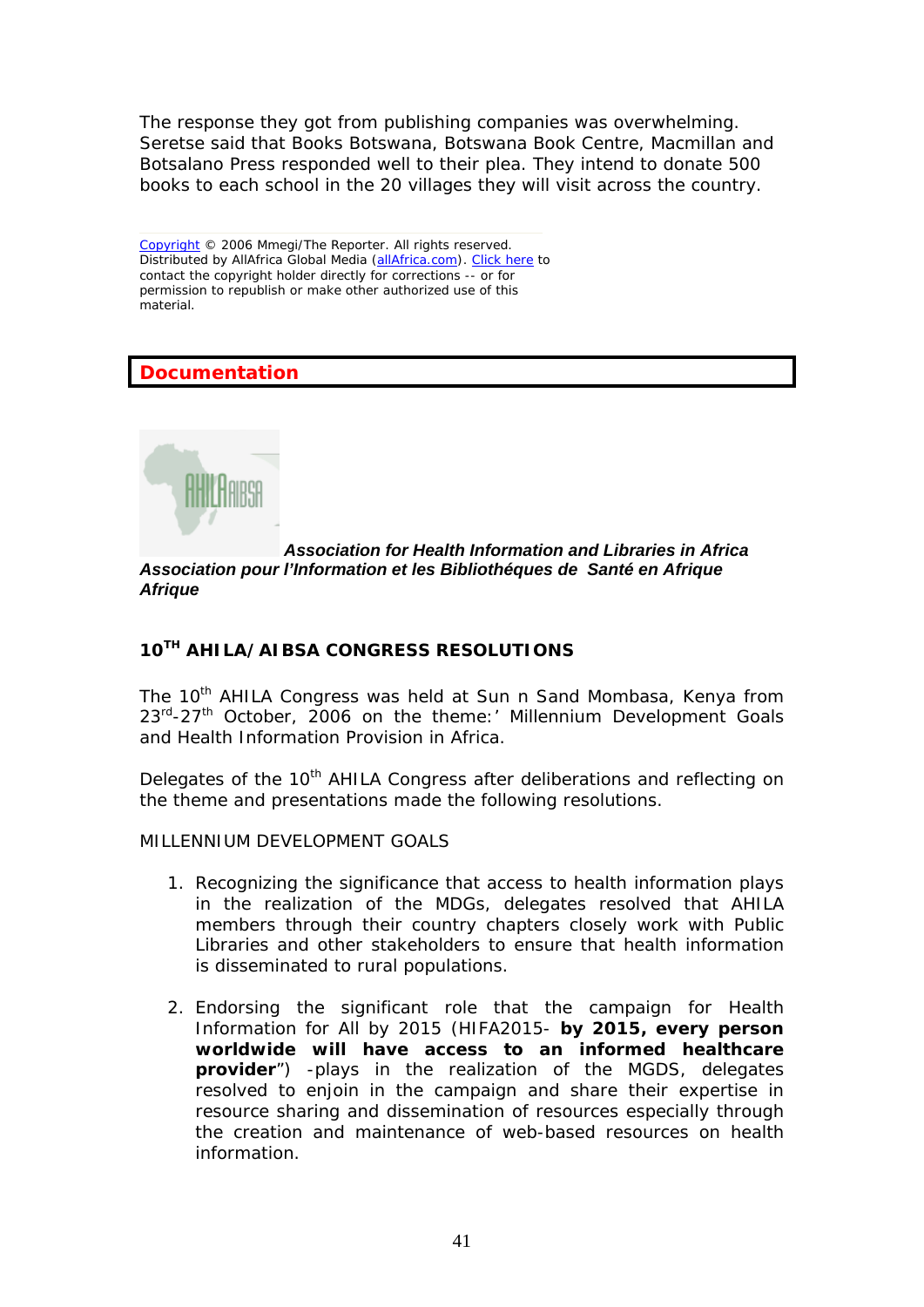The response they got from publishing companies was overwhelming. Seretse said that Books Botswana, Botswana Book Centre, Macmillan and Botsalano Press responded well to their plea. They intend to donate 500 books to each school in the 20 villages they will visit across the country.

Copyright © 2006 Mmegi/The Reporter. All rights reserved. Distributed by AllAfrica Global Media (allAfrica.com). Click here to contact the copyright holder directly for corrections -- or for permission to republish or make other authorized use of this material.

## Documentation

***Association for Health Information and Libraries in Africa***
***Association pour l'Information et les Bibliothéques de Santé en Afrique Afrique***

### 10TH AHILA/AIBSA CONGRESS RESOLUTIONS

The 10th AHILA Congress was held at Sun n Sand Mombasa, Kenya from 23rd-27th October, 2006 on the theme:' Millennium Development Goals and Health Information Provision in Africa.

Delegates of the 10th AHILA Congress after deliberations and reflecting on the theme and presentations made the following resolutions.

MILLENNIUM DEVELOPMENT GOALS

1. Recognizing the significance that access to health information plays in the realization of the MDGs, delegates resolved that AHILA members through their country chapters closely work with Public Libraries and other stakeholders to ensure that health information is disseminated to rural populations.

2. Endorsing the significant role that the campaign for Health Information for All by 2015 (HIFA2015- **by 2015, every person worldwide will have access to an informed healthcare provider**") -plays in the realization of the MGDS, delegates resolved to enjoin in the campaign and share their expertise in resource sharing and dissemination of resources especially through the creation and maintenance of web-based resources on health information.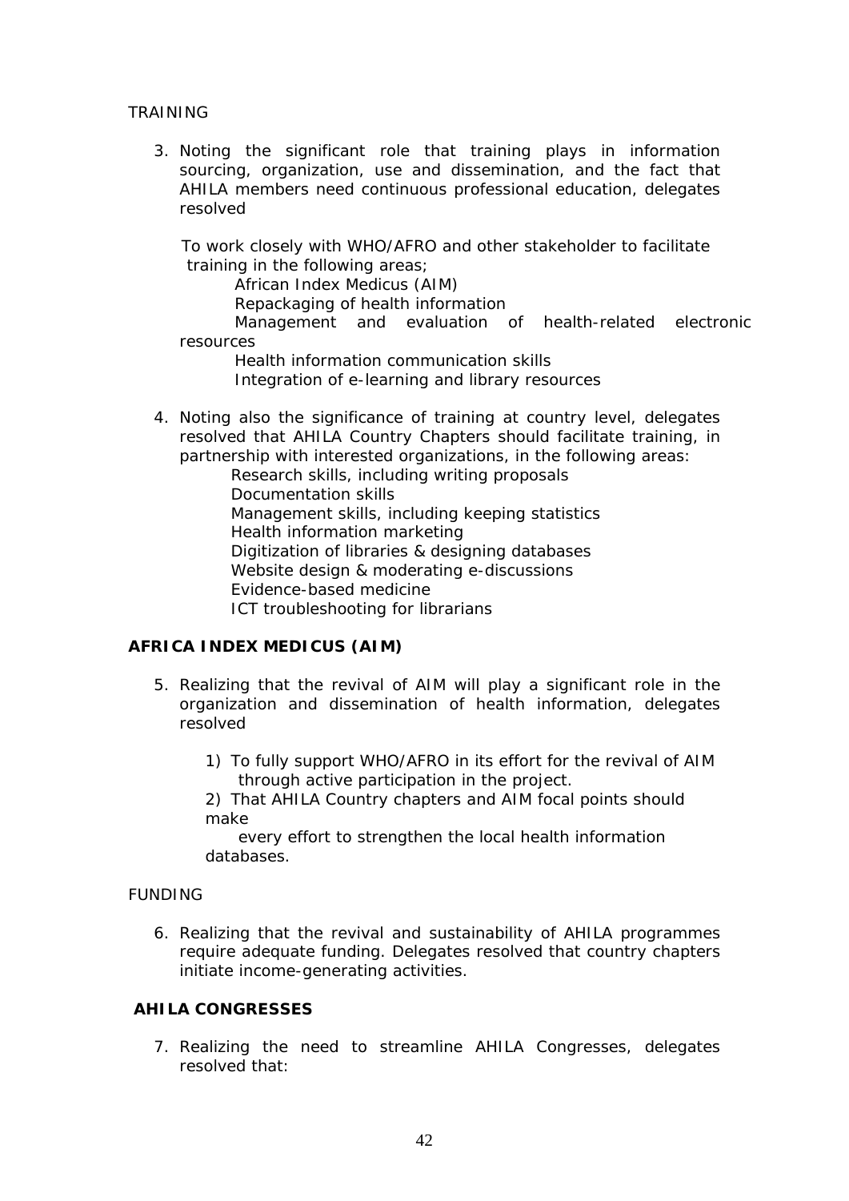TRAINING

3. Noting the significant role that training plays in information sourcing, organization, use and dissemination, and the fact that AHILA members need continuous professional education, delegates resolved

   To work closely with WHO/AFRO and other stakeholder to facilitate training in the following areas;

   - African Index Medicus (AIM)
   - Repackaging of health information
   - Management and evaluation of health-related electronic resources
   - Health information communication skills
   - Integration of e-learning and library resources

4. Noting also the significance of training at country level, delegates resolved that AHILA Country Chapters should facilitate training, in partnership with interested organizations, in the following areas:

   - Research skills, including writing proposals
   - Documentation skills
   - Management skills, including keeping statistics
   - Health information marketing
   - Digitization of libraries & designing databases
   - Website design & moderating e-discussions
   - Evidence-based medicine
   - ICT troubleshooting for librarians

**AFRICA INDEX MEDICUS (AIM)**

5. Realizing that the revival of AIM will play a significant role in the organization and dissemination of health information, delegates resolved

   1) To fully support WHO/AFRO in its effort for the revival of AIM through active participation in the project.

   2) That AHILA Country chapters and AIM focal points should make every effort to strengthen the local health information databases.

FUNDING

6. Realizing that the revival and sustainability of AHILA programmes require adequate funding. Delegates resolved that country chapters initiate income-generating activities.

**AHILA CONGRESSES**

7. Realizing the need to streamline AHILA Congresses, delegates resolved that: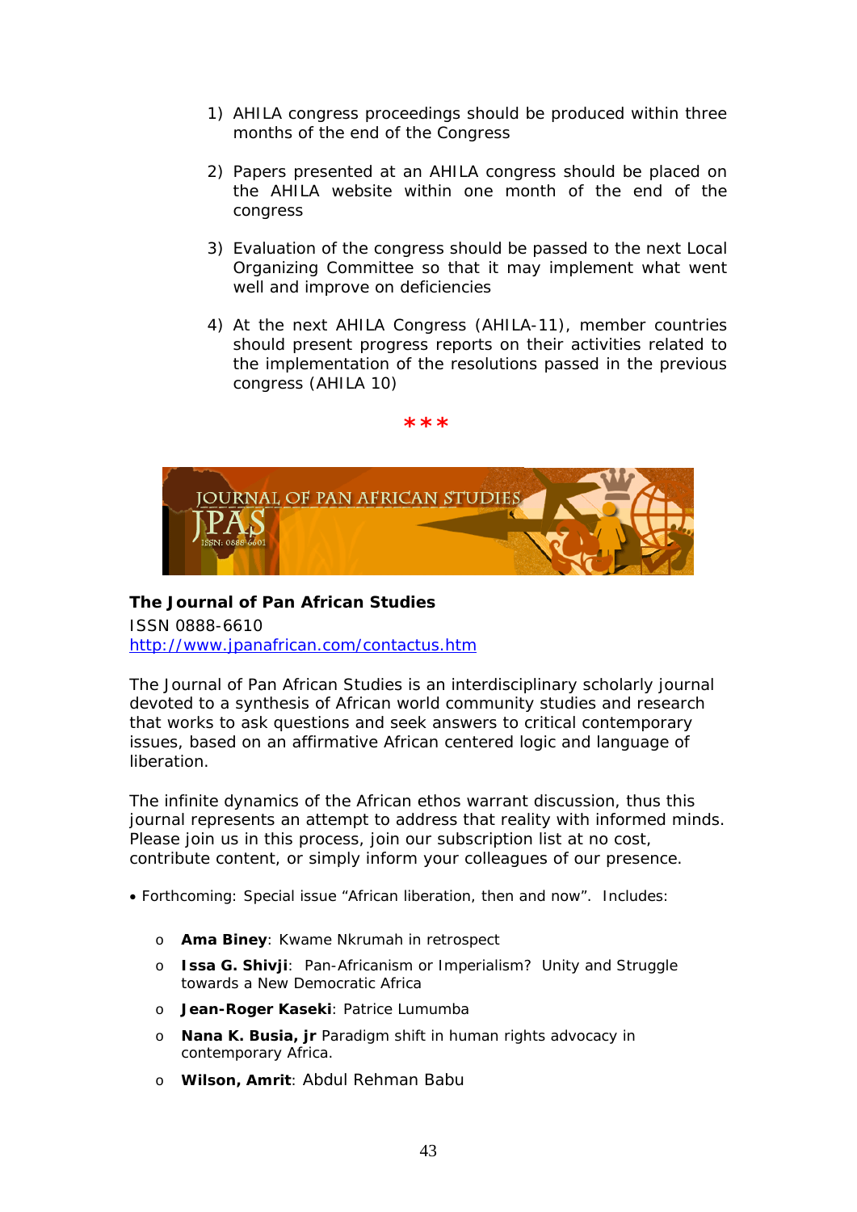1) AHILA congress proceedings should be produced within three months of the end of the Congress

2) Papers presented at an AHILA congress should be placed on the AHILA website within one month of the end of the congress

3) Evaluation of the congress should be passed to the next Local Organizing Committee so that it may implement what went well and improve on deficiencies

4) At the next AHILA Congress (AHILA-11), member countries should present progress reports on their activities related to the implementation of the resolutions passed in the previous congress (AHILA 10)

***

**The Journal of Pan African Studies**
ISSN 0888-6610
http://www.jpanafrican.com/contactus.htm

The Journal of Pan African Studies is an interdisciplinary scholarly journal devoted to a synthesis of African world community studies and research that works to ask questions and seek answers to critical contemporary issues, based on an affirmative African centered logic and language of liberation.

The infinite dynamics of the African ethos warrant discussion, thus this journal represents an attempt to address that reality with informed minds. Please join us in this process, join our subscription list at no cost, contribute content, or simply inform your colleagues of our presence.

- Forthcoming: Special issue “African liberation, then and now”. Includes:
    - **Ama Biney**: Kwame Nkrumah in retrospect
    - **Issa G. Shivji**: Pan-Africanism or Imperialism? Unity and Struggle towards a New Democratic Africa
    - **Jean-Roger Kaseki**: Patrice Lumumba
    - **Nana K. Busia, jr** Paradigm shift in human rights advocacy in contemporary Africa.
    - **Wilson, Amrit**: Abdul Rehman Babu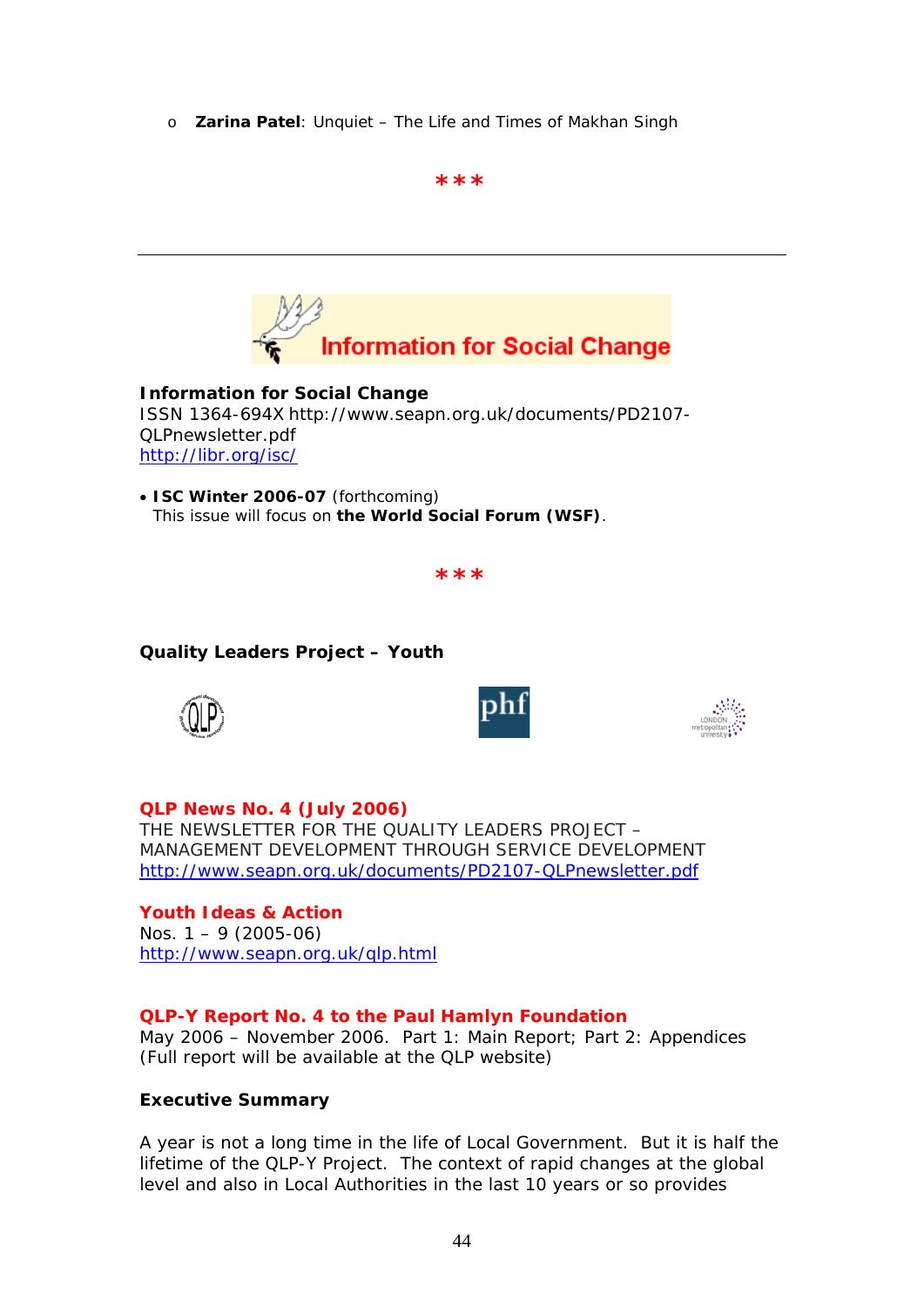- **Zarina Patel**: Unquiet – The Life and Times of Makhan Singh

***

---

Information for Social Change

**Information for Social Change**
ISSN 1364-694X http://www.seapn.org.uk/documents/PD2107-QLPnewsletter.pdf
http://libr.org/isc/

- **ISC Winter 2006-07** (forthcoming)
  This issue will focus on **the World Social Forum (WSF)**.

***

**Quality Leaders Project – Youth**

**QLP News No. 4 (July 2006)**
THE NEWSLETTER FOR THE QUALITY LEADERS PROJECT – MANAGEMENT DEVELOPMENT THROUGH SERVICE DEVELOPMENT
http://www.seapn.org.uk/documents/PD2107-QLPnewsletter.pdf

**Youth Ideas & Action**
Nos. 1 – 9 (2005-06)
http://www.seapn.org.uk/qlp.html

**QLP-Y Report No. 4 to the Paul Hamlyn Foundation**
May 2006 – November 2006. Part 1: Main Report; Part 2: Appendices
(Full report will be available at the QLP website)

**Executive Summary**

A year is not a long time in the life of Local Government. But it is half the lifetime of the QLP-Y Project. The context of rapid changes at the global level and also in Local Authorities in the last 10 years or so provides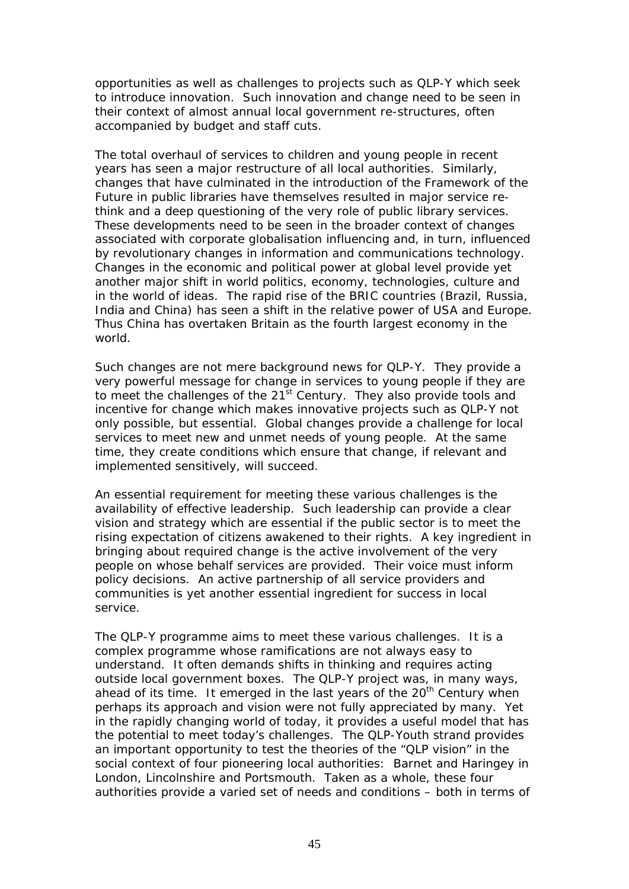opportunities as well as challenges to projects such as QLP-Y which seek to introduce innovation. Such innovation and change need to be seen in their context of almost annual local government re-structures, often accompanied by budget and staff cuts.

The total overhaul of services to children and young people in recent years has seen a major restructure of all local authorities. Similarly, changes that have culminated in the introduction of the Framework of the Future in public libraries have themselves resulted in major service re-think and a deep questioning of the very role of public library services. These developments need to be seen in the broader context of changes associated with corporate globalisation influencing and, in turn, influenced by revolutionary changes in information and communications technology. Changes in the economic and political power at global level provide yet another major shift in world politics, economy, technologies, culture and in the world of ideas. The rapid rise of the BRIC countries (Brazil, Russia, India and China) has seen a shift in the relative power of USA and Europe. Thus China has overtaken Britain as the fourth largest economy in the world.

Such changes are not mere background news for QLP-Y. They provide a very powerful message for change in services to young people if they are to meet the challenges of the 21st Century. They also provide tools and incentive for change which makes innovative projects such as QLP-Y not only possible, but essential. Global changes provide a challenge for local services to meet new and unmet needs of young people. At the same time, they create conditions which ensure that change, if relevant and implemented sensitively, will succeed.

An essential requirement for meeting these various challenges is the availability of effective leadership. Such leadership can provide a clear vision and strategy which are essential if the public sector is to meet the rising expectation of citizens awakened to their rights. A key ingredient in bringing about required change is the active involvement of the very people on whose behalf services are provided. Their voice must inform policy decisions. An active partnership of all service providers and communities is yet another essential ingredient for success in local service.

The QLP-Y programme aims to meet these various challenges. It is a complex programme whose ramifications are not always easy to understand. It often demands shifts in thinking and requires acting outside local government boxes. The QLP-Y project was, in many ways, ahead of its time. It emerged in the last years of the 20th Century when perhaps its approach and vision were not fully appreciated by many. Yet in the rapidly changing world of today, it provides a useful model that has the potential to meet today's challenges. The QLP-Youth strand provides an important opportunity to test the theories of the "QLP vision" in the social context of four pioneering local authorities: Barnet and Haringey in London, Lincolnshire and Portsmouth. Taken as a whole, these four authorities provide a varied set of needs and conditions – both in terms of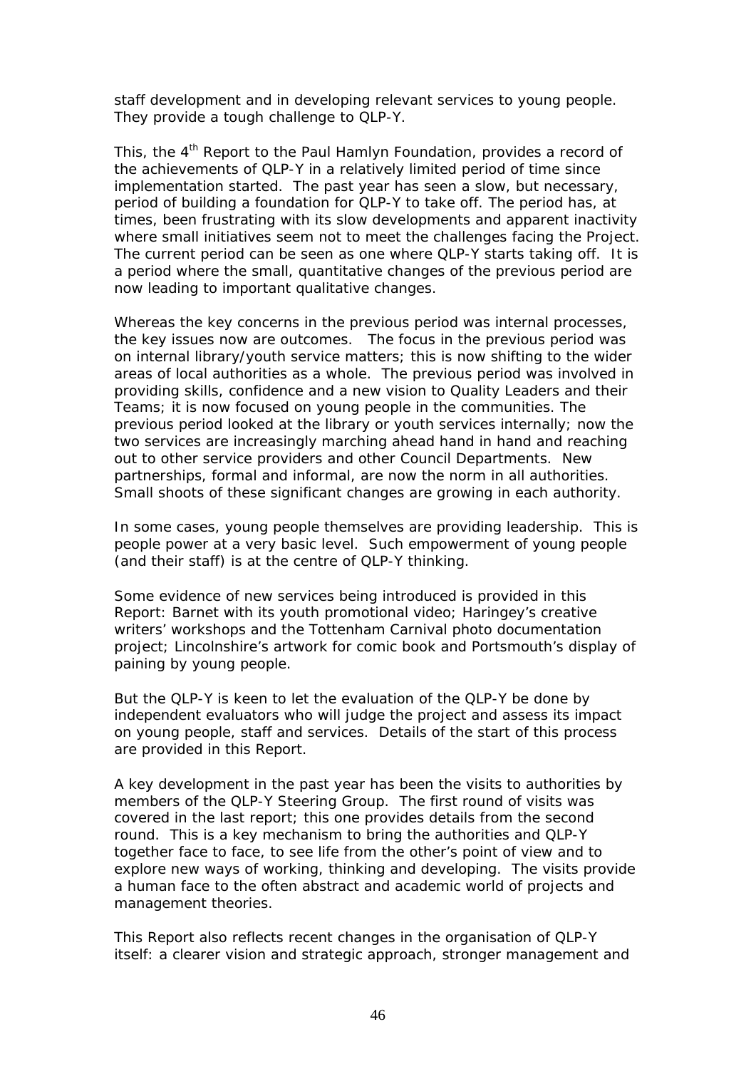staff development and in developing relevant services to young people. They provide a tough challenge to QLP-Y.

This, the 4th Report to the Paul Hamlyn Foundation, provides a record of the achievements of QLP-Y in a relatively limited period of time since implementation started. The past year has seen a slow, but necessary, period of building a foundation for QLP-Y to take off. The period has, at times, been frustrating with its slow developments and apparent inactivity where small initiatives seem not to meet the challenges facing the Project. The current period can be seen as one where QLP-Y starts taking off. It is a period where the small, quantitative changes of the previous period are now leading to important qualitative changes.

Whereas the key concerns in the previous period was internal processes, the key issues now are outcomes. The focus in the previous period was on internal library/youth service matters; this is now shifting to the wider areas of local authorities as a whole. The previous period was involved in providing skills, confidence and a new vision to Quality Leaders and their Teams; it is now focused on young people in the communities. The previous period looked at the library or youth services internally; now the two services are increasingly marching ahead hand in hand and reaching out to other service providers and other Council Departments. New partnerships, formal and informal, are now the norm in all authorities. Small shoots of these significant changes are growing in each authority.

In some cases, young people themselves are providing leadership. This is people power at a very basic level. Such empowerment of young people (and their staff) is at the centre of QLP-Y thinking.

Some evidence of new services being introduced is provided in this Report: Barnet with its youth promotional video; Haringey's creative writers' workshops and the Tottenham Carnival photo documentation project; Lincolnshire's artwork for comic book and Portsmouth's display of paining by young people.

But the QLP-Y is keen to let the evaluation of the QLP-Y be done by independent evaluators who will judge the project and assess its impact on young people, staff and services. Details of the start of this process are provided in this Report.

A key development in the past year has been the visits to authorities by members of the QLP-Y Steering Group. The first round of visits was covered in the last report; this one provides details from the second round. This is a key mechanism to bring the authorities and QLP-Y together face to face, to see life from the other's point of view and to explore new ways of working, thinking and developing. The visits provide a human face to the often abstract and academic world of projects and management theories.

This Report also reflects recent changes in the organisation of QLP-Y itself: a clearer vision and strategic approach, stronger management and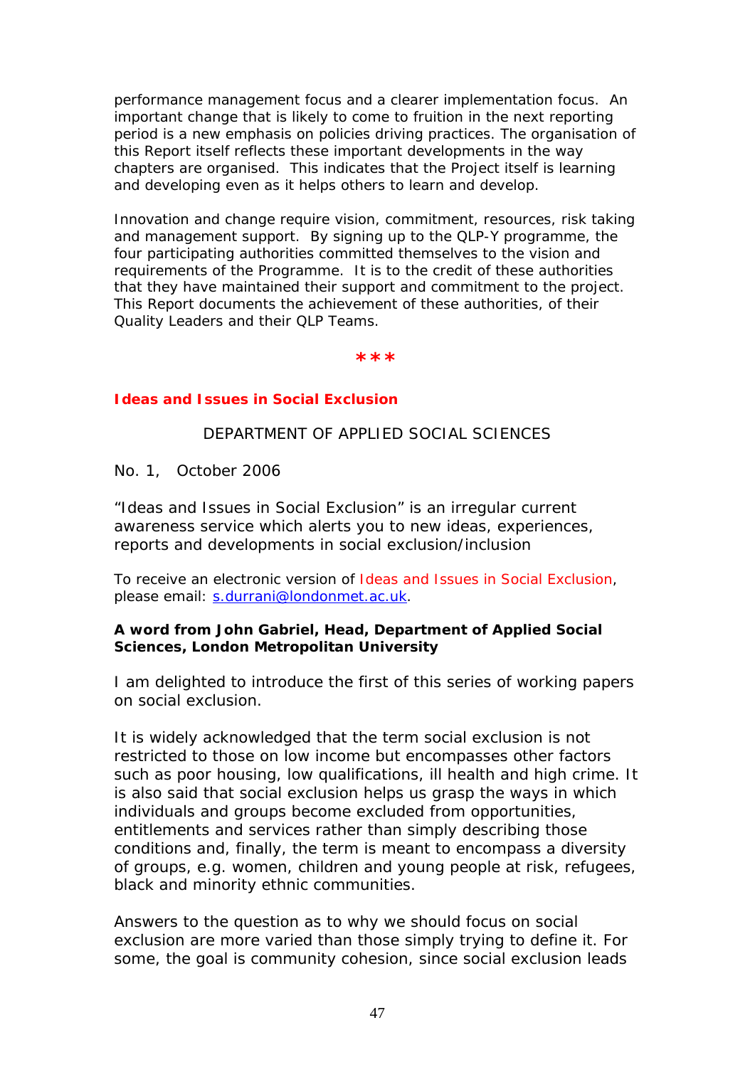performance management focus and a clearer implementation focus. An important change that is likely to come to fruition in the next reporting period is a new emphasis on policies driving practices. The organisation of this Report itself reflects these important developments in the way chapters are organised. This indicates that the Project itself is learning and developing even as it helps others to learn and develop.

Innovation and change require vision, commitment, resources, risk taking and management support. By signing up to the QLP-Y programme, the four participating authorities committed themselves to the vision and requirements of the Programme. It is to the credit of these authorities that they have maintained their support and commitment to the project. This Report documents the achievement of these authorities, of their Quality Leaders and their QLP Teams.

***

**Ideas and Issues in Social Exclusion**

DEPARTMENT OF APPLIED SOCIAL SCIENCES

No. 1, October 2006

"Ideas and Issues in Social Exclusion" is an irregular current awareness service which alerts you to new ideas, experiences, reports and developments in social exclusion/inclusion

To receive an electronic version of Ideas and Issues in Social Exclusion, please email: [s.durrani@londonmet.ac.uk](mailto:s.durrani@londonmet.ac.uk).

**A word from John Gabriel, Head, Department of Applied Social Sciences, London Metropolitan University**

I am delighted to introduce the first of this series of working papers on social exclusion.

It is widely acknowledged that the term social exclusion is not restricted to those on low income but encompasses other factors such as poor housing, low qualifications, ill health and high crime. It is also said that social exclusion helps us grasp the ways in which individuals and groups become excluded from opportunities, entitlements and services rather than simply describing those conditions and, finally, the term is meant to encompass a diversity of groups, e.g. women, children and young people at risk, refugees, black and minority ethnic communities.

Answers to the question as to why we should focus on social exclusion are more varied than those simply trying to define it. For some, the goal is community cohesion, since social exclusion leads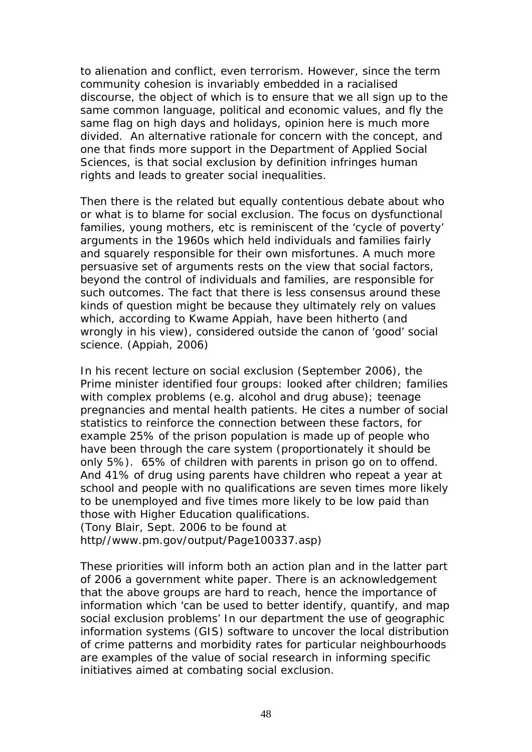to alienation and conflict, even terrorism. However, since the term community cohesion is invariably embedded in a racialised discourse, the object of which is to ensure that we all sign up to the same common language, political and economic values, and fly the same flag on high days and holidays, opinion here is much more divided. An alternative rationale for concern with the concept, and one that finds more support in the Department of Applied Social Sciences, is that social exclusion by definition infringes human rights and leads to greater social inequalities.

Then there is the related but equally contentious debate about who or what is to blame for social exclusion. The focus on dysfunctional families, young mothers, etc is reminiscent of the 'cycle of poverty' arguments in the 1960s which held individuals and families fairly and squarely responsible for their own misfortunes. A much more persuasive set of arguments rests on the view that social factors, beyond the control of individuals and families, are responsible for such outcomes. The fact that there is less consensus around these kinds of question might be because they ultimately rely on values which, according to Kwame Appiah, have been hitherto (and wrongly in his view), considered outside the canon of 'good' social science. (Appiah, 2006)

In his recent lecture on social exclusion (September 2006), the Prime minister identified four groups: looked after children; families with complex problems (e.g. alcohol and drug abuse); teenage pregnancies and mental health patients. He cites a number of social statistics to reinforce the connection between these factors, for example 25% of the prison population is made up of people who have been through the care system (proportionately it should be only 5%). 65% of children with parents in prison go on to offend. And 41% of drug using parents have children who repeat a year at school and people with no qualifications are seven times more likely to be unemployed and five times more likely to be low paid than those with Higher Education qualifications.
(Tony Blair, Sept. 2006 to be found at http//www.pm.gov/output/Page100337.asp)

These priorities will inform both an action plan and in the latter part of 2006 a government white paper. There is an acknowledgement that the above groups are hard to reach, hence the importance of information which 'can be used to better identify, quantify, and map social exclusion problems' In our department the use of geographic information systems (GIS) software to uncover the local distribution of crime patterns and morbidity rates for particular neighbourhoods are examples of the value of social research in informing specific initiatives aimed at combating social exclusion.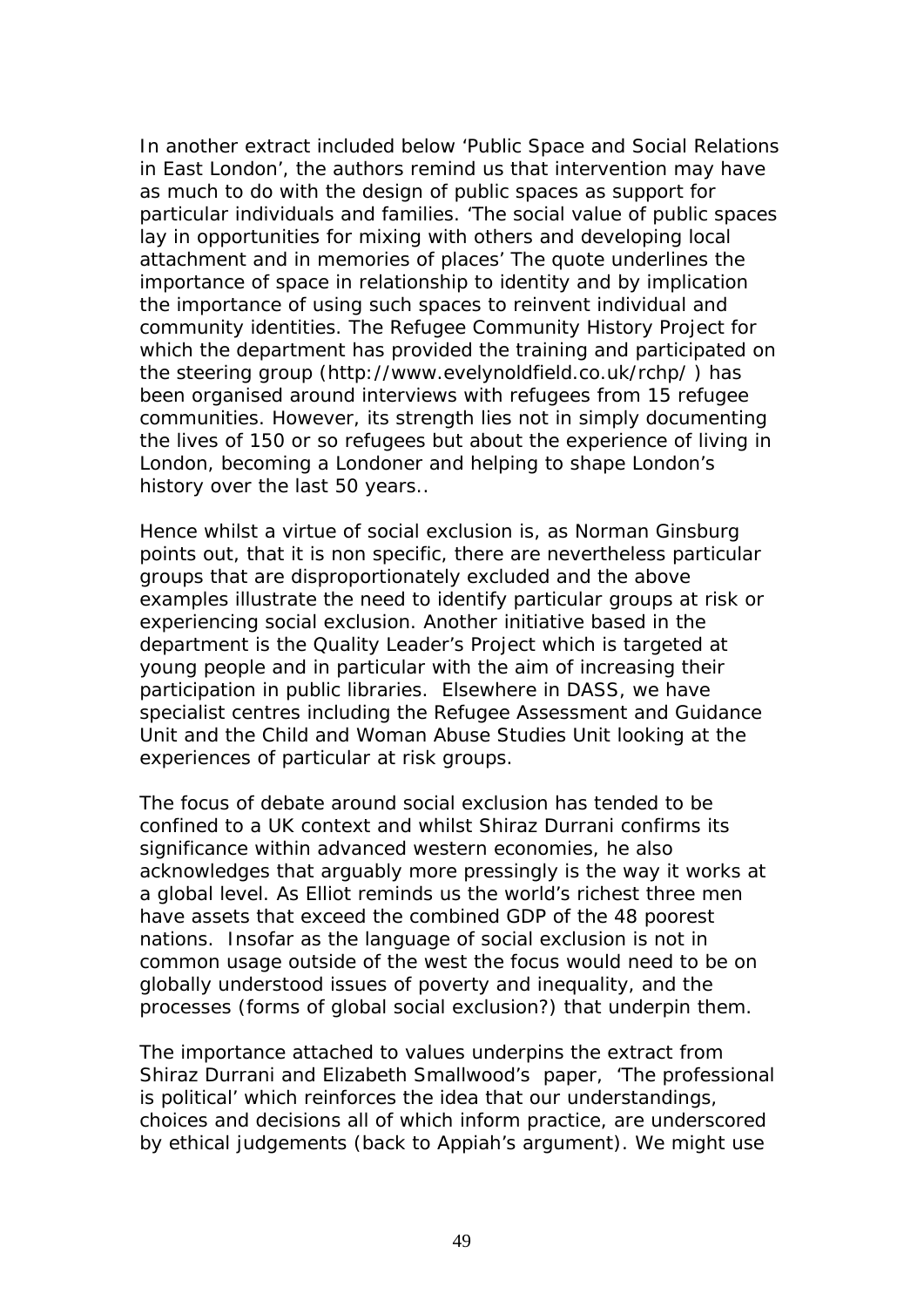In another extract included below 'Public Space and Social Relations in East London', the authors remind us that intervention may have as much to do with the design of public spaces as support for particular individuals and families. 'The social value of public spaces lay in opportunities for mixing with others and developing local attachment and in memories of places' The quote underlines the importance of space in relationship to identity and by implication the importance of using such spaces to reinvent individual and community identities. The Refugee Community History Project for which the department has provided the training and participated on the steering group (http://www.evelynoldfield.co.uk/rchp/ ) has been organised around interviews with refugees from 15 refugee communities. However, its strength lies not in simply documenting the lives of 150 or so refugees but about the experience of living in London, becoming a Londoner and helping to shape London's history over the last 50 years..

Hence whilst a virtue of social exclusion is, as Norman Ginsburg points out, that it is non specific, there are nevertheless particular groups that are disproportionately excluded and the above examples illustrate the need to identify particular groups at risk or experiencing social exclusion. Another initiative based in the department is the Quality Leader's Project which is targeted at young people and in particular with the aim of increasing their participation in public libraries. Elsewhere in DASS, we have specialist centres including the Refugee Assessment and Guidance Unit and the Child and Woman Abuse Studies Unit looking at the experiences of particular at risk groups.

The focus of debate around social exclusion has tended to be confined to a UK context and whilst Shiraz Durrani confirms its significance within advanced western economies, he also acknowledges that arguably more pressingly is the way it works at a global level. As Elliot reminds us the world's richest three men have assets that exceed the combined GDP of the 48 poorest nations. Insofar as the language of social exclusion is not in common usage outside of the west the focus would need to be on globally understood issues of poverty and inequality, and the processes (forms of global social exclusion?) that underpin them.

The importance attached to values underpins the extract from Shiraz Durrani and Elizabeth Smallwood's paper, 'The professional is political' which reinforces the idea that our understandings, choices and decisions all of which inform practice, are underscored by ethical judgements (back to Appiah's argument). We might use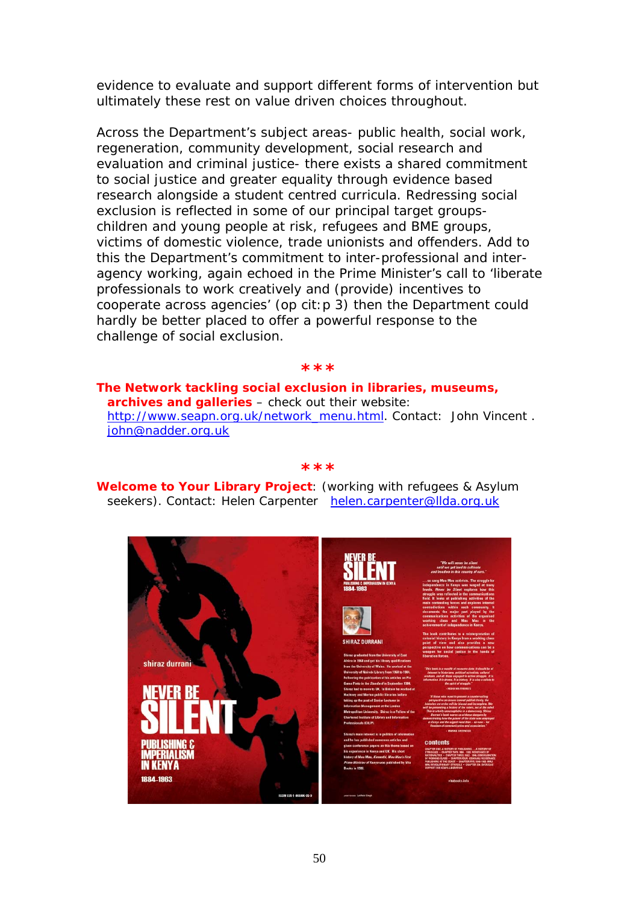evidence to evaluate and support different forms of intervention but ultimately these rest on value driven choices throughout.

Across the Department's subject areas- public health, social work, regeneration, community development, social research and evaluation and criminal justice- there exists a shared commitment to social justice and greater equality through evidence based research alongside a student centred curricula. Redressing social exclusion is reflected in some of our principal target groups- children and young people at risk, refugees and BME groups, victims of domestic violence, trade unionists and offenders. Add to this the Department's commitment to inter-professional and inter-agency working, again echoed in the Prime Minister's call to 'liberate professionals to work creatively and (provide) incentives to cooperate across agencies' (op cit:p 3) then the Department could hardly be better placed to offer a powerful response to the challenge of social exclusion.

***

**The Network tackling social exclusion in libraries, museums, archives and galleries** – check out their website: http://www.seapn.org.uk/network_menu.html. Contact: John Vincent . john@nadder.org.uk

***

**Welcome to Your Library Project**: (working with refugees & Asylum seekers). Contact: Helen Carpenter helen.carpenter@llda.org.uk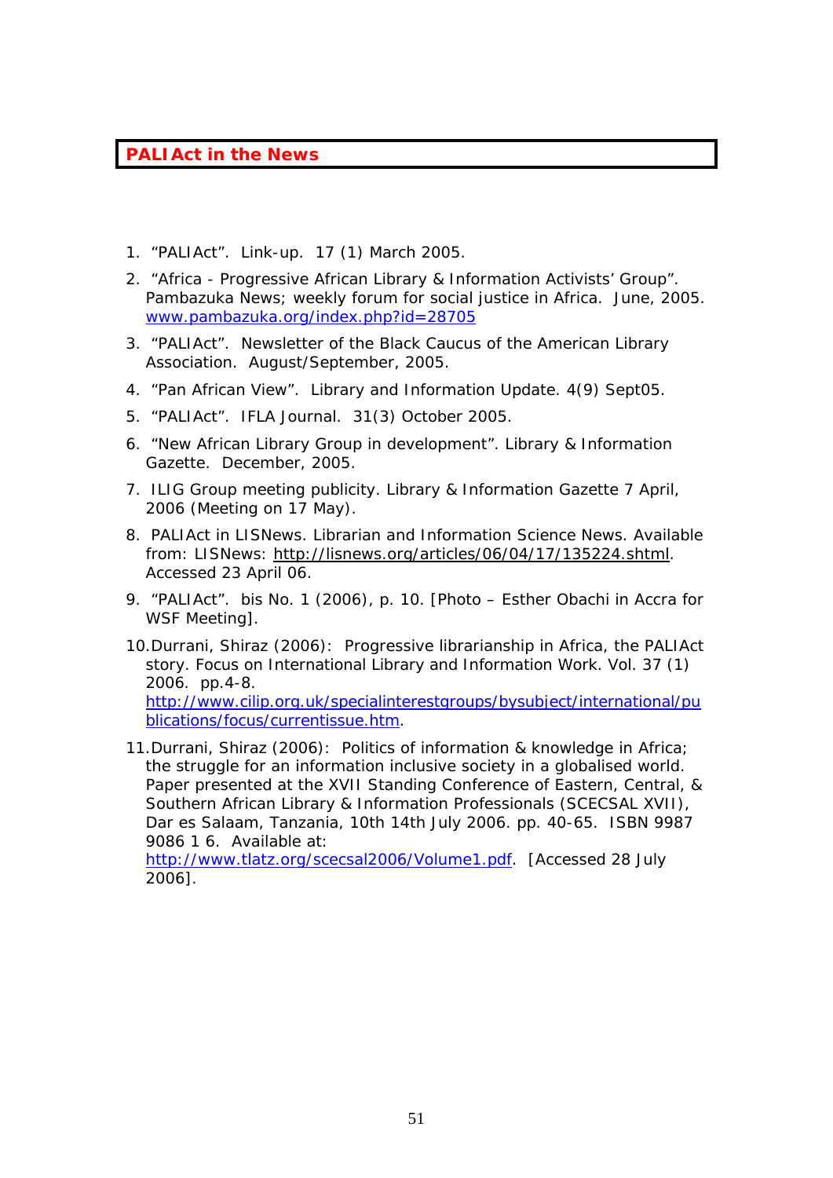## PALIAct in the News

1. "PALIAct". Link-up. 17 (1) March 2005.
2. "Africa - Progressive African Library & Information Activists' Group". Pambazuka News; weekly forum for social justice in Africa. June, 2005. www.pambazuka.org/index.php?id=28705
3. "PALIAct". Newsletter of the Black Caucus of the American Library Association. August/September, 2005.
4. "Pan African View". Library and Information Update. 4(9) Sept05.
5. "PALIAct". IFLA Journal. 31(3) October 2005.
6. "New African Library Group in development". Library & Information Gazette. December, 2005.
7. ILIG Group meeting publicity. Library & Information Gazette 7 April, 2006 (Meeting on 17 May).
8. PALIAct in LISNews. Librarian and Information Science News. Available from: LISNews: http://lisnews.org/articles/06/04/17/135224.shtml. Accessed 23 April 06.
9. "PALIAct". bis No. 1 (2006), p. 10. [Photo – Esther Obachi in Accra for WSF Meeting].
10. Durrani, Shiraz (2006): Progressive librarianship in Africa, the PALIAct story. Focus on International Library and Information Work. Vol. 37 (1) 2006. pp.4-8. http://www.cilip.org.uk/specialinterestgroups/bysubject/international/publications/focus/currentissue.htm.
11. Durrani, Shiraz (2006): Politics of information & knowledge in Africa; the struggle for an information inclusive society in a globalised world. Paper presented at the XVII Standing Conference of Eastern, Central, & Southern African Library & Information Professionals (SCECSAL XVII), Dar es Salaam, Tanzania, 10th 14th July 2006. pp. 40-65. ISBN 9987 9086 1 6. Available at: http://www.tlatz.org/scecsal2006/Volume1.pdf. [Accessed 28 July 2006].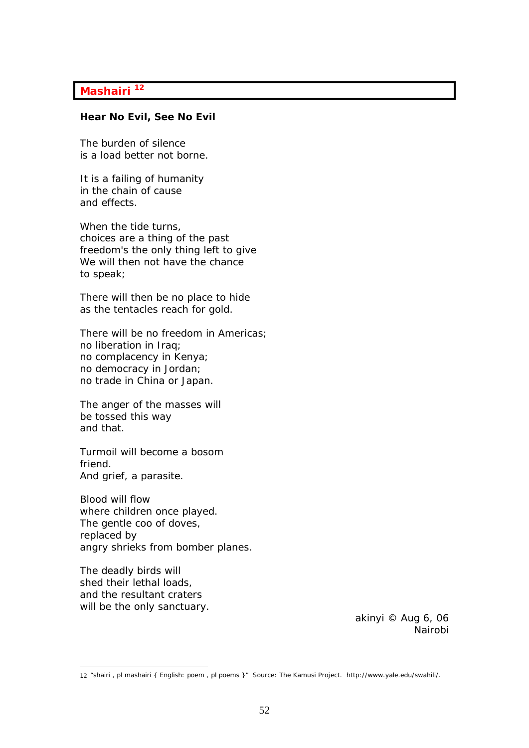## Mashairi [12]

**Hear No Evil, See No Evil**

The burden of silence  
is a load better not borne.

It is a failing of humanity  
in the chain of cause  
and effects.

When the tide turns,  
choices are a thing of the past  
freedom's the only thing left to give  
We will then not have the chance  
to speak;

There will then be no place to hide  
as the tentacles reach for gold.

There will be no freedom in Americas;  
no liberation in Iraq;  
no complacency in Kenya;  
no democracy in Jordan;  
no trade in China or Japan.

The anger of the masses will  
be tossed this way  
and that.

Turmoil will become a bosom  
friend.  
And grief, a parasite.

Blood will flow  
where children once played.  
The gentle coo of doves,  
replaced by  
angry shrieks from bomber planes.

The deadly birds will  
shed their lethal loads,  
and the resultant craters  
will be the only sanctuary.

akinyi © Aug 6, 06  
Nairobi

---

12 "shairi , pl mashairi { English: poem , pl poems }" Source: The Kamusi Project. http://www.yale.edu/swahili/.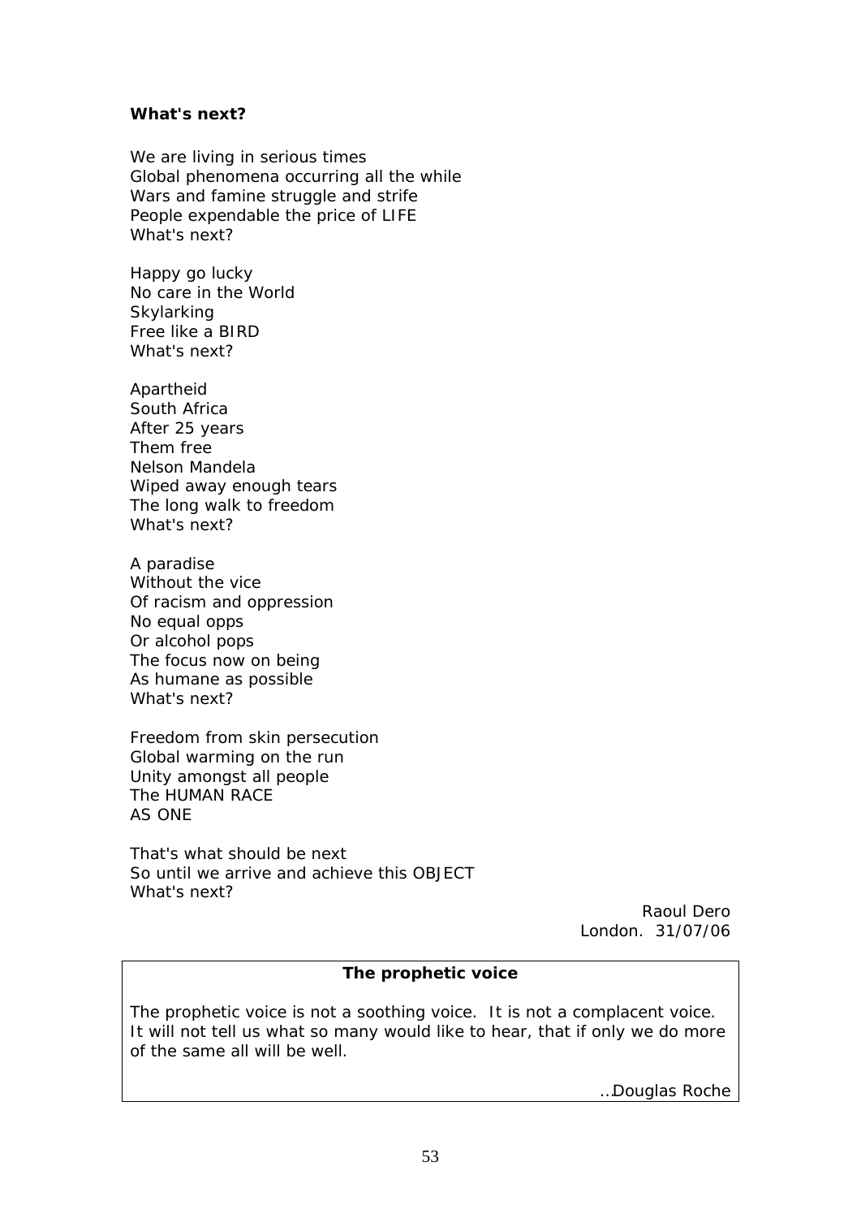**What's next?**

We are living in serious times
Global phenomena occurring all the while
Wars and famine struggle and strife
People expendable the price of LIFE
What's next?

Happy go lucky
No care in the World
Skylarking
Free like a BIRD
What's next?

Apartheid
South Africa
After 25 years
Them free
Nelson Mandela
Wiped away enough tears
The long walk to freedom
What's next?

A paradise
Without the vice
Of racism and oppression
No equal opps
Or alcohol pops
The focus now on being
As humane as possible
What's next?

Freedom from skin persecution
Global warming on the run
Unity amongst all people
The HUMAN RACE
AS ONE

That's what should be next
So until we arrive and achieve this OBJECT
What's next?

Raoul Dero
London. 31/07/06

**The prophetic voice**

The prophetic voice is not a soothing voice. It is not a complacent voice. It will not tell us what so many would like to hear, that if only we do more of the same all will be well.

…Douglas Roche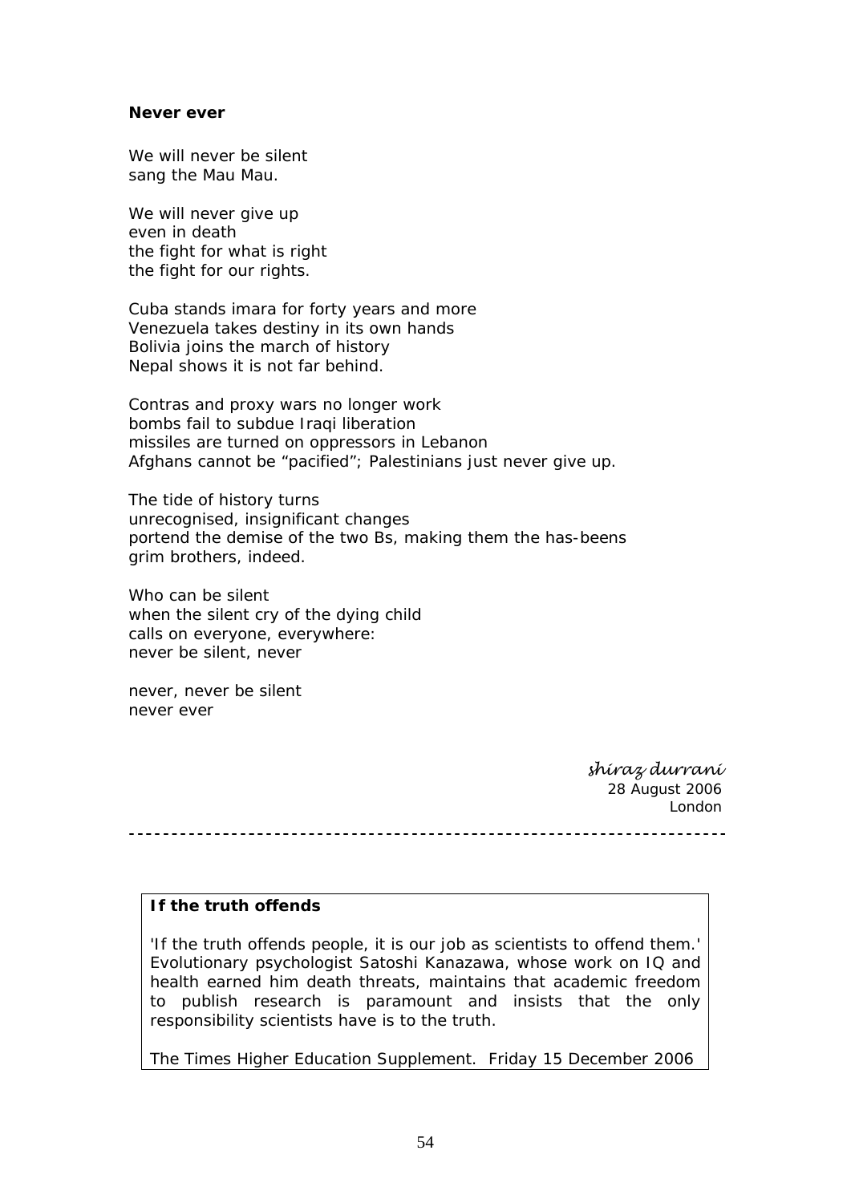**Never ever**

We will never be silent
sang the Mau Mau.

We will never give up
even in death
the fight for what is right
the fight for our rights.

Cuba stands imara for forty years and more
Venezuela takes destiny in its own hands
Bolivia joins the march of history
Nepal shows it is not far behind.

Contras and proxy wars no longer work
bombs fail to subdue Iraqi liberation
missiles are turned on oppressors in Lebanon
Afghans cannot be "pacified"; Palestinians just never give up.

The tide of history turns
unrecognised, insignificant changes
portend the demise of the two Bs, making them the has-beens
grim brothers, indeed.

Who can be silent
when the silent cry of the dying child
calls on everyone, everywhere:
never be silent, never

never, never be silent
never ever

*shiraz durrani*
28 August 2006
London

---

**If the truth offends**

'If the truth offends people, it is our job as scientists to offend them.' Evolutionary psychologist Satoshi Kanazawa, whose work on IQ and health earned him death threats, maintains that academic freedom to publish research is paramount and insists that the only responsibility scientists have is to the truth.

The Times Higher Education Supplement. Friday 15 December 2006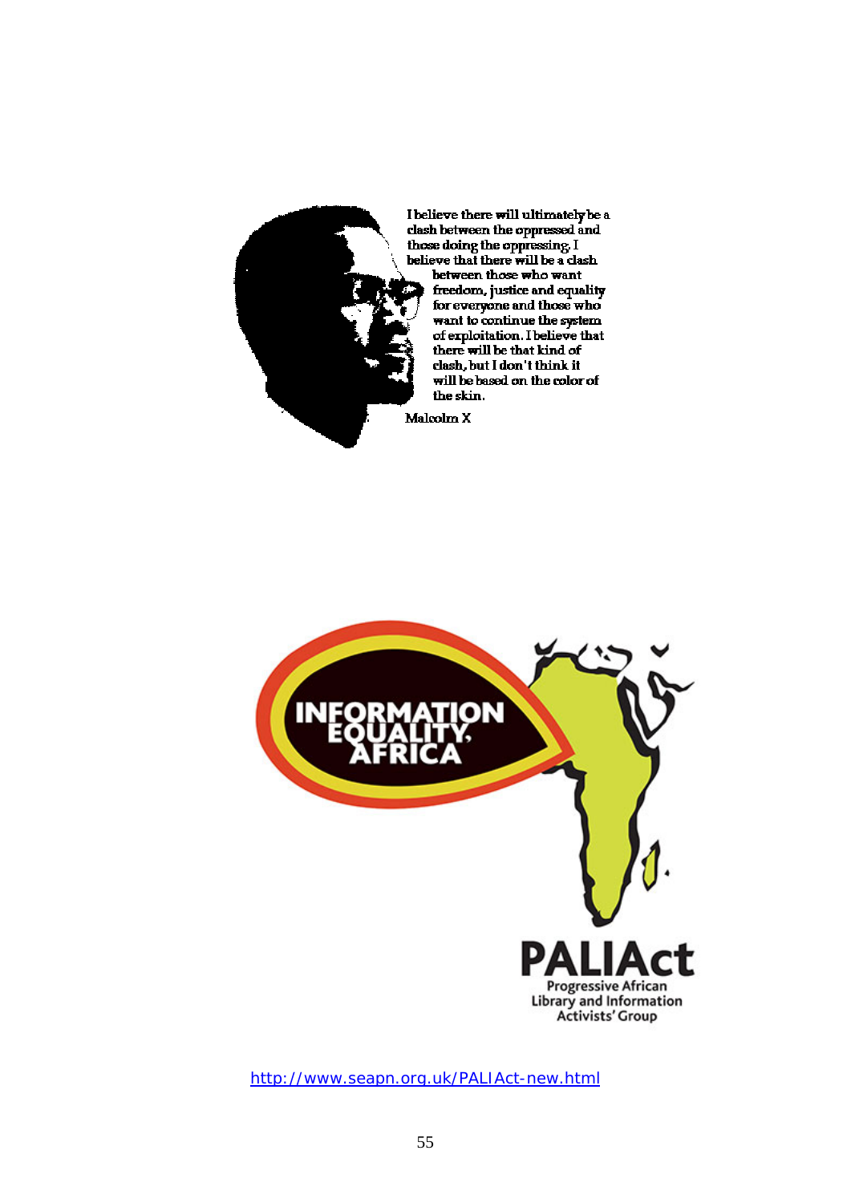I believe there will ultimately be a clash between the oppressed and those doing the oppressing. I believe that there will be a clash between those who want freedom, justice and equality for everyone and those who want to continue the system of exploitation. I believe that there will be that kind of clash, but I don't think it will be based on the color of the skin.

Malcolm X

INFORMATION EQUALITY, AFRICA

PALIAct

Progressive African Library and Information Activists' Group

http://www.seapn.org.uk/PALIAct-new.html